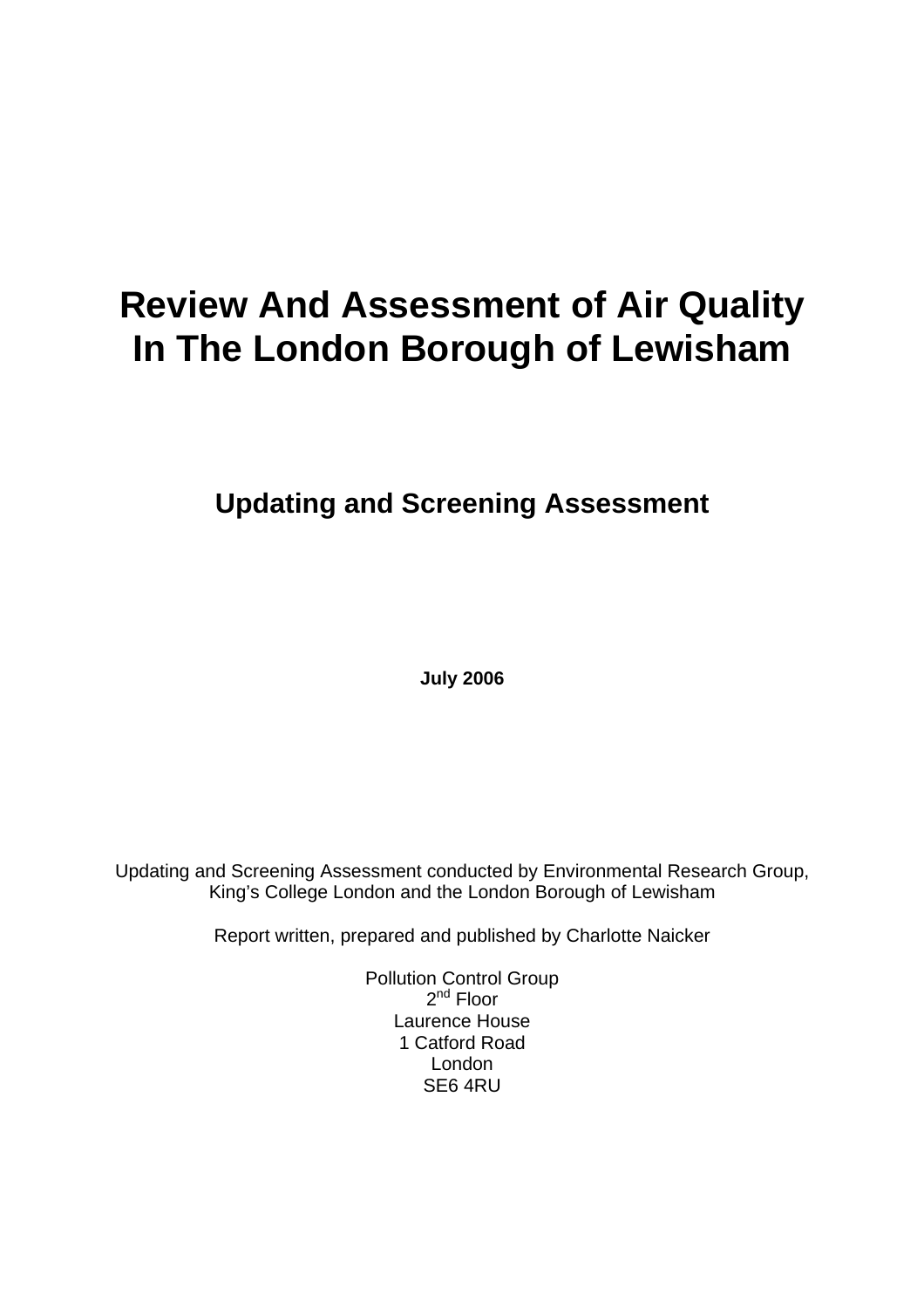# Review And Assessment of Air Quality In The London Borough of Lewisham

## Updating and Screening Assessment

**July 2006**

Updating and Screening Assessment conducted by Environmental Research Group, King's College London and the London Borough of Lewisham

Report written, prepared and published by Charlotte Naicker

Pollution Control Group
2nd Floor
Laurence House
1 Catford Road
London
SE6 4RU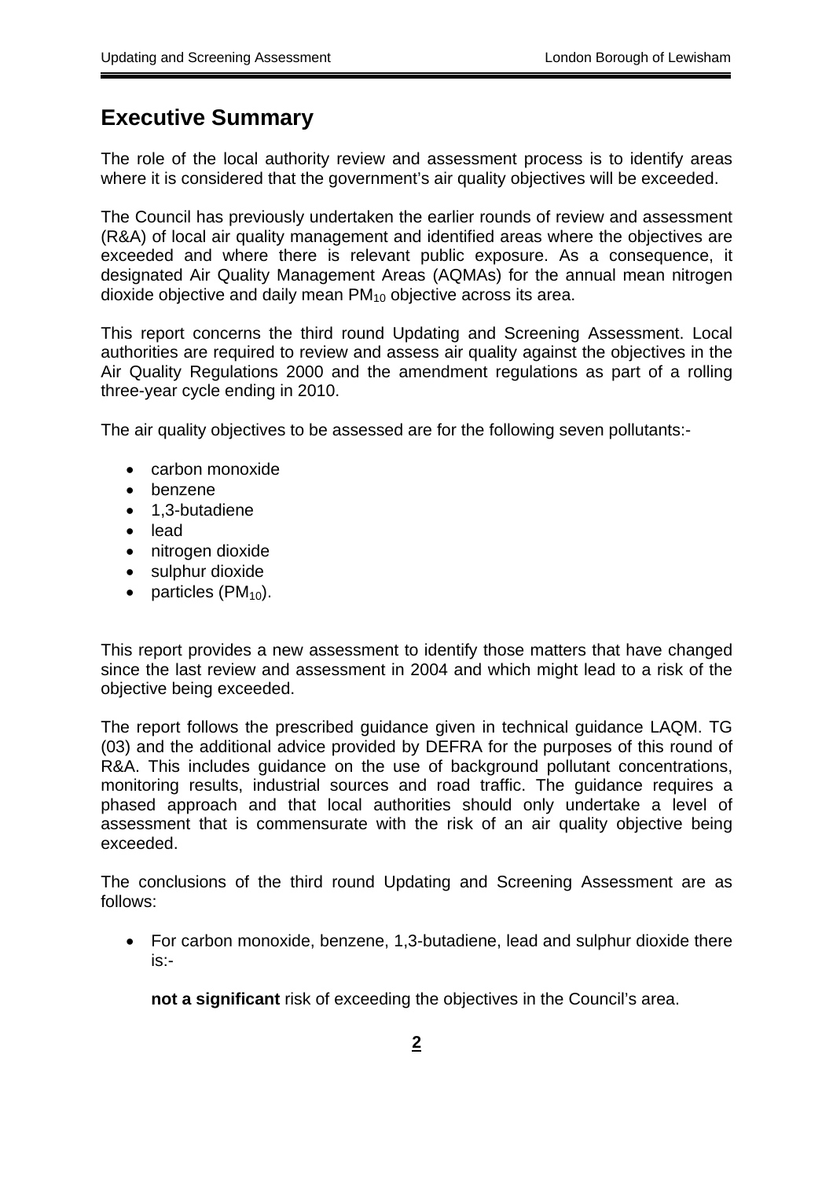# Executive Summary

The role of the local authority review and assessment process is to identify areas where it is considered that the government's air quality objectives will be exceeded.

The Council has previously undertaken the earlier rounds of review and assessment (R&A) of local air quality management and identified areas where the objectives are exceeded and where there is relevant public exposure. As a consequence, it designated Air Quality Management Areas (AQMAs) for the annual mean nitrogen dioxide objective and daily mean $PM_{10}$ objective across its area.

This report concerns the third round Updating and Screening Assessment. Local authorities are required to review and assess air quality against the objectives in the Air Quality Regulations 2000 and the amendment regulations as part of a rolling three-year cycle ending in 2010.

The air quality objectives to be assessed are for the following seven pollutants:-

- carbon monoxide
- benzene
- 1,3-butadiene
- lead
- nitrogen dioxide
- sulphur dioxide
- particles ($PM_{10}$).

This report provides a new assessment to identify those matters that have changed since the last review and assessment in 2004 and which might lead to a risk of the objective being exceeded.

The report follows the prescribed guidance given in technical guidance LAQM. TG (03) and the additional advice provided by DEFRA for the purposes of this round of R&A. This includes guidance on the use of background pollutant concentrations, monitoring results, industrial sources and road traffic. The guidance requires a phased approach and that local authorities should only undertake a level of assessment that is commensurate with the risk of an air quality objective being exceeded.

The conclusions of the third round Updating and Screening Assessment are as follows:

- For carbon monoxide, benzene, 1,3-butadiene, lead and sulphur dioxide there is:-

  **not a significant** risk of exceeding the objectives in the Council's area.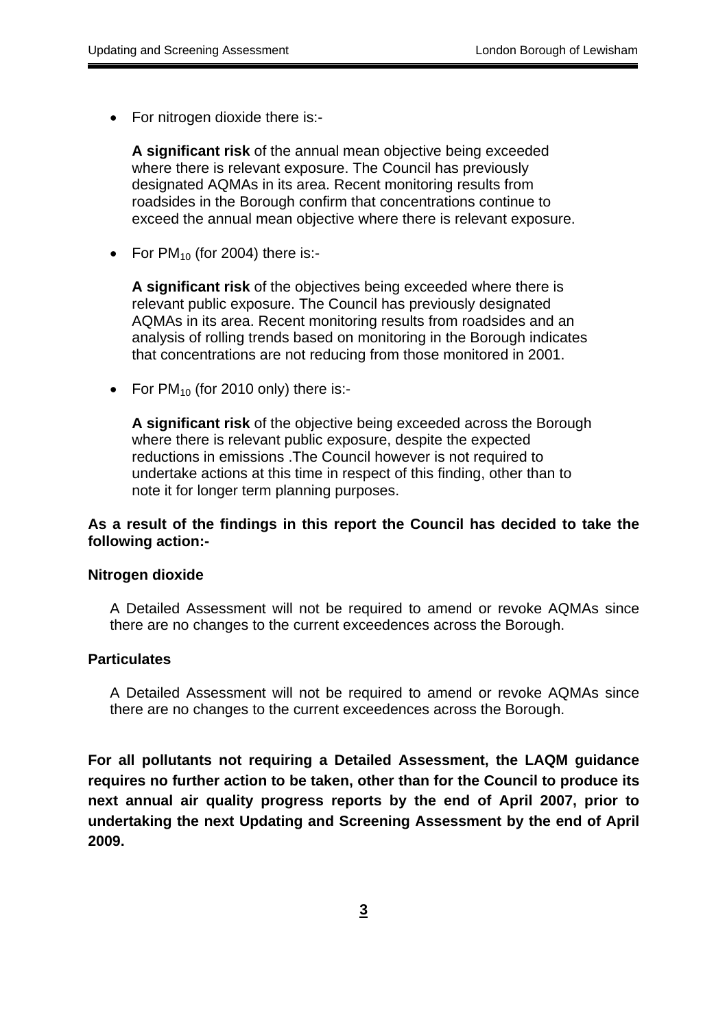- For nitrogen dioxide there is:-

  **A significant risk** of the annual mean objective being exceeded where there is relevant exposure. The Council has previously designated AQMAs in its area. Recent monitoring results from roadsides in the Borough confirm that concentrations continue to exceed the annual mean objective where there is relevant exposure.

- For $PM_{10}$ (for 2004) there is:-

  **A significant risk** of the objectives being exceeded where there is relevant public exposure. The Council has previously designated AQMAs in its area. Recent monitoring results from roadsides and an analysis of rolling trends based on monitoring in the Borough indicates that concentrations are not reducing from those monitored in 2001.

- For $PM_{10}$ (for 2010 only) there is:-

  **A significant risk** of the objective being exceeded across the Borough where there is relevant public exposure, despite the expected reductions in emissions .The Council however is not required to undertake actions at this time in respect of this finding, other than to note it for longer term planning purposes.

**As a result of the findings in this report the Council has decided to take the following action:-**

**Nitrogen dioxide**

A Detailed Assessment will not be required to amend or revoke AQMAs since there are no changes to the current exceedences across the Borough.

**Particulates**

A Detailed Assessment will not be required to amend or revoke AQMAs since there are no changes to the current exceedences across the Borough.

**For all pollutants not requiring a Detailed Assessment, the LAQM guidance requires no further action to be taken, other than for the Council to produce its next annual air quality progress reports by the end of April 2007, prior to undertaking the next Updating and Screening Assessment by the end of April 2009.**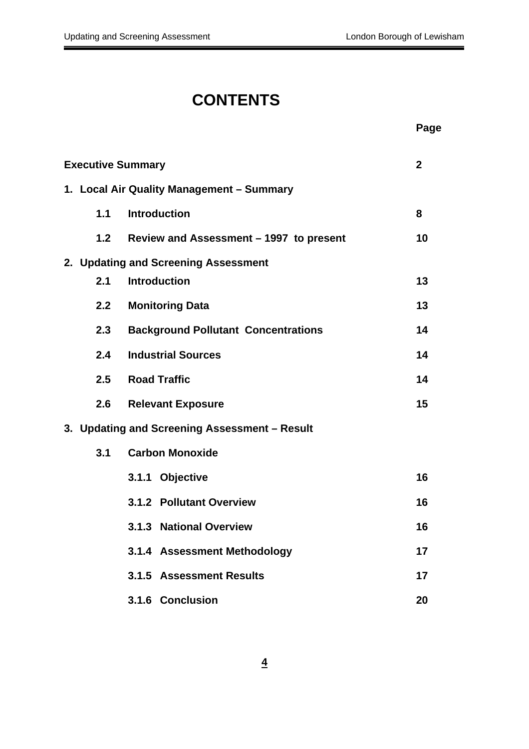# CONTENTS

| | Page |
|---|---|
| **Executive Summary** | **2** |
| **1. Local Air Quality Management – Summary** | |
| **1.1 Introduction** | **8** |
| **1.2 Review and Assessment – 1997 to present** | **10** |
| **2. Updating and Screening Assessment** | |
| **2.1 Introduction** | **13** |
| **2.2 Monitoring Data** | **13** |
| **2.3 Background Pollutant Concentrations** | **14** |
| **2.4 Industrial Sources** | **14** |
| **2.5 Road Traffic** | **14** |
| **2.6 Relevant Exposure** | **15** |
| **3. Updating and Screening Assessment – Result** | |
| **3.1 Carbon Monoxide** | |
| **3.1.1 Objective** | **16** |
| **3.1.2 Pollutant Overview** | **16** |
| **3.1.3 National Overview** | **16** |
| **3.1.4 Assessment Methodology** | **17** |
| **3.1.5 Assessment Results** | **17** |
| **3.1.6 Conclusion** | **20** |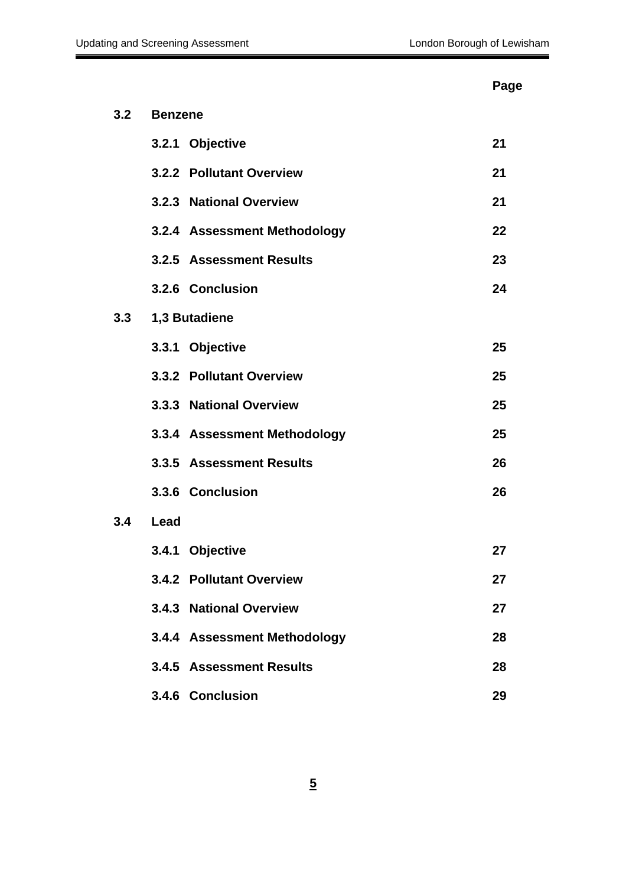| | | Page |
|---|---|---|
| **3.2** | **Benzene** | |
| | **3.2.1 Objective** | **21** |
| | **3.2.2 Pollutant Overview** | **21** |
| | **3.2.3 National Overview** | **21** |
| | **3.2.4 Assessment Methodology** | **22** |
| | **3.2.5 Assessment Results** | **23** |
| | **3.2.6 Conclusion** | **24** |
| **3.3** | **1,3 Butadiene** | |
| | **3.3.1 Objective** | **25** |
| | **3.3.2 Pollutant Overview** | **25** |
| | **3.3.3 National Overview** | **25** |
| | **3.3.4 Assessment Methodology** | **25** |
| | **3.3.5 Assessment Results** | **26** |
| | **3.3.6 Conclusion** | **26** |
| **3.4** | **Lead** | |
| | **3.4.1 Objective** | **27** |
| | **3.4.2 Pollutant Overview** | **27** |
| | **3.4.3 National Overview** | **27** |
| | **3.4.4 Assessment Methodology** | **28** |
| | **3.4.5 Assessment Results** | **28** |
| | **3.4.6 Conclusion** | **29** |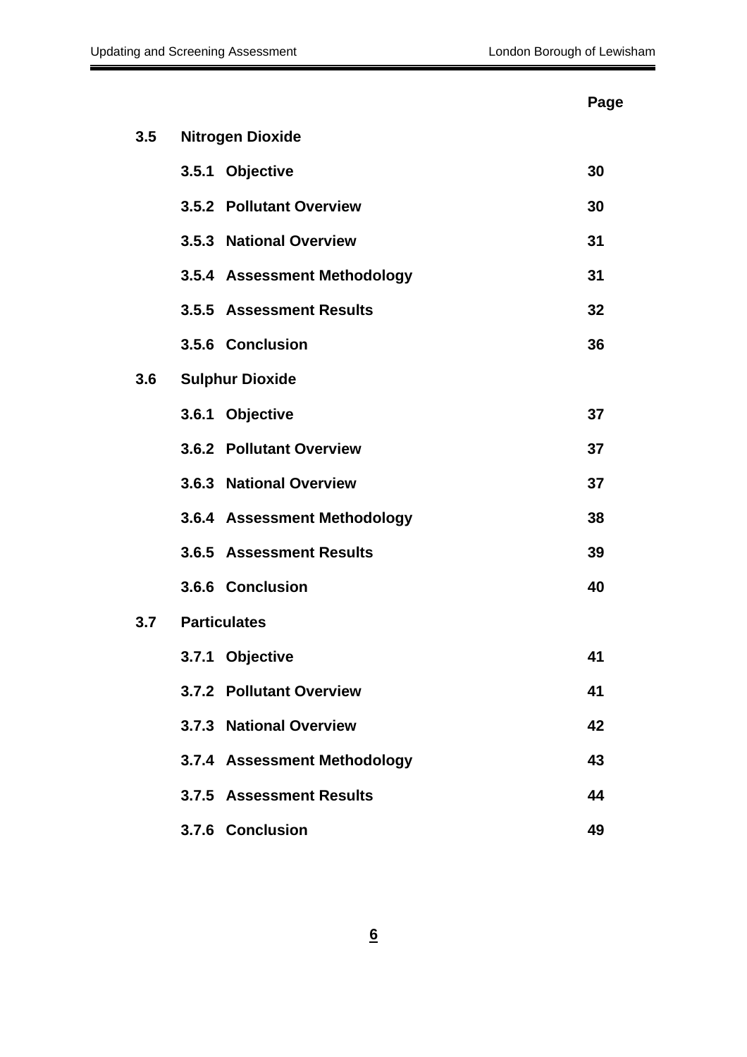| | | Page |
|---|---|---|
| **3.5** | **Nitrogen Dioxide** | |
| | **3.5.1 Objective** | **30** |
| | **3.5.2 Pollutant Overview** | **30** |
| | **3.5.3 National Overview** | **31** |
| | **3.5.4 Assessment Methodology** | **31** |
| | **3.5.5 Assessment Results** | **32** |
| | **3.5.6 Conclusion** | **36** |
| **3.6** | **Sulphur Dioxide** | |
| | **3.6.1 Objective** | **37** |
| | **3.6.2 Pollutant Overview** | **37** |
| | **3.6.3 National Overview** | **37** |
| | **3.6.4 Assessment Methodology** | **38** |
| | **3.6.5 Assessment Results** | **39** |
| | **3.6.6 Conclusion** | **40** |
| **3.7** | **Particulates** | |
| | **3.7.1 Objective** | **41** |
| | **3.7.2 Pollutant Overview** | **41** |
| | **3.7.3 National Overview** | **42** |
| | **3.7.4 Assessment Methodology** | **43** |
| | **3.7.5 Assessment Results** | **44** |
| | **3.7.6 Conclusion** | **49** |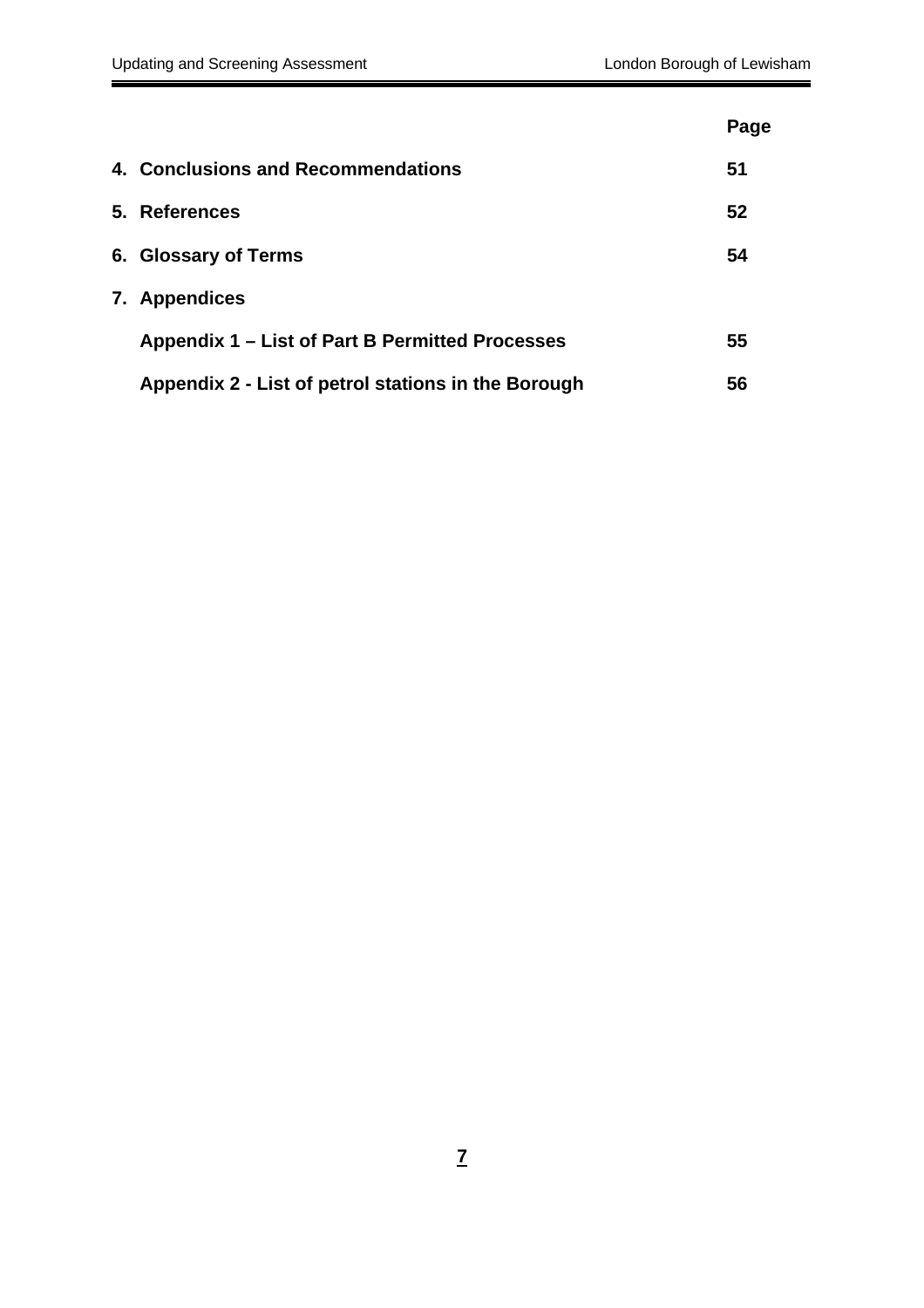| | Page |
|---|---|
| **4. Conclusions and Recommendations** | **51** |
| **5. References** | **52** |
| **6. Glossary of Terms** | **54** |
| **7. Appendices** | |
| **Appendix 1 – List of Part B Permitted Processes** | **55** |
| **Appendix 2 - List of petrol stations in the Borough** | **56** |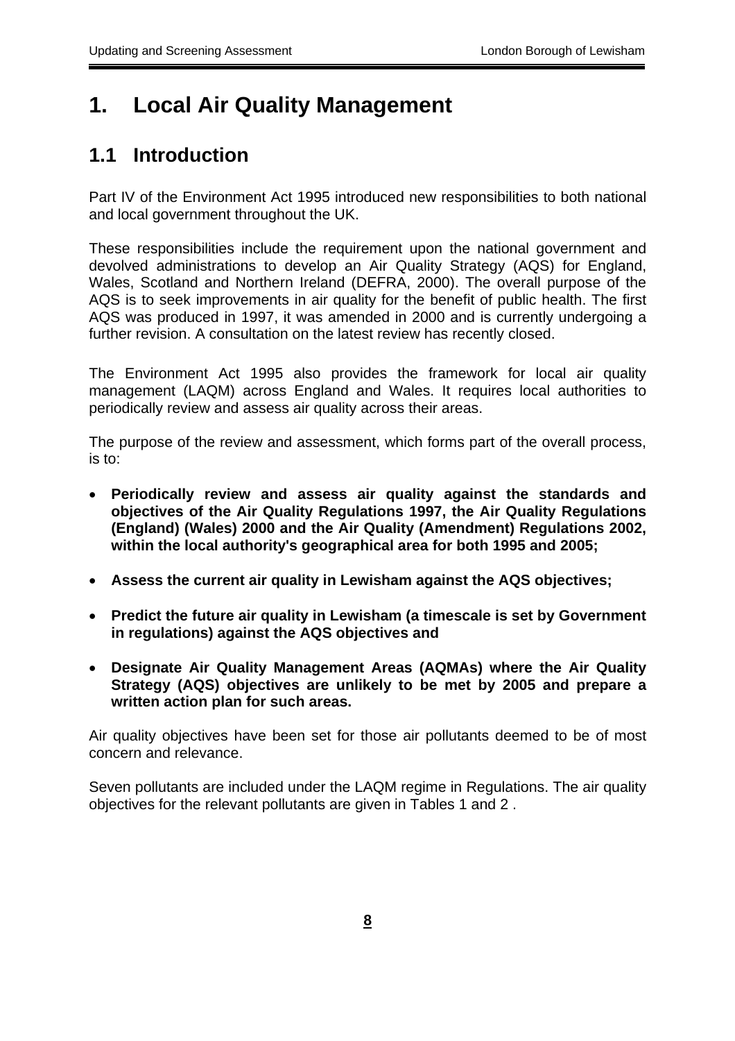# 1. Local Air Quality Management

## 1.1 Introduction

Part IV of the Environment Act 1995 introduced new responsibilities to both national and local government throughout the UK.

These responsibilities include the requirement upon the national government and devolved administrations to develop an Air Quality Strategy (AQS) for England, Wales, Scotland and Northern Ireland (DEFRA, 2000). The overall purpose of the AQS is to seek improvements in air quality for the benefit of public health. The first AQS was produced in 1997, it was amended in 2000 and is currently undergoing a further revision. A consultation on the latest review has recently closed.

The Environment Act 1995 also provides the framework for local air quality management (LAQM) across England and Wales. It requires local authorities to periodically review and assess air quality across their areas.

The purpose of the review and assessment, which forms part of the overall process, is to:

- **Periodically review and assess air quality against the standards and objectives of the Air Quality Regulations 1997, the Air Quality Regulations (England) (Wales) 2000 and the Air Quality (Amendment) Regulations 2002, within the local authority's geographical area for both 1995 and 2005;**
- **Assess the current air quality in Lewisham against the AQS objectives;**
- **Predict the future air quality in Lewisham (a timescale is set by Government in regulations) against the AQS objectives and**
- **Designate Air Quality Management Areas (AQMAs) where the Air Quality Strategy (AQS) objectives are unlikely to be met by 2005 and prepare a written action plan for such areas.**

Air quality objectives have been set for those air pollutants deemed to be of most concern and relevance.

Seven pollutants are included under the LAQM regime in Regulations. The air quality objectives for the relevant pollutants are given in Tables 1 and 2 .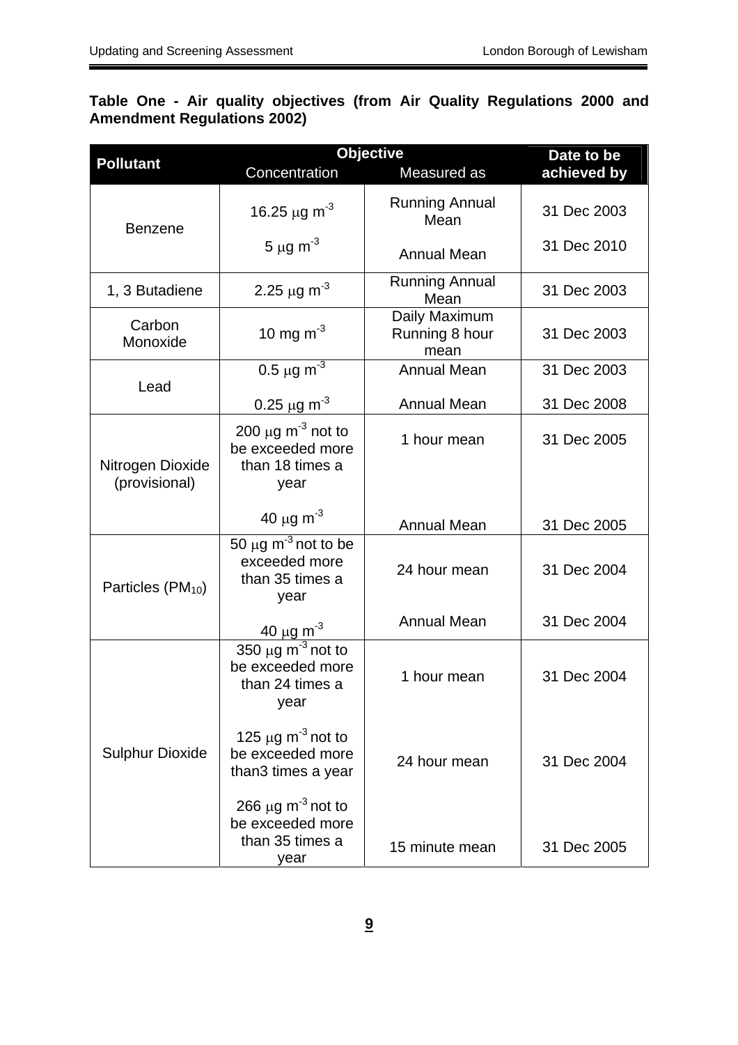**Table One - Air quality objectives (from Air Quality Regulations 2000 and Amendment Regulations 2002)**

| Pollutant | Objective | | Date to be achieved by |
|---|---|---|---|
| | Concentration | Measured as | |
| Benzene | 16.25 $\mu g\ m^{-3}$ | Running Annual Mean | 31 Dec 2003 |
| | 5 $\mu g\ m^{-3}$ | Annual Mean | 31 Dec 2010 |
| 1, 3 Butadiene | 2.25 $\mu g\ m^{-3}$ | Running Annual Mean | 31 Dec 2003 |
| Carbon Monoxide | 10 mg $m^{-3}$ | Daily Maximum Running 8 hour mean | 31 Dec 2003 |
| Lead | 0.5 $\mu g\ m^{-3}$ | Annual Mean | 31 Dec 2003 |
| | 0.25 $\mu g\ m^{-3}$ | Annual Mean | 31 Dec 2008 |
| Nitrogen Dioxide (provisional) | 200 $\mu g\ m^{-3}$ not to be exceeded more than 18 times a year | 1 hour mean | 31 Dec 2005 |
| | 40 $\mu g\ m^{-3}$ | Annual Mean | 31 Dec 2005 |
| Particles ($PM_{10}$) | 50 $\mu g\ m^{-3}$ not to be exceeded more than 35 times a year | 24 hour mean | 31 Dec 2004 |
| | 40 $\mu g\ m^{-3}$ | Annual Mean | 31 Dec 2004 |
| Sulphur Dioxide | 350 $\mu g\ m^{-3}$ not to be exceeded more than 24 times a year | 1 hour mean | 31 Dec 2004 |
| | 125 $\mu g\ m^{-3}$ not to be exceeded more than3 times a year | 24 hour mean | 31 Dec 2004 |
| | 266 $\mu g\ m^{-3}$ not to be exceeded more than 35 times a year | 15 minute mean | 31 Dec 2005 |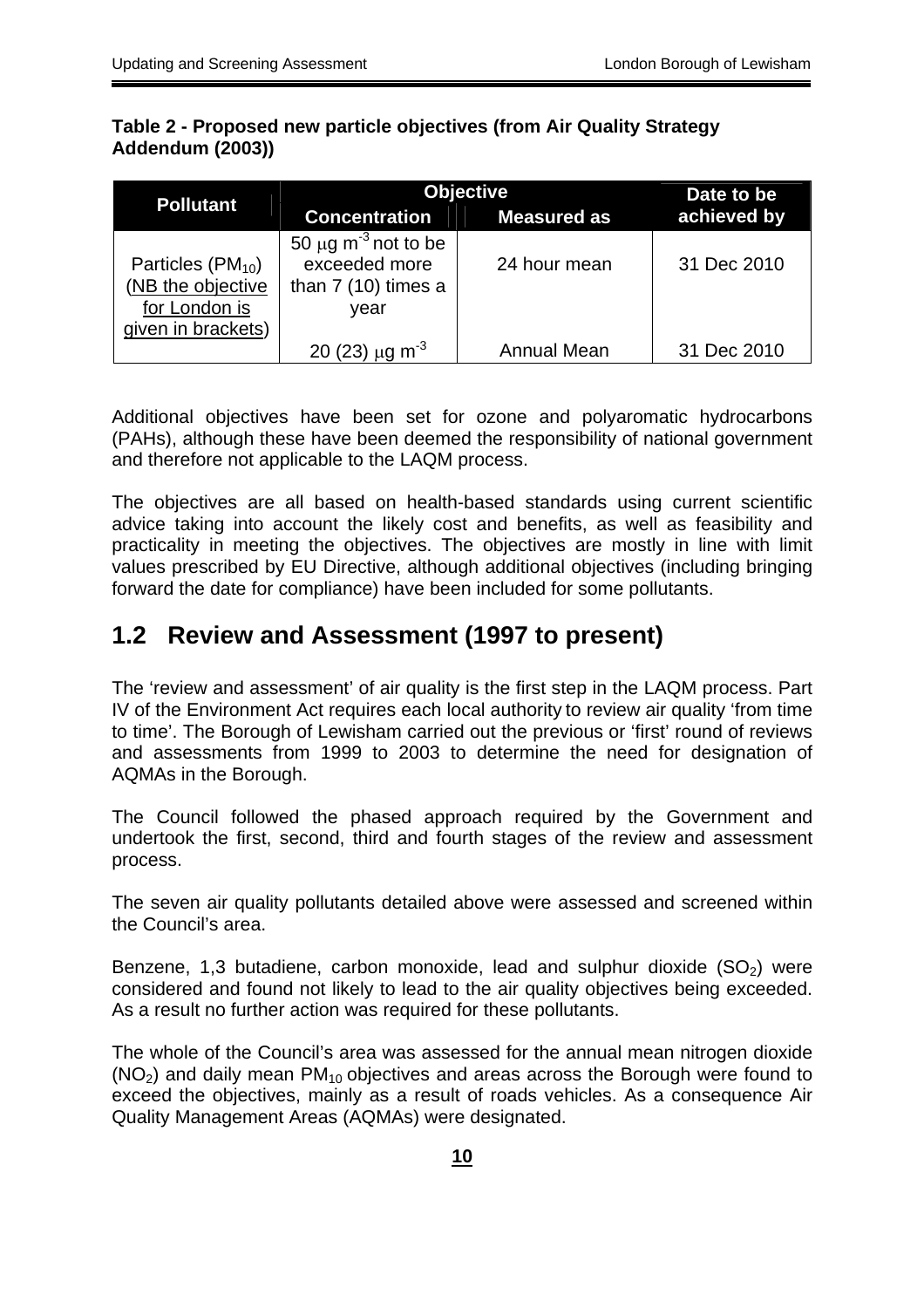**Table 2 - Proposed new particle objectives (from Air Quality Strategy Addendum (2003))**

| Pollutant | Objective | | Date to be achieved by |
|---|---|---|---|
| | Concentration | Measured as | |
| Particles ($PM_{10}$) (NB the objective for London is given in brackets) | 50 $\mu g\ m^{-3}$ not to be exceeded more than 7 (10) times a year | 24 hour mean | 31 Dec 2010 |
| | 20 (23) $\mu g\ m^{-3}$ | Annual Mean | 31 Dec 2010 |

Additional objectives have been set for ozone and polyaromatic hydrocarbons (PAHs), although these have been deemed the responsibility of national government and therefore not applicable to the LAQM process.

The objectives are all based on health-based standards using current scientific advice taking into account the likely cost and benefits, as well as feasibility and practicality in meeting the objectives. The objectives are mostly in line with limit values prescribed by EU Directive, although additional objectives (including bringing forward the date for compliance) have been included for some pollutants.

## 1.2 Review and Assessment (1997 to present)

The 'review and assessment' of air quality is the first step in the LAQM process. Part IV of the Environment Act requires each local authority to review air quality 'from time to time'. The Borough of Lewisham carried out the previous or 'first' round of reviews and assessments from 1999 to 2003 to determine the need for designation of AQMAs in the Borough.

The Council followed the phased approach required by the Government and undertook the first, second, third and fourth stages of the review and assessment process.

The seven air quality pollutants detailed above were assessed and screened within the Council's area.

Benzene, 1,3 butadiene, carbon monoxide, lead and sulphur dioxide ($SO_2$) were considered and found not likely to lead to the air quality objectives being exceeded. As a result no further action was required for these pollutants.

The whole of the Council's area was assessed for the annual mean nitrogen dioxide ($NO_2$) and daily mean $PM_{10}$ objectives and areas across the Borough were found to exceed the objectives, mainly as a result of roads vehicles. As a consequence Air Quality Management Areas (AQMAs) were designated.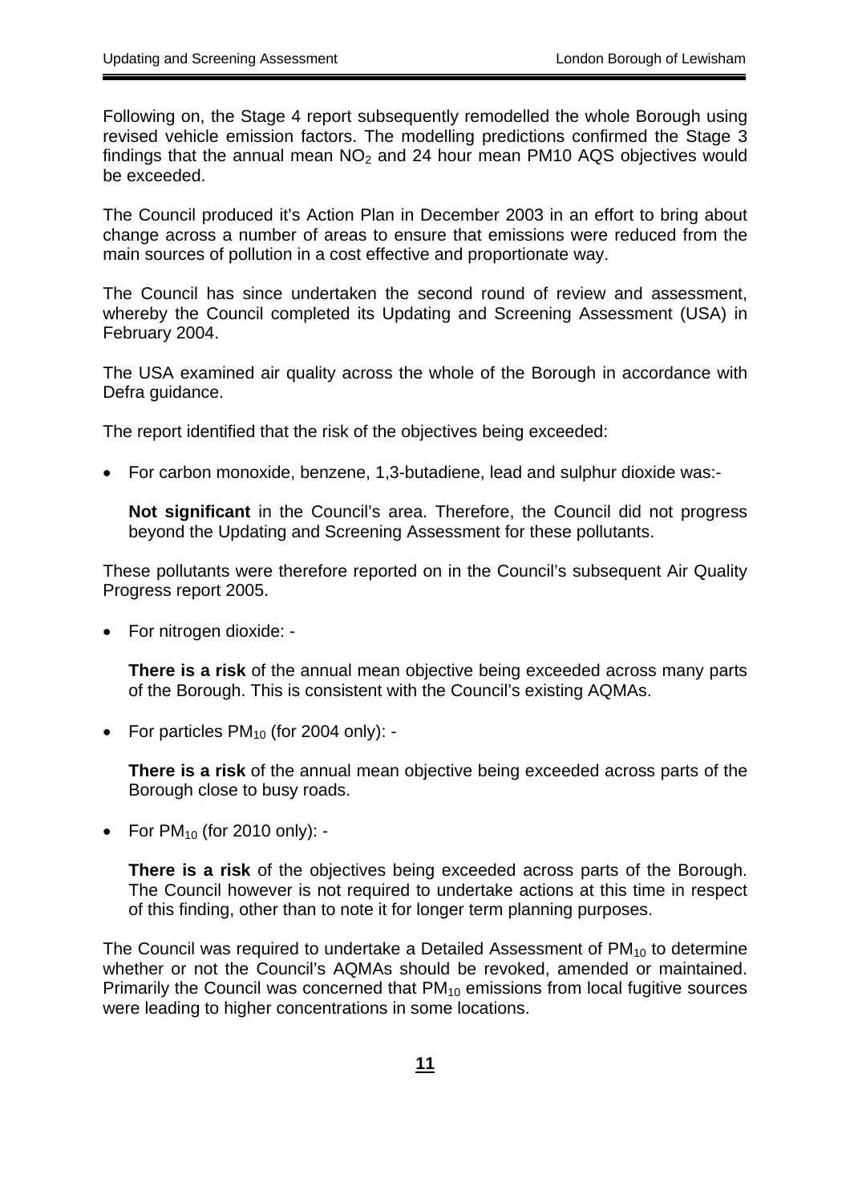Following on, the Stage 4 report subsequently remodelled the whole Borough using revised vehicle emission factors. The modelling predictions confirmed the Stage 3 findings that the annual mean $NO_2$ and 24 hour mean PM10 AQS objectives would be exceeded.

The Council produced it's Action Plan in December 2003 in an effort to bring about change across a number of areas to ensure that emissions were reduced from the main sources of pollution in a cost effective and proportionate way.

The Council has since undertaken the second round of review and assessment, whereby the Council completed its Updating and Screening Assessment (USA) in February 2004.

The USA examined air quality across the whole of the Borough in accordance with Defra guidance.

The report identified that the risk of the objectives being exceeded:

- For carbon monoxide, benzene, 1,3-butadiene, lead and sulphur dioxide was:-

  **Not significant** in the Council's area. Therefore, the Council did not progress beyond the Updating and Screening Assessment for these pollutants.

These pollutants were therefore reported on in the Council's subsequent Air Quality Progress report 2005.

- For nitrogen dioxide: -

  **There is a risk** of the annual mean objective being exceeded across many parts of the Borough. This is consistent with the Council's existing AQMAs.

- For particles $PM_{10}$ (for 2004 only): -

  **There is a risk** of the annual mean objective being exceeded across parts of the Borough close to busy roads.

- For $PM_{10}$ (for 2010 only): -

  **There is a risk** of the objectives being exceeded across parts of the Borough. The Council however is not required to undertake actions at this time in respect of this finding, other than to note it for longer term planning purposes.

The Council was required to undertake a Detailed Assessment of $PM_{10}$ to determine whether or not the Council's AQMAs should be revoked, amended or maintained. Primarily the Council was concerned that $PM_{10}$ emissions from local fugitive sources were leading to higher concentrations in some locations.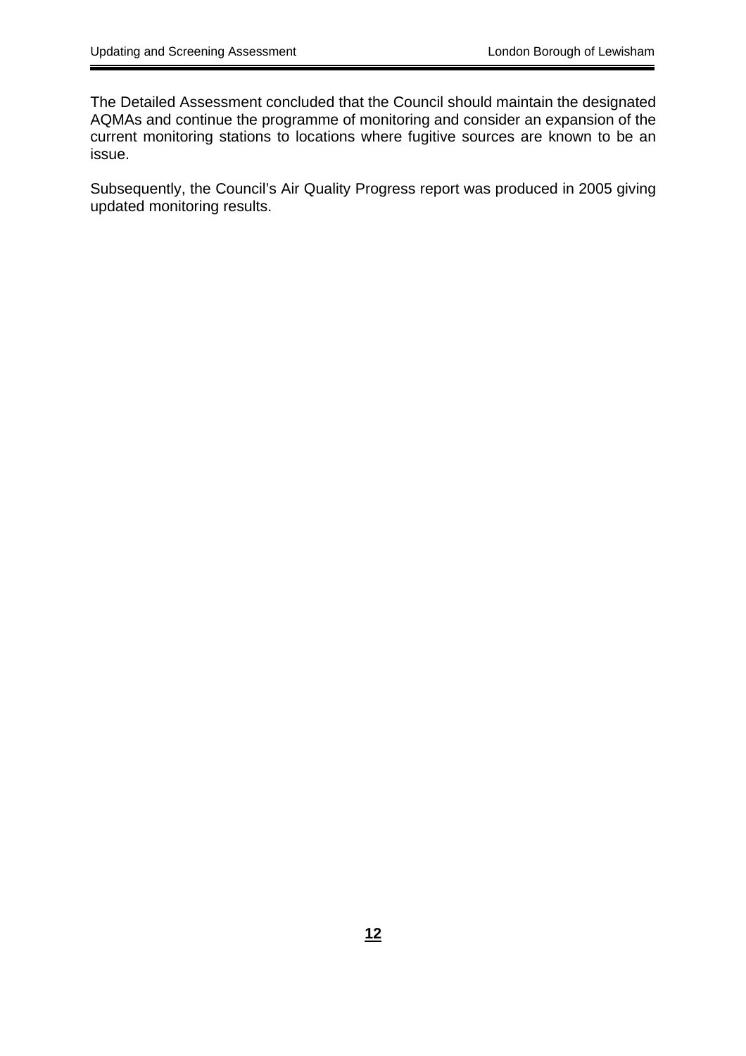The Detailed Assessment concluded that the Council should maintain the designated AQMAs and continue the programme of monitoring and consider an expansion of the current monitoring stations to locations where fugitive sources are known to be an issue.

Subsequently, the Council's Air Quality Progress report was produced in 2005 giving updated monitoring results.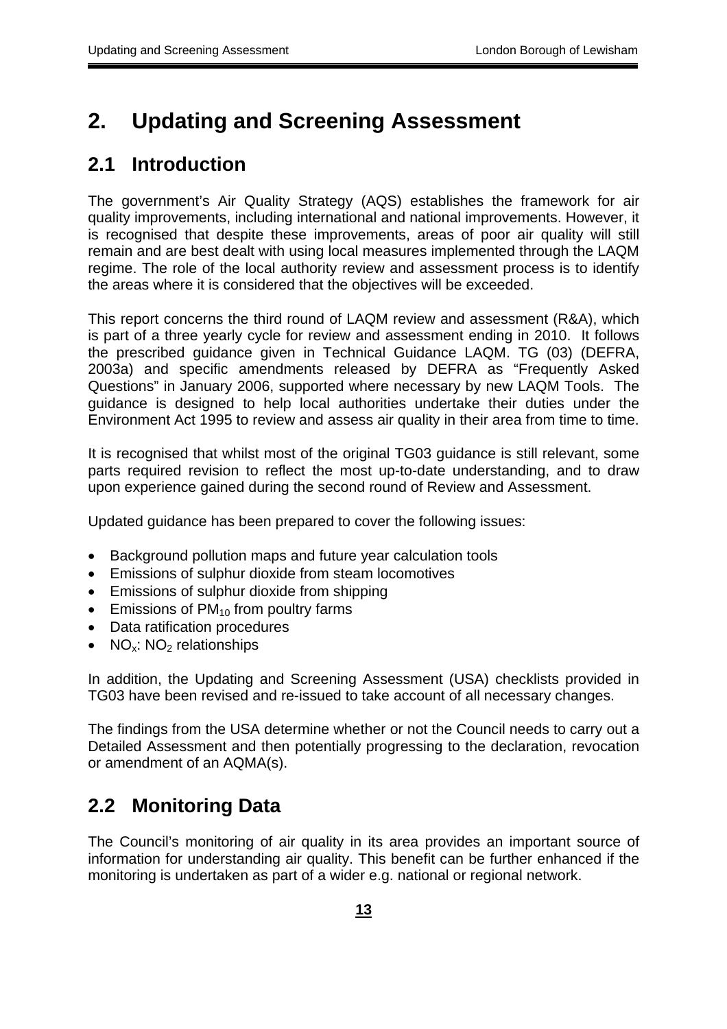# 2. Updating and Screening Assessment

## 2.1 Introduction

The government's Air Quality Strategy (AQS) establishes the framework for air quality improvements, including international and national improvements. However, it is recognised that despite these improvements, areas of poor air quality will still remain and are best dealt with using local measures implemented through the LAQM regime. The role of the local authority review and assessment process is to identify the areas where it is considered that the objectives will be exceeded.

This report concerns the third round of LAQM review and assessment (R&A), which is part of a three yearly cycle for review and assessment ending in 2010. It follows the prescribed guidance given in Technical Guidance LAQM. TG (03) (DEFRA, 2003a) and specific amendments released by DEFRA as "Frequently Asked Questions" in January 2006, supported where necessary by new LAQM Tools. The guidance is designed to help local authorities undertake their duties under the Environment Act 1995 to review and assess air quality in their area from time to time.

It is recognised that whilst most of the original TG03 guidance is still relevant, some parts required revision to reflect the most up-to-date understanding, and to draw upon experience gained during the second round of Review and Assessment.

Updated guidance has been prepared to cover the following issues:

- Background pollution maps and future year calculation tools
- Emissions of sulphur dioxide from steam locomotives
- Emissions of sulphur dioxide from shipping
- Emissions of $PM_{10}$ from poultry farms
- Data ratification procedures
- $NO_x$: $NO_2$ relationships

In addition, the Updating and Screening Assessment (USA) checklists provided in TG03 have been revised and re-issued to take account of all necessary changes.

The findings from the USA determine whether or not the Council needs to carry out a Detailed Assessment and then potentially progressing to the declaration, revocation or amendment of an AQMA(s).

## 2.2 Monitoring Data

The Council's monitoring of air quality in its area provides an important source of information for understanding air quality. This benefit can be further enhanced if the monitoring is undertaken as part of a wider e.g. national or regional network.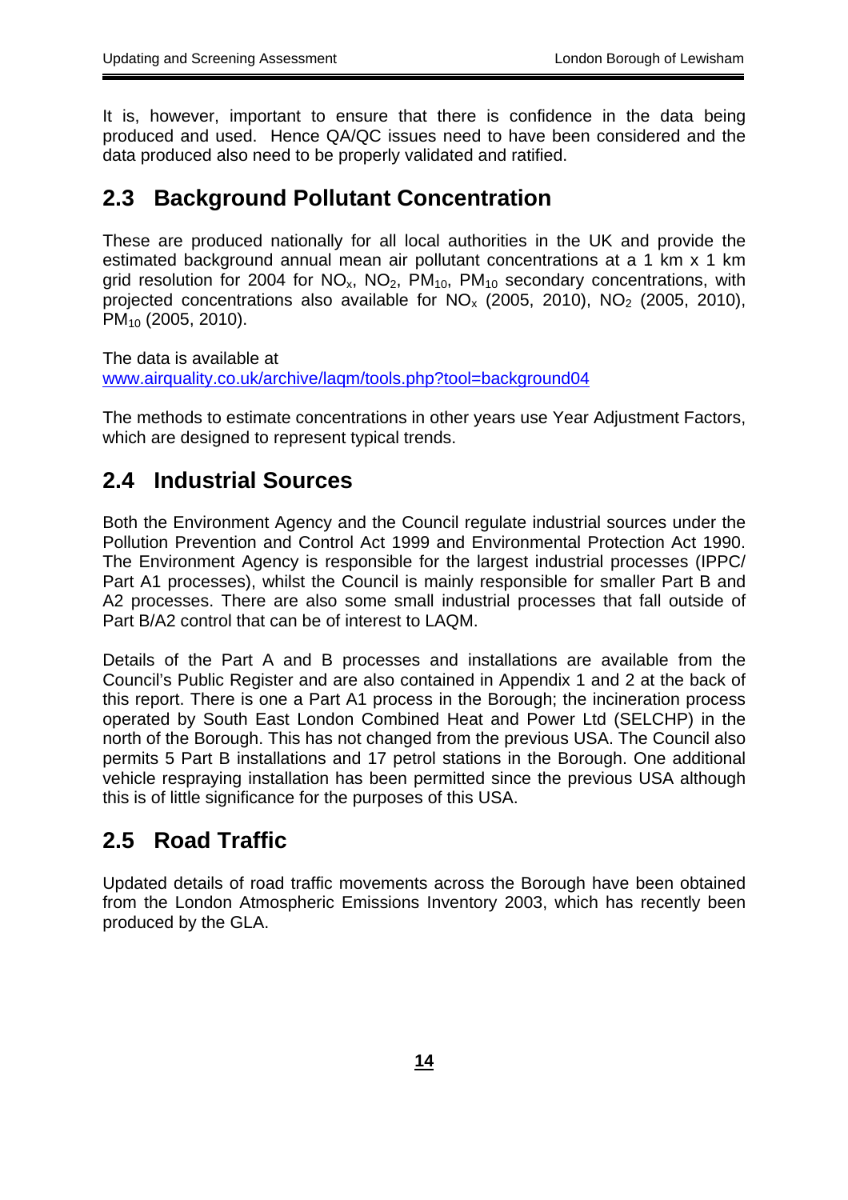It is, however, important to ensure that there is confidence in the data being produced and used. Hence QA/QC issues need to have been considered and the data produced also need to be properly validated and ratified.

## 2.3 Background Pollutant Concentration

These are produced nationally for all local authorities in the UK and provide the estimated background annual mean air pollutant concentrations at a 1 km x 1 km grid resolution for 2004 for $NO_x$, $NO_2$, $PM_{10}$, $PM_{10}$ secondary concentrations, with projected concentrations also available for $NO_x$ (2005, 2010), $NO_2$ (2005, 2010), $PM_{10}$ (2005, 2010).

The data is available at
www.airquality.co.uk/archive/laqm/tools.php?tool=background04

The methods to estimate concentrations in other years use Year Adjustment Factors, which are designed to represent typical trends.

## 2.4 Industrial Sources

Both the Environment Agency and the Council regulate industrial sources under the Pollution Prevention and Control Act 1999 and Environmental Protection Act 1990. The Environment Agency is responsible for the largest industrial processes (IPPC/ Part A1 processes), whilst the Council is mainly responsible for smaller Part B and A2 processes. There are also some small industrial processes that fall outside of Part B/A2 control that can be of interest to LAQM.

Details of the Part A and B processes and installations are available from the Council's Public Register and are also contained in Appendix 1 and 2 at the back of this report. There is one a Part A1 process in the Borough; the incineration process operated by South East London Combined Heat and Power Ltd (SELCHP) in the north of the Borough. This has not changed from the previous USA. The Council also permits 5 Part B installations and 17 petrol stations in the Borough. One additional vehicle respraying installation has been permitted since the previous USA although this is of little significance for the purposes of this USA.

## 2.5 Road Traffic

Updated details of road traffic movements across the Borough have been obtained from the London Atmospheric Emissions Inventory 2003, which has recently been produced by the GLA.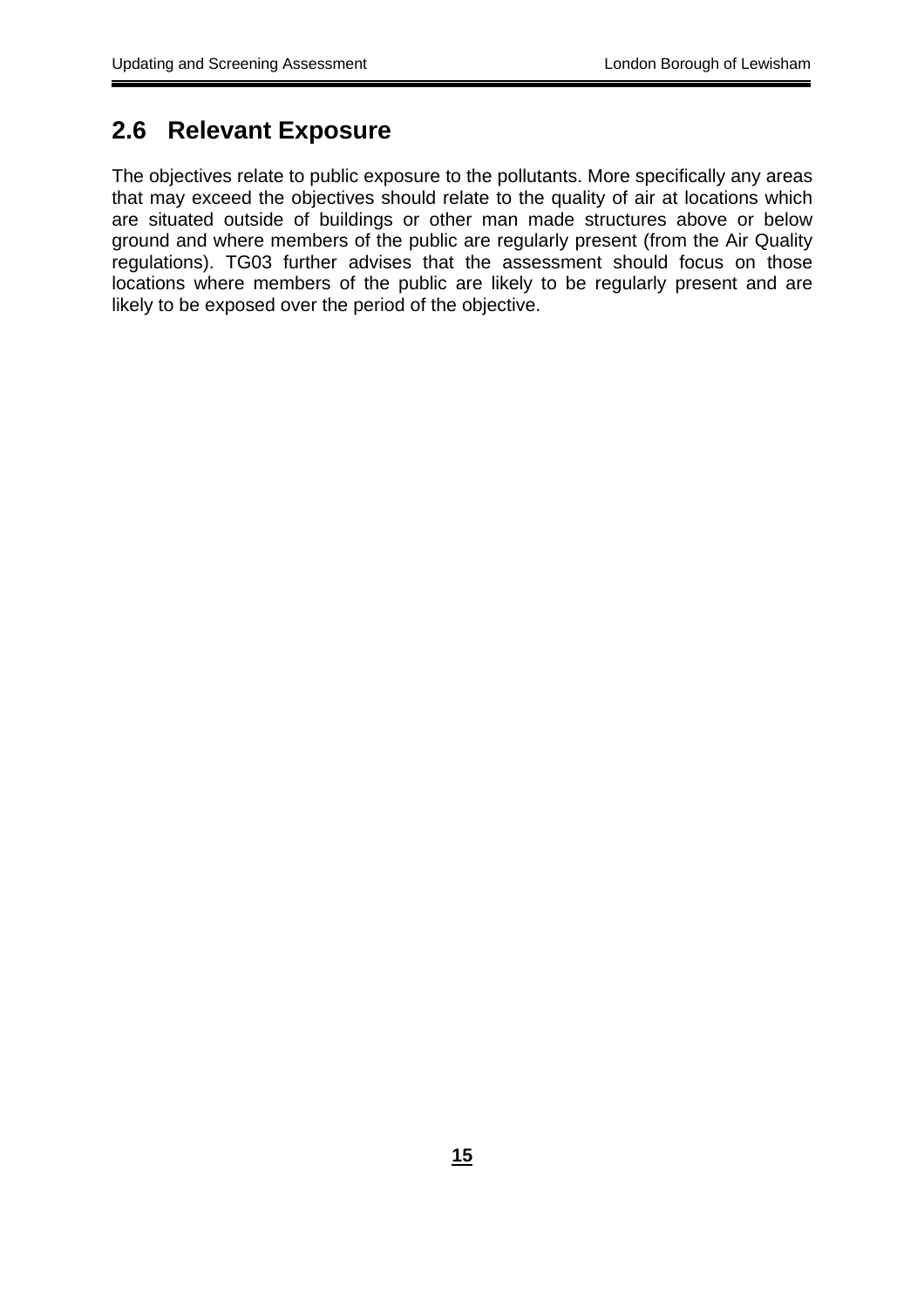## 2.6 Relevant Exposure

The objectives relate to public exposure to the pollutants. More specifically any areas that may exceed the objectives should relate to the quality of air at locations which are situated outside of buildings or other man made structures above or below ground and where members of the public are regularly present (from the Air Quality regulations). TG03 further advises that the assessment should focus on those locations where members of the public are likely to be regularly present and are likely to be exposed over the period of the objective.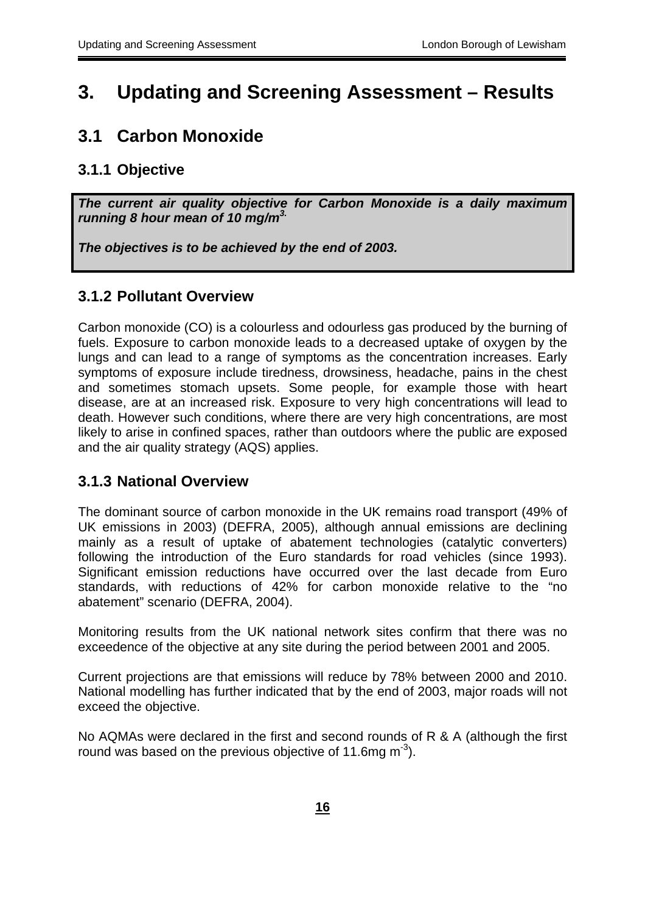# 3. Updating and Screening Assessment – Results

## 3.1 Carbon Monoxide

### 3.1.1 Objective

***The current air quality objective for Carbon Monoxide is a daily maximum running 8 hour mean of 10 mg/m$^3$.***

***The objectives is to be achieved by the end of 2003.***

### 3.1.2 Pollutant Overview

Carbon monoxide (CO) is a colourless and odourless gas produced by the burning of fuels. Exposure to carbon monoxide leads to a decreased uptake of oxygen by the lungs and can lead to a range of symptoms as the concentration increases. Early symptoms of exposure include tiredness, drowsiness, headache, pains in the chest and sometimes stomach upsets. Some people, for example those with heart disease, are at an increased risk. Exposure to very high concentrations will lead to death. However such conditions, where there are very high concentrations, are most likely to arise in confined spaces, rather than outdoors where the public are exposed and the air quality strategy (AQS) applies.

### 3.1.3 National Overview

The dominant source of carbon monoxide in the UK remains road transport (49% of UK emissions in 2003) (DEFRA, 2005), although annual emissions are declining mainly as a result of uptake of abatement technologies (catalytic converters) following the introduction of the Euro standards for road vehicles (since 1993). Significant emission reductions have occurred over the last decade from Euro standards, with reductions of 42% for carbon monoxide relative to the "no abatement" scenario (DEFRA, 2004).

Monitoring results from the UK national network sites confirm that there was no exceedence of the objective at any site during the period between 2001 and 2005.

Current projections are that emissions will reduce by 78% between 2000 and 2010. National modelling has further indicated that by the end of 2003, major roads will not exceed the objective.

No AQMAs were declared in the first and second rounds of R & A (although the first round was based on the previous objective of 11.6mg m$^{-3}$).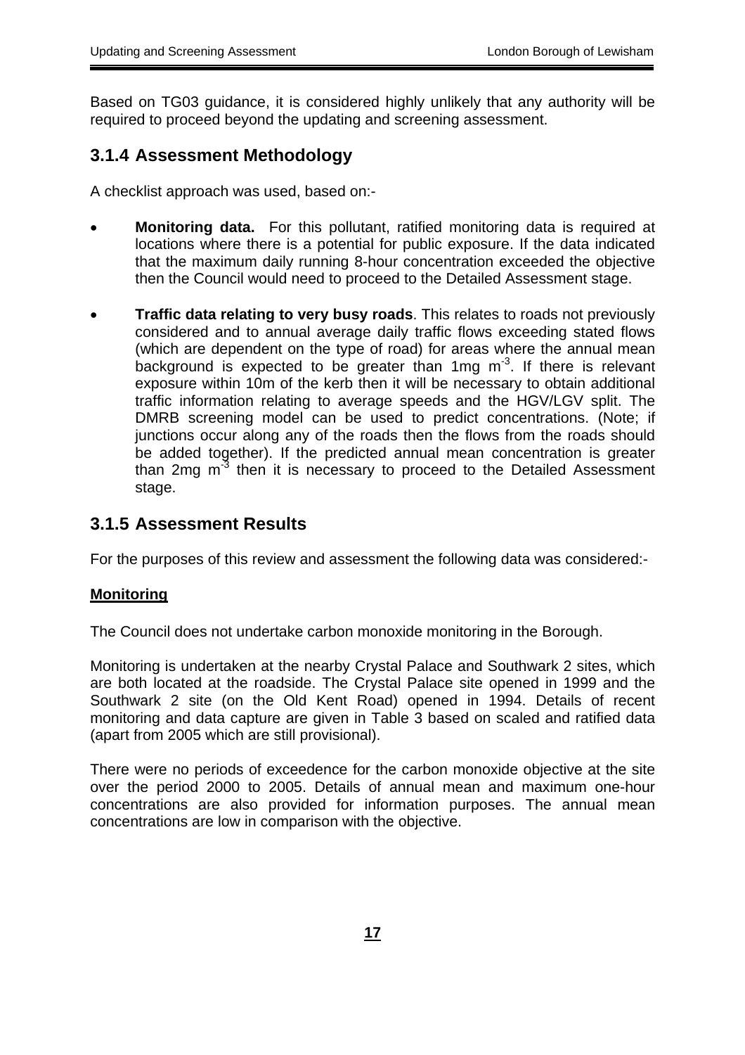Based on TG03 guidance, it is considered highly unlikely that any authority will be required to proceed beyond the updating and screening assessment.

### 3.1.4 Assessment Methodology

A checklist approach was used, based on:-

- **Monitoring data.** For this pollutant, ratified monitoring data is required at locations where there is a potential for public exposure. If the data indicated that the maximum daily running 8-hour concentration exceeded the objective then the Council would need to proceed to the Detailed Assessment stage.

- **Traffic data relating to very busy roads**. This relates to roads not previously considered and to annual average daily traffic flows exceeding stated flows (which are dependent on the type of road) for areas where the annual mean background is expected to be greater than 1mg $m^{-3}$. If there is relevant exposure within 10m of the kerb then it will be necessary to obtain additional traffic information relating to average speeds and the HGV/LGV split. The DMRB screening model can be used to predict concentrations. (Note; if junctions occur along any of the roads then the flows from the roads should be added together). If the predicted annual mean concentration is greater than 2mg $m^{-3}$ then it is necessary to proceed to the Detailed Assessment stage.

### 3.1.5 Assessment Results

For the purposes of this review and assessment the following data was considered:-

**Monitoring**

The Council does not undertake carbon monoxide monitoring in the Borough.

Monitoring is undertaken at the nearby Crystal Palace and Southwark 2 sites, which are both located at the roadside. The Crystal Palace site opened in 1999 and the Southwark 2 site (on the Old Kent Road) opened in 1994. Details of recent monitoring and data capture are given in Table 3 based on scaled and ratified data (apart from 2005 which are still provisional).

There were no periods of exceedence for the carbon monoxide objective at the site over the period 2000 to 2005. Details of annual mean and maximum one-hour concentrations are also provided for information purposes. The annual mean concentrations are low in comparison with the objective.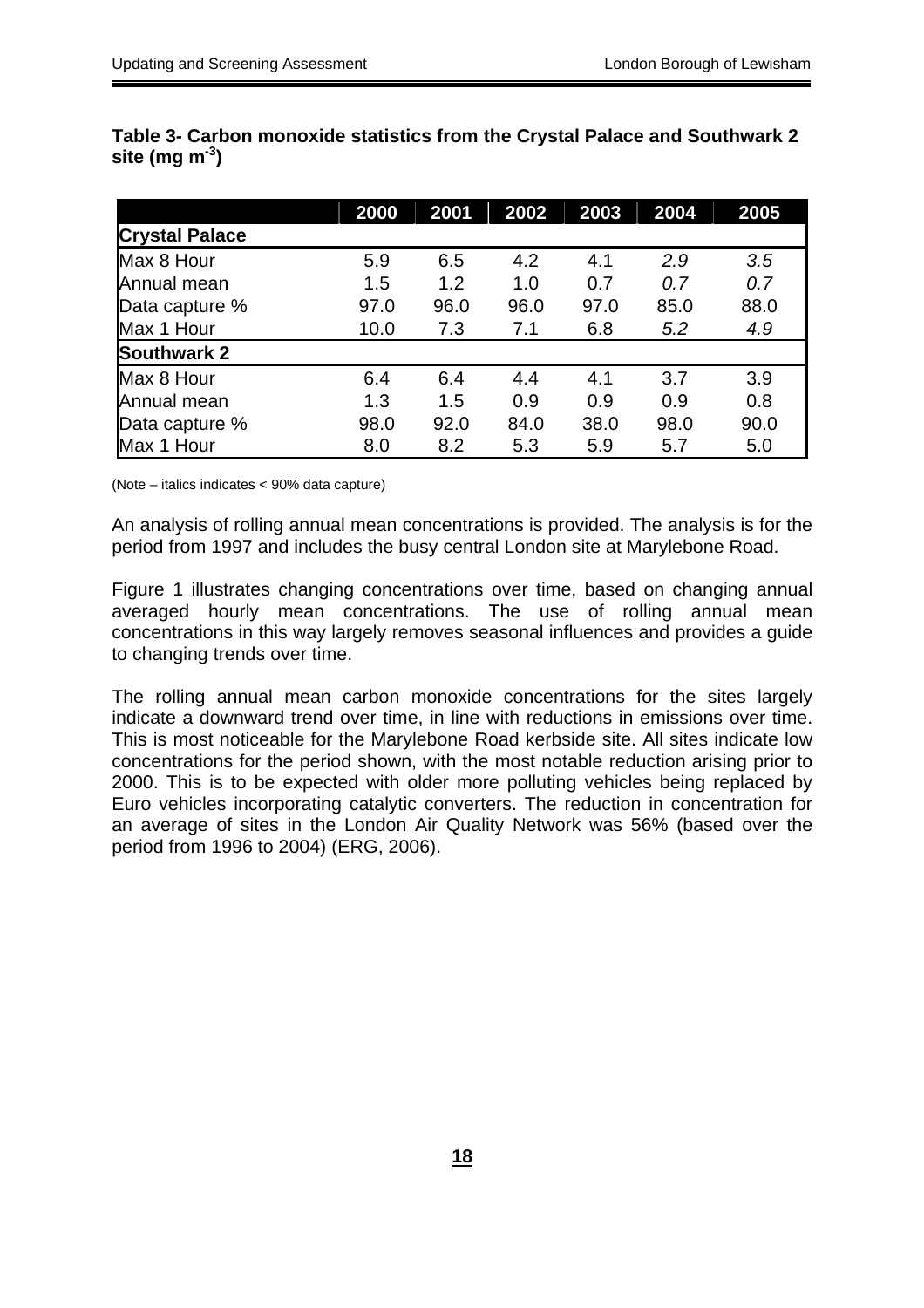**Table 3- Carbon monoxide statistics from the Crystal Palace and Southwark 2 site (mg $m^{-3}$)**

| | 2000 | 2001 | 2002 | 2003 | 2004 | 2005 |
|---|---|---|---|---|---|---|
| **Crystal Palace** | | | | | | |
| Max 8 Hour | 5.9 | 6.5 | 4.2 | 4.1 | *2.9* | *3.5* |
| Annual mean | 1.5 | 1.2 | 1.0 | 0.7 | *0.7* | *0.7* |
| Data capture % | 97.0 | 96.0 | 96.0 | 97.0 | 85.0 | 88.0 |
| Max 1 Hour | 10.0 | 7.3 | 7.1 | 6.8 | *5.2* | *4.9* |
| **Southwark 2** | | | | | | |
| Max 8 Hour | 6.4 | 6.4 | 4.4 | 4.1 | 3.7 | 3.9 |
| Annual mean | 1.3 | 1.5 | 0.9 | 0.9 | 0.9 | 0.8 |
| Data capture % | 98.0 | 92.0 | 84.0 | 38.0 | 98.0 | 90.0 |
| Max 1 Hour | 8.0 | 8.2 | 5.3 | 5.9 | 5.7 | 5.0 |

(Note – italics indicates < 90% data capture)

An analysis of rolling annual mean concentrations is provided. The analysis is for the period from 1997 and includes the busy central London site at Marylebone Road.

Figure 1 illustrates changing concentrations over time, based on changing annual averaged hourly mean concentrations. The use of rolling annual mean concentrations in this way largely removes seasonal influences and provides a guide to changing trends over time.

The rolling annual mean carbon monoxide concentrations for the sites largely indicate a downward trend over time, in line with reductions in emissions over time. This is most noticeable for the Marylebone Road kerbside site. All sites indicate low concentrations for the period shown, with the most notable reduction arising prior to 2000. This is to be expected with older more polluting vehicles being replaced by Euro vehicles incorporating catalytic converters. The reduction in concentration for an average of sites in the London Air Quality Network was 56% (based over the period from 1996 to 2004) (ERG, 2006).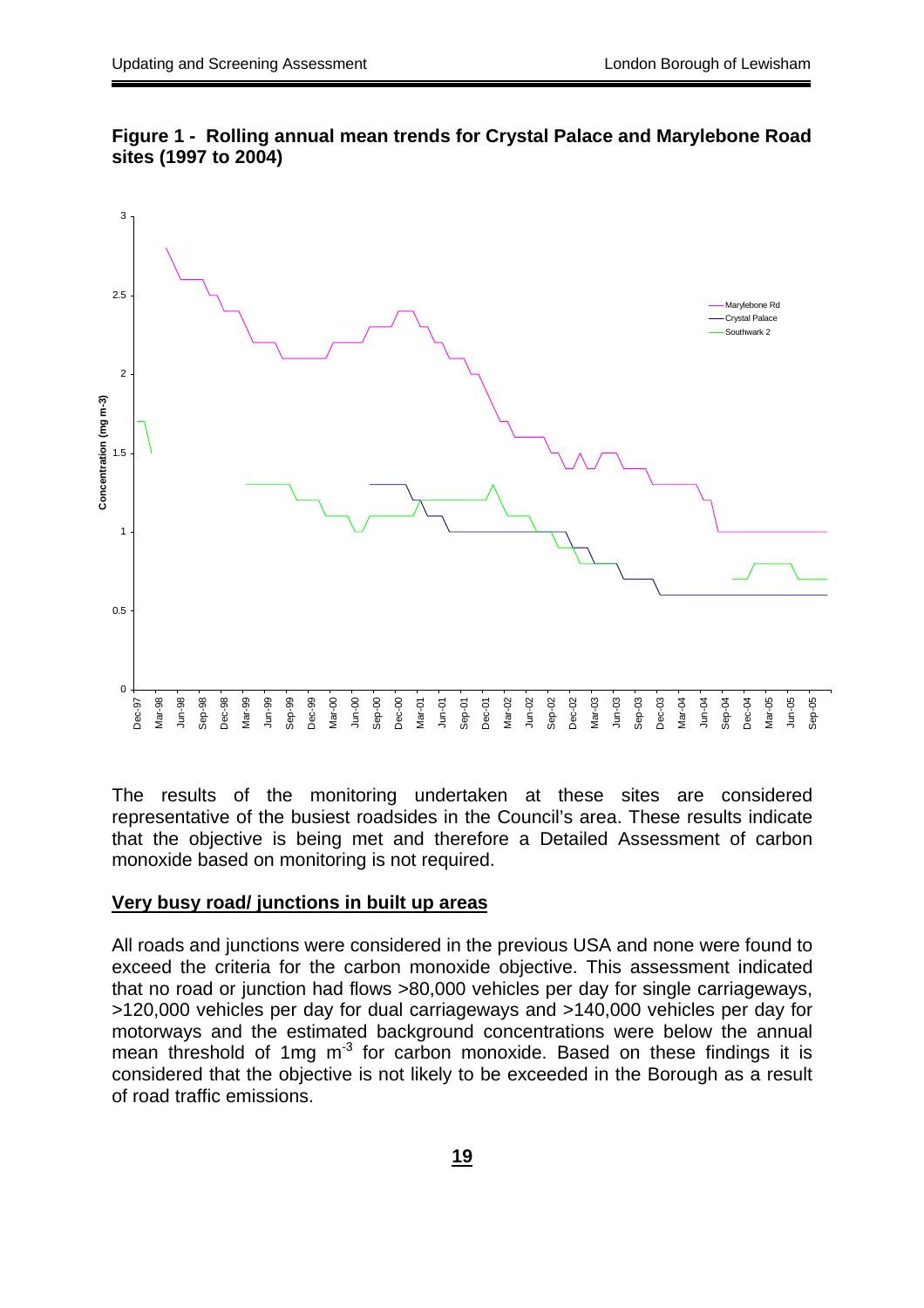**Figure 1 - Rolling annual mean trends for Crystal Palace and Marylebone Road sites (1997 to 2004)**

The results of the monitoring undertaken at these sites are considered representative of the busiest roadsides in the Council's area. These results indicate that the objective is being met and therefore a Detailed Assessment of carbon monoxide based on monitoring is not required.

**Very busy road/ junctions in built up areas**

All roads and junctions were considered in the previous USA and none were found to exceed the criteria for the carbon monoxide objective. This assessment indicated that no road or junction had flows >80,000 vehicles per day for single carriageways, >120,000 vehicles per day for dual carriageways and >140,000 vehicles per day for motorways and the estimated background concentrations were below the annual mean threshold of 1mg $m^{-3}$ for carbon monoxide. Based on these findings it is considered that the objective is not likely to be exceeded in the Borough as a result of road traffic emissions.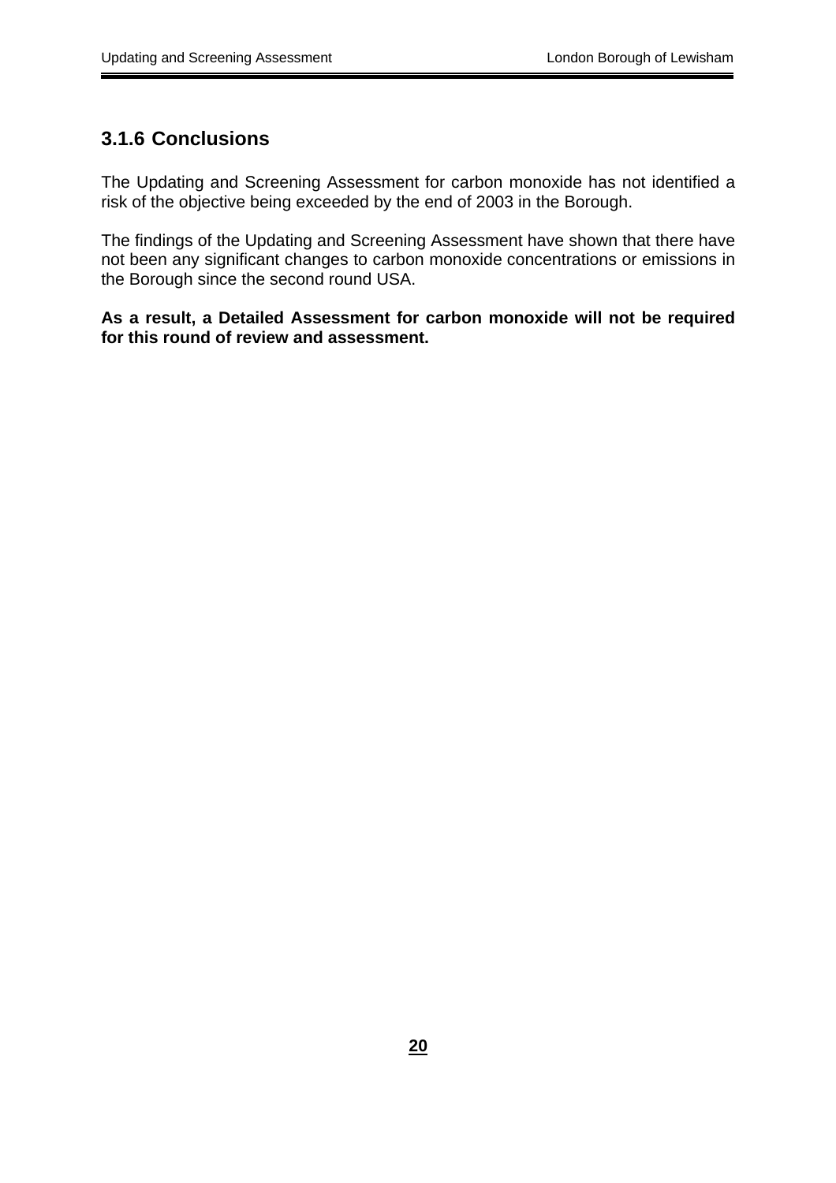### 3.1.6 Conclusions

The Updating and Screening Assessment for carbon monoxide has not identified a risk of the objective being exceeded by the end of 2003 in the Borough.

The findings of the Updating and Screening Assessment have shown that there have not been any significant changes to carbon monoxide concentrations or emissions in the Borough since the second round USA.

**As a result, a Detailed Assessment for carbon monoxide will not be required for this round of review and assessment.**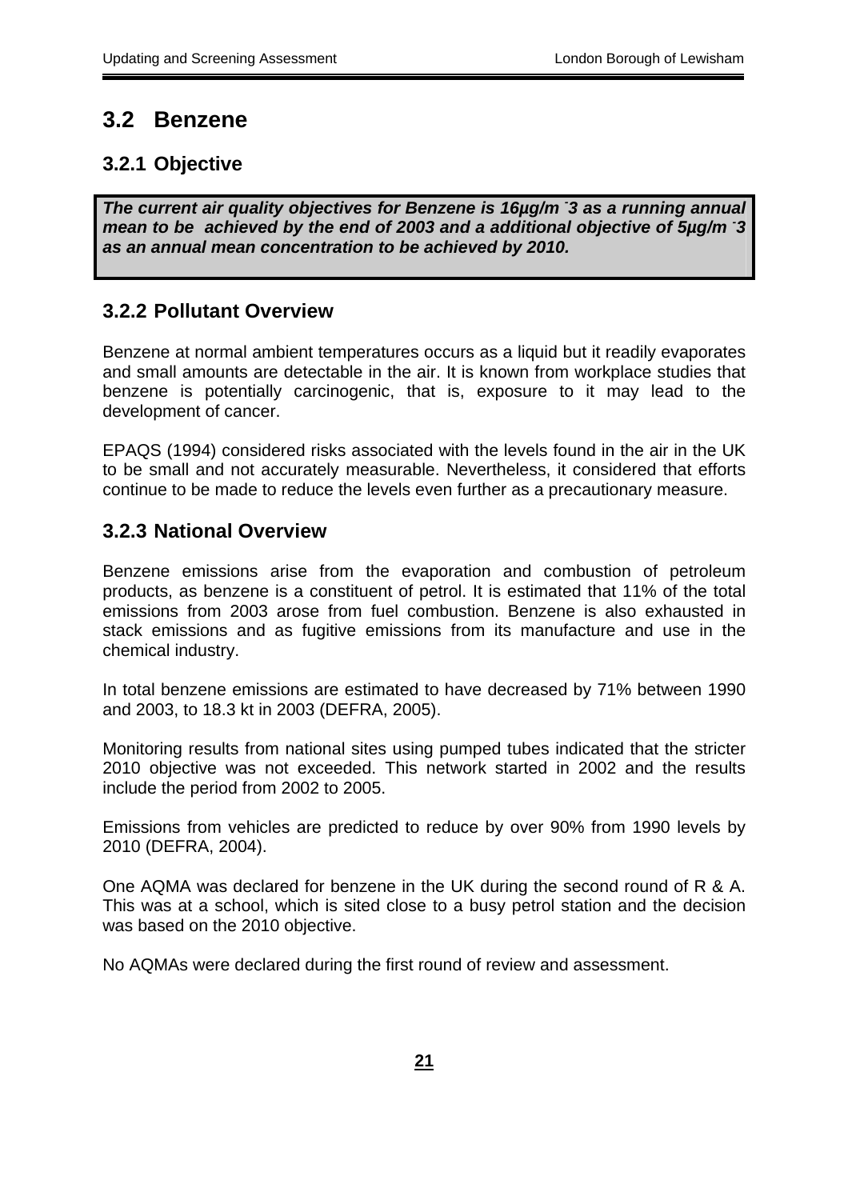## 3.2 Benzene

### 3.2.1 Objective

***The current air quality objectives for Benzene is 16µg/m $^{-3}$ as a running annual mean to be achieved by the end of 2003 and a additional objective of 5µg/m $^{-3}$ as an annual mean concentration to be achieved by 2010.***

### 3.2.2 Pollutant Overview

Benzene at normal ambient temperatures occurs as a liquid but it readily evaporates and small amounts are detectable in the air. It is known from workplace studies that benzene is potentially carcinogenic, that is, exposure to it may lead to the development of cancer.

EPAQS (1994) considered risks associated with the levels found in the air in the UK to be small and not accurately measurable. Nevertheless, it considered that efforts continue to be made to reduce the levels even further as a precautionary measure.

### 3.2.3 National Overview

Benzene emissions arise from the evaporation and combustion of petroleum products, as benzene is a constituent of petrol. It is estimated that 11% of the total emissions from 2003 arose from fuel combustion. Benzene is also exhausted in stack emissions and as fugitive emissions from its manufacture and use in the chemical industry.

In total benzene emissions are estimated to have decreased by 71% between 1990 and 2003, to 18.3 kt in 2003 (DEFRA, 2005).

Monitoring results from national sites using pumped tubes indicated that the stricter 2010 objective was not exceeded. This network started in 2002 and the results include the period from 2002 to 2005.

Emissions from vehicles are predicted to reduce by over 90% from 1990 levels by 2010 (DEFRA, 2004).

One AQMA was declared for benzene in the UK during the second round of R & A. This was at a school, which is sited close to a busy petrol station and the decision was based on the 2010 objective.

No AQMAs were declared during the first round of review and assessment.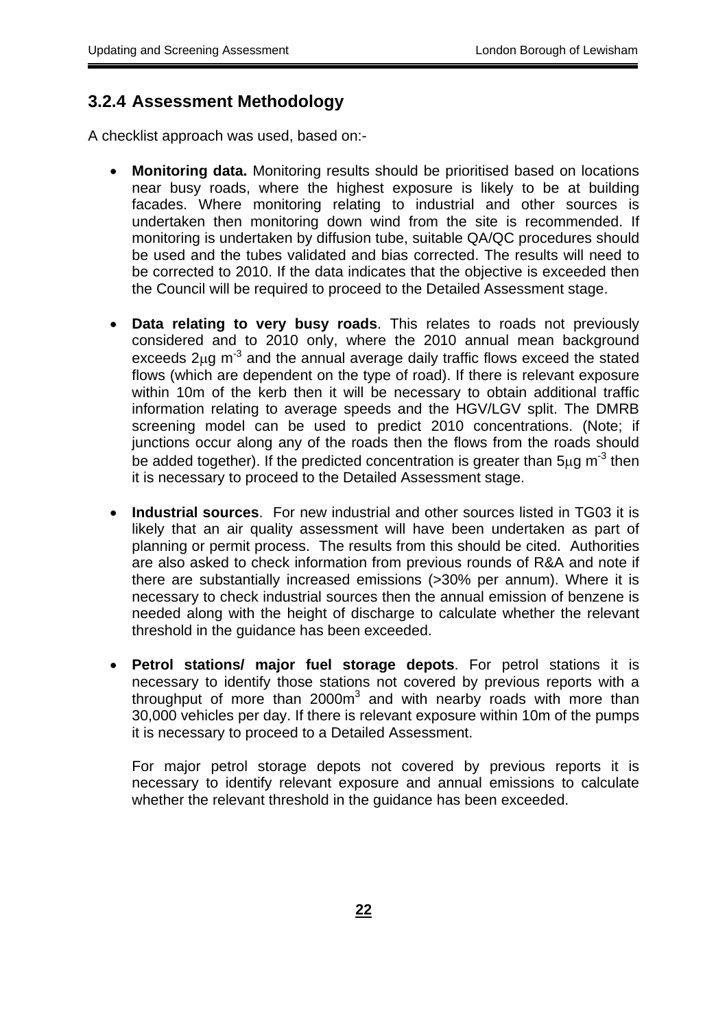### 3.2.4 Assessment Methodology

A checklist approach was used, based on:-

- **Monitoring data.** Monitoring results should be prioritised based on locations near busy roads, where the highest exposure is likely to be at building facades. Where monitoring relating to industrial and other sources is undertaken then monitoring down wind from the site is recommended. If monitoring is undertaken by diffusion tube, suitable QA/QC procedures should be used and the tubes validated and bias corrected. The results will need to be corrected to 2010. If the data indicates that the objective is exceeded then the Council will be required to proceed to the Detailed Assessment stage.

- **Data relating to very busy roads**. This relates to roads not previously considered and to 2010 only, where the 2010 annual mean background exceeds 2μg $m^{-3}$ and the annual average daily traffic flows exceed the stated flows (which are dependent on the type of road). If there is relevant exposure within 10m of the kerb then it will be necessary to obtain additional traffic information relating to average speeds and the HGV/LGV split. The DMRB screening model can be used to predict 2010 concentrations. (Note; if junctions occur along any of the roads then the flows from the roads should be added together). If the predicted concentration is greater than 5μg $m^{-3}$ then it is necessary to proceed to the Detailed Assessment stage.

- **Industrial sources**. For new industrial and other sources listed in TG03 it is likely that an air quality assessment will have been undertaken as part of planning or permit process. The results from this should be cited. Authorities are also asked to check information from previous rounds of R&A and note if there are substantially increased emissions (>30% per annum). Where it is necessary to check industrial sources then the annual emission of benzene is needed along with the height of discharge to calculate whether the relevant threshold in the guidance has been exceeded.

- **Petrol stations/ major fuel storage depots**. For petrol stations it is necessary to identify those stations not covered by previous reports with a throughput of more than 2000$m^3$ and with nearby roads with more than 30,000 vehicles per day. If there is relevant exposure within 10m of the pumps it is necessary to proceed to a Detailed Assessment.

  For major petrol storage depots not covered by previous reports it is necessary to identify relevant exposure and annual emissions to calculate whether the relevant threshold in the guidance has been exceeded.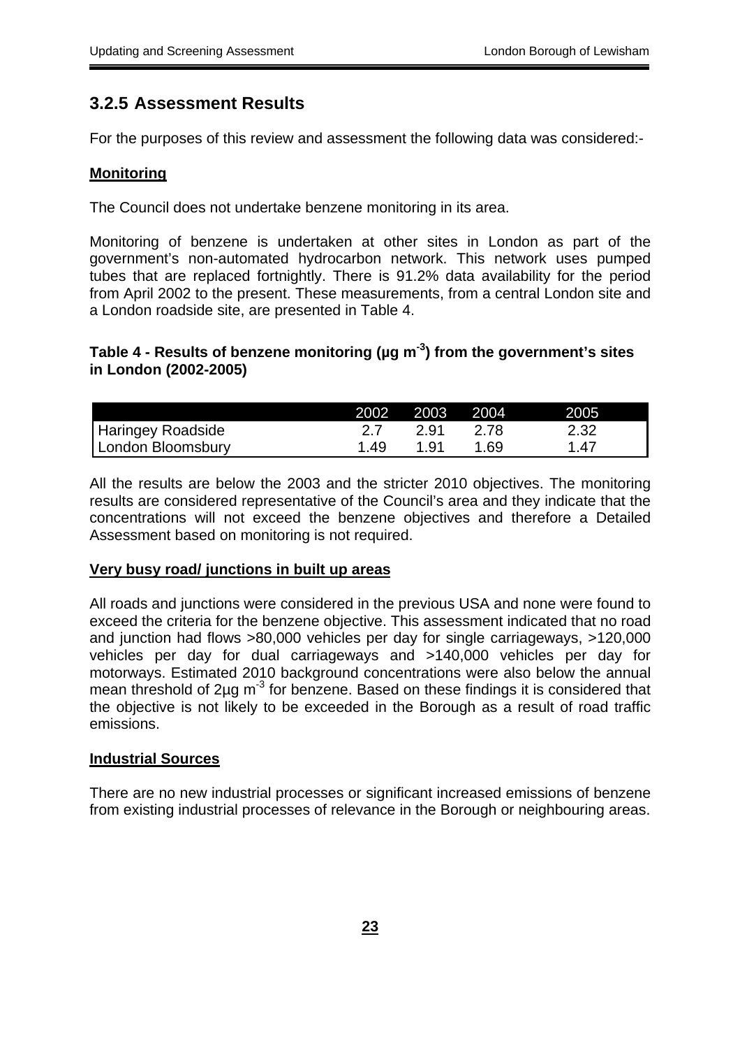## 3.2.5 Assessment Results

For the purposes of this review and assessment the following data was considered:-

**Monitoring**

The Council does not undertake benzene monitoring in its area.

Monitoring of benzene is undertaken at other sites in London as part of the government's non-automated hydrocarbon network. This network uses pumped tubes that are replaced fortnightly. There is 91.2% data availability for the period from April 2002 to the present. These measurements, from a central London site and a London roadside site, are presented in Table 4.

**Table 4 - Results of benzene monitoring (µg $m^{-3}$) from the government's sites in London (2002-2005)**

| | 2002 | 2003 | 2004 | 2005 |
|---|---|---|---|---|
| Haringey Roadside | 2.7 | 2.91 | 2.78 | 2.32 |
| London Bloomsbury | 1.49 | 1.91 | 1.69 | 1.47 |

All the results are below the 2003 and the stricter 2010 objectives. The monitoring results are considered representative of the Council's area and they indicate that the concentrations will not exceed the benzene objectives and therefore a Detailed Assessment based on monitoring is not required.

**Very busy road/ junctions in built up areas**

All roads and junctions were considered in the previous USA and none were found to exceed the criteria for the benzene objective. This assessment indicated that no road and junction had flows >80,000 vehicles per day for single carriageways, >120,000 vehicles per day for dual carriageways and >140,000 vehicles per day for motorways. Estimated 2010 background concentrations were also below the annual mean threshold of 2µg $m^{-3}$ for benzene. Based on these findings it is considered that the objective is not likely to be exceeded in the Borough as a result of road traffic emissions.

**Industrial Sources**

There are no new industrial processes or significant increased emissions of benzene from existing industrial processes of relevance in the Borough or neighbouring areas.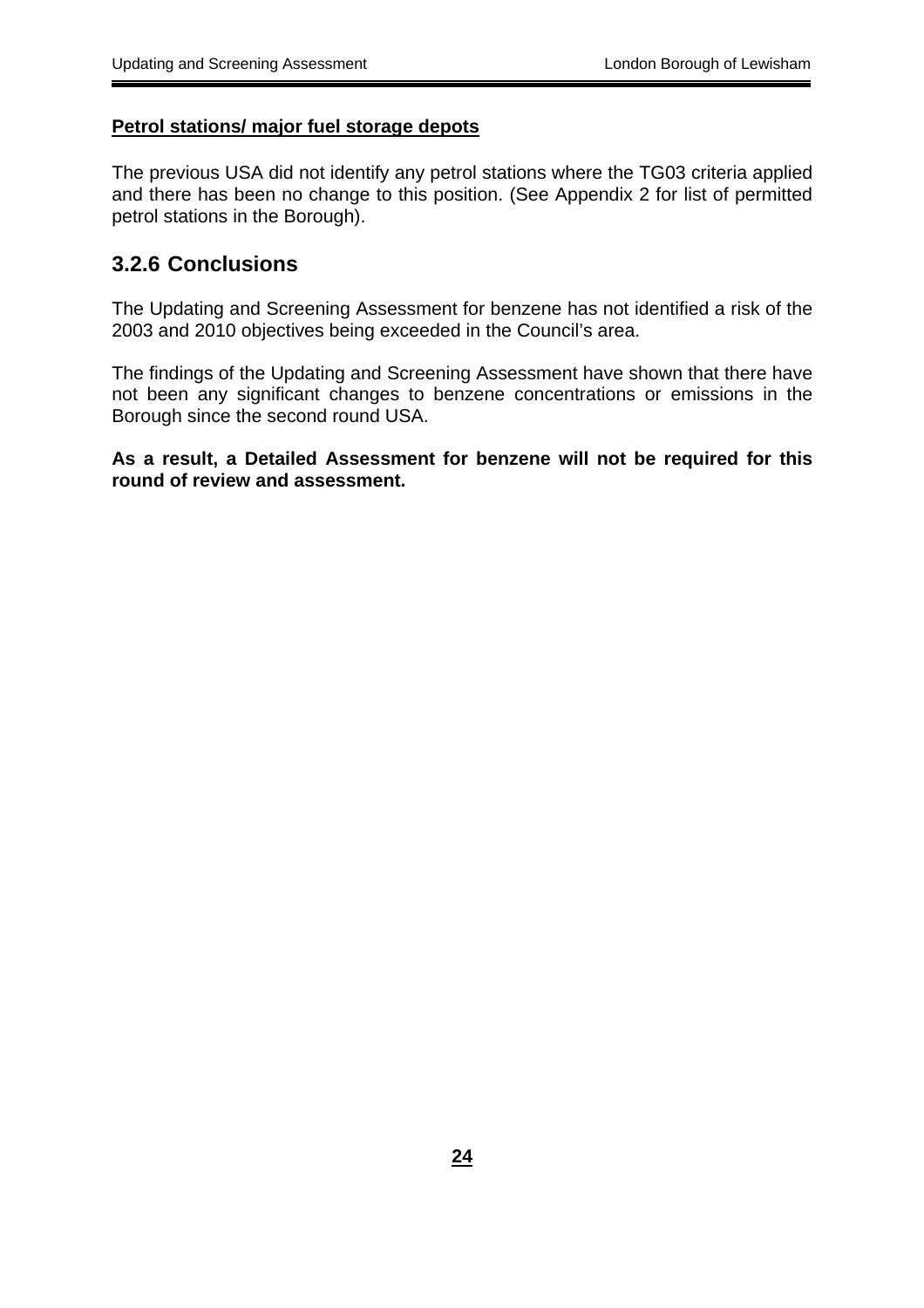**Petrol stations/ major fuel storage depots**

The previous USA did not identify any petrol stations where the TG03 criteria applied and there has been no change to this position. (See Appendix 2 for list of permitted petrol stations in the Borough).

### 3.2.6 Conclusions

The Updating and Screening Assessment for benzene has not identified a risk of the 2003 and 2010 objectives being exceeded in the Council's area.

The findings of the Updating and Screening Assessment have shown that there have not been any significant changes to benzene concentrations or emissions in the Borough since the second round USA.

**As a result, a Detailed Assessment for benzene will not be required for this round of review and assessment.**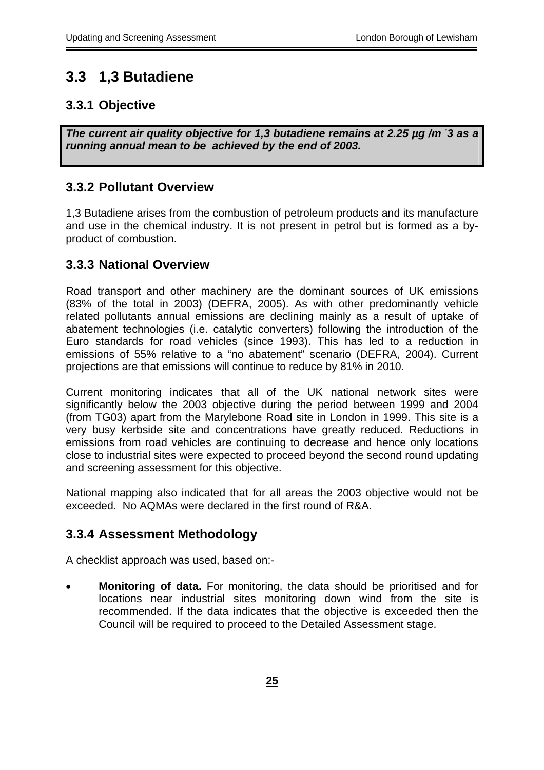## 3.3 1,3 Butadiene

### 3.3.1 Objective

***The current air quality objective for 1,3 butadiene remains at 2.25 µg /m $^{-3}$ as a running annual mean to be achieved by the end of 2003.***

### 3.3.2 Pollutant Overview

1,3 Butadiene arises from the combustion of petroleum products and its manufacture and use in the chemical industry. It is not present in petrol but is formed as a by-product of combustion.

### 3.3.3 National Overview

Road transport and other machinery are the dominant sources of UK emissions (83% of the total in 2003) (DEFRA, 2005). As with other predominantly vehicle related pollutants annual emissions are declining mainly as a result of uptake of abatement technologies (i.e. catalytic converters) following the introduction of the Euro standards for road vehicles (since 1993). This has led to a reduction in emissions of 55% relative to a "no abatement" scenario (DEFRA, 2004). Current projections are that emissions will continue to reduce by 81% in 2010.

Current monitoring indicates that all of the UK national network sites were significantly below the 2003 objective during the period between 1999 and 2004 (from TG03) apart from the Marylebone Road site in London in 1999. This site is a very busy kerbside site and concentrations have greatly reduced. Reductions in emissions from road vehicles are continuing to decrease and hence only locations close to industrial sites were expected to proceed beyond the second round updating and screening assessment for this objective.

National mapping also indicated that for all areas the 2003 objective would not be exceeded. No AQMAs were declared in the first round of R&A.

### 3.3.4 Assessment Methodology

A checklist approach was used, based on:-

- **Monitoring of data.** For monitoring, the data should be prioritised and for locations near industrial sites monitoring down wind from the site is recommended. If the data indicates that the objective is exceeded then the Council will be required to proceed to the Detailed Assessment stage.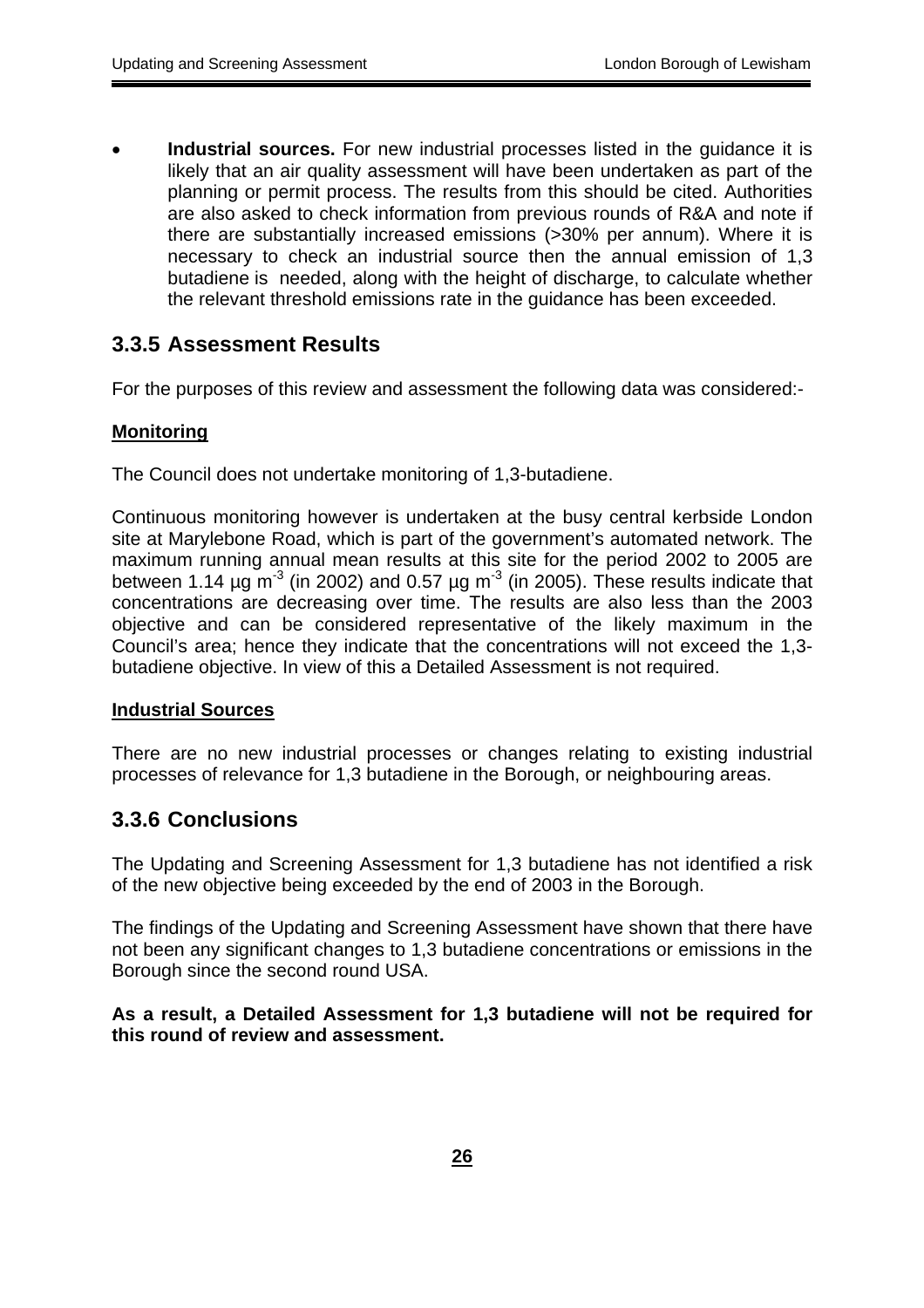- **Industrial sources.** For new industrial processes listed in the guidance it is likely that an air quality assessment will have been undertaken as part of the planning or permit process. The results from this should be cited. Authorities are also asked to check information from previous rounds of R&A and note if there are substantially increased emissions (>30% per annum). Where it is necessary to check an industrial source then the annual emission of 1,3 butadiene is needed, along with the height of discharge, to calculate whether the relevant threshold emissions rate in the guidance has been exceeded.

## 3.3.5 Assessment Results

For the purposes of this review and assessment the following data was considered:-

**Monitoring**

The Council does not undertake monitoring of 1,3-butadiene.

Continuous monitoring however is undertaken at the busy central kerbside London site at Marylebone Road, which is part of the government's automated network. The maximum running annual mean results at this site for the period 2002 to 2005 are between 1.14 $\mu g\ m^{-3}$ (in 2002) and 0.57 $\mu g\ m^{-3}$ (in 2005). These results indicate that concentrations are decreasing over time. The results are also less than the 2003 objective and can be considered representative of the likely maximum in the Council's area; hence they indicate that the concentrations will not exceed the 1,3-butadiene objective. In view of this a Detailed Assessment is not required.

**Industrial Sources**

There are no new industrial processes or changes relating to existing industrial processes of relevance for 1,3 butadiene in the Borough, or neighbouring areas.

## 3.3.6 Conclusions

The Updating and Screening Assessment for 1,3 butadiene has not identified a risk of the new objective being exceeded by the end of 2003 in the Borough.

The findings of the Updating and Screening Assessment have shown that there have not been any significant changes to 1,3 butadiene concentrations or emissions in the Borough since the second round USA.

**As a result, a Detailed Assessment for 1,3 butadiene will not be required for this round of review and assessment.**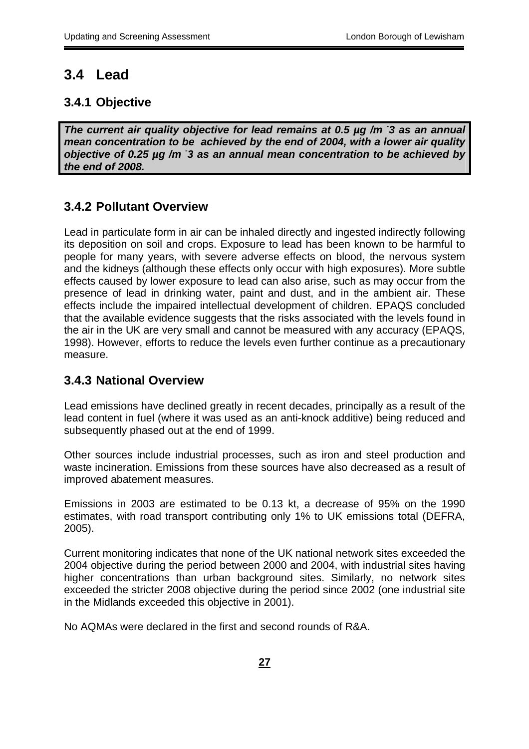## 3.4 Lead

### 3.4.1 Objective

***The current air quality objective for lead remains at 0.5 µg /m ⁻3 as an annual mean concentration to be achieved by the end of 2004, with a lower air quality objective of 0.25 µg /m ⁻3 as an annual mean concentration to be achieved by the end of 2008.***

### 3.4.2 Pollutant Overview

Lead in particulate form in air can be inhaled directly and ingested indirectly following its deposition on soil and crops. Exposure to lead has been known to be harmful to people for many years, with severe adverse effects on blood, the nervous system and the kidneys (although these effects only occur with high exposures). More subtle effects caused by lower exposure to lead can also arise, such as may occur from the presence of lead in drinking water, paint and dust, and in the ambient air. These effects include the impaired intellectual development of children. EPAQS concluded that the available evidence suggests that the risks associated with the levels found in the air in the UK are very small and cannot be measured with any accuracy (EPAQS, 1998). However, efforts to reduce the levels even further continue as a precautionary measure.

### 3.4.3 National Overview

Lead emissions have declined greatly in recent decades, principally as a result of the lead content in fuel (where it was used as an anti-knock additive) being reduced and subsequently phased out at the end of 1999.

Other sources include industrial processes, such as iron and steel production and waste incineration. Emissions from these sources have also decreased as a result of improved abatement measures.

Emissions in 2003 are estimated to be 0.13 kt, a decrease of 95% on the 1990 estimates, with road transport contributing only 1% to UK emissions total (DEFRA, 2005).

Current monitoring indicates that none of the UK national network sites exceeded the 2004 objective during the period between 2000 and 2004, with industrial sites having higher concentrations than urban background sites. Similarly, no network sites exceeded the stricter 2008 objective during the period since 2002 (one industrial site in the Midlands exceeded this objective in 2001).

No AQMAs were declared in the first and second rounds of R&A.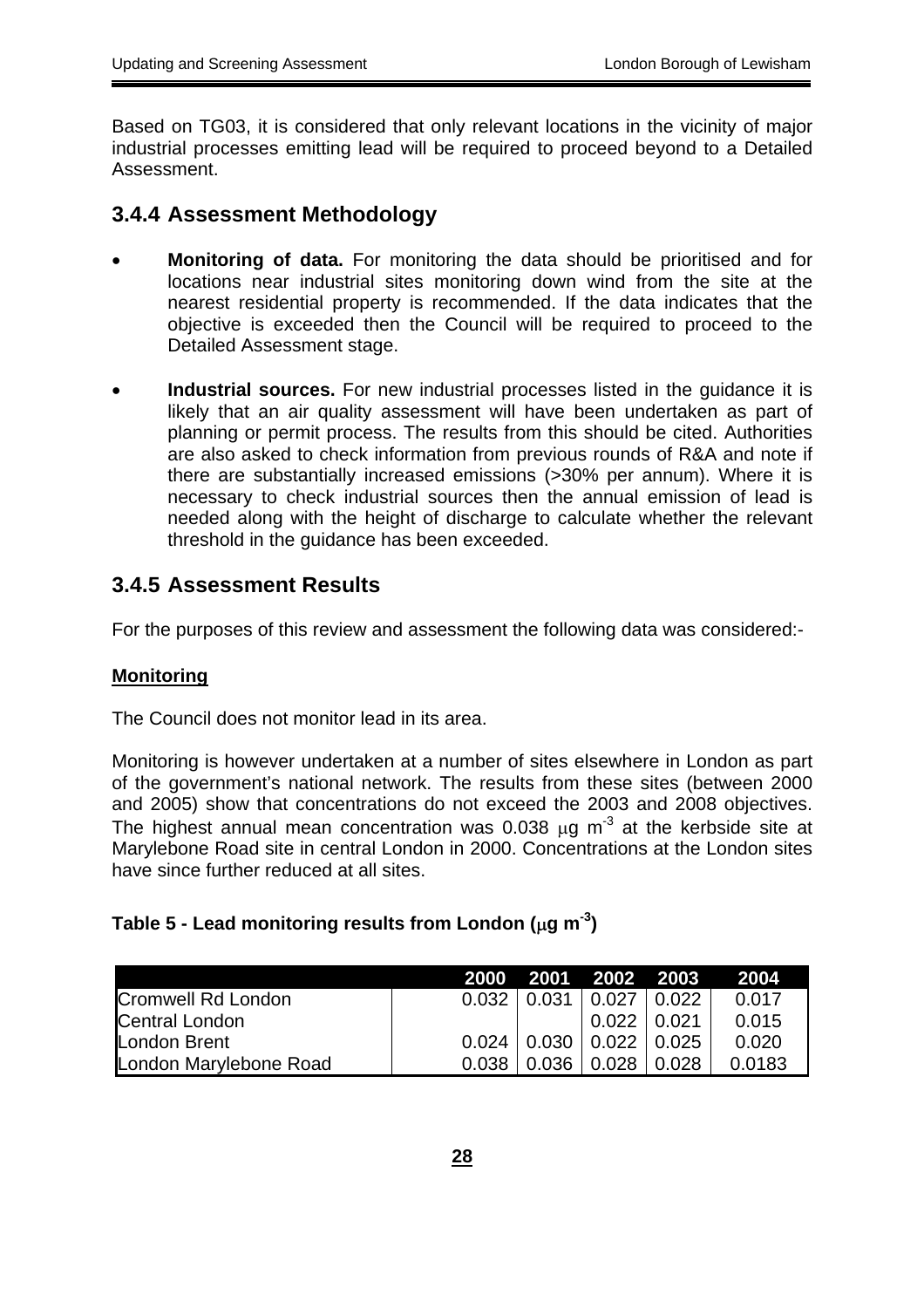Based on TG03, it is considered that only relevant locations in the vicinity of major industrial processes emitting lead will be required to proceed beyond to a Detailed Assessment.

### 3.4.4 Assessment Methodology

- **Monitoring of data.** For monitoring the data should be prioritised and for locations near industrial sites monitoring down wind from the site at the nearest residential property is recommended. If the data indicates that the objective is exceeded then the Council will be required to proceed to the Detailed Assessment stage.

- **Industrial sources.** For new industrial processes listed in the guidance it is likely that an air quality assessment will have been undertaken as part of planning or permit process. The results from this should be cited. Authorities are also asked to check information from previous rounds of R&A and note if there are substantially increased emissions (>30% per annum). Where it is necessary to check industrial sources then the annual emission of lead is needed along with the height of discharge to calculate whether the relevant threshold in the guidance has been exceeded.

### 3.4.5 Assessment Results

For the purposes of this review and assessment the following data was considered:-

**Monitoring**

The Council does not monitor lead in its area.

Monitoring is however undertaken at a number of sites elsewhere in London as part of the government's national network. The results from these sites (between 2000 and 2005) show that concentrations do not exceed the 2003 and 2008 objectives. The highest annual mean concentration was 0.038 $\mu g\ m^{-3}$ at the kerbside site at Marylebone Road site in central London in 2000. Concentrations at the London sites have since further reduced at all sites.

**Table 5 - Lead monitoring results from London ($\mu g\ m^{-3}$)**

| | 2000 | 2001 | 2002 | 2003 | 2004 |
|---|---|---|---|---|---|
| Cromwell Rd London | 0.032 | 0.031 | 0.027 | 0.022 | 0.017 |
| Central London | | | 0.022 | 0.021 | 0.015 |
| London Brent | 0.024 | 0.030 | 0.022 | 0.025 | 0.020 |
| London Marylebone Road | 0.038 | 0.036 | 0.028 | 0.028 | 0.0183 |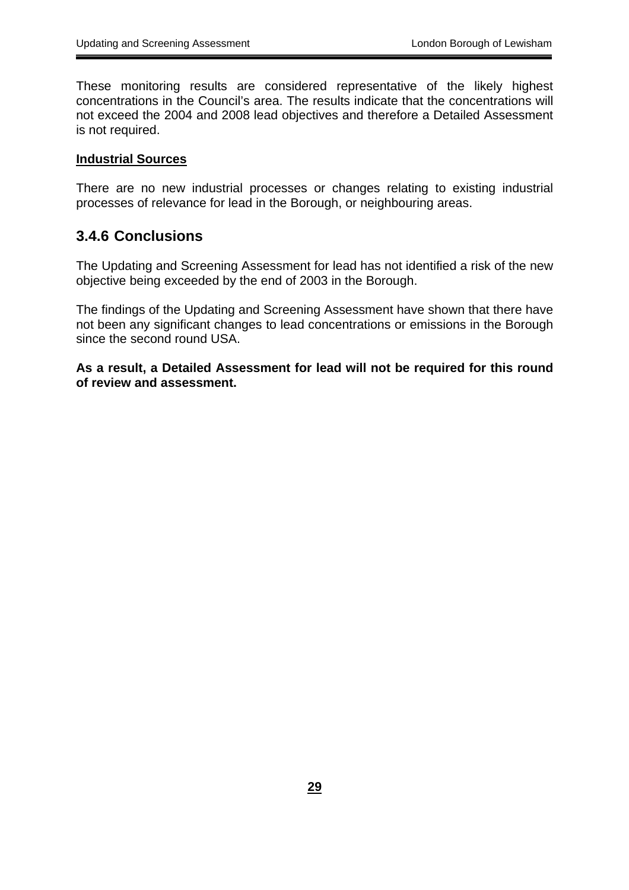These monitoring results are considered representative of the likely highest concentrations in the Council's area. The results indicate that the concentrations will not exceed the 2004 and 2008 lead objectives and therefore a Detailed Assessment is not required.

**Industrial Sources**

There are no new industrial processes or changes relating to existing industrial processes of relevance for lead in the Borough, or neighbouring areas.

### 3.4.6 Conclusions

The Updating and Screening Assessment for lead has not identified a risk of the new objective being exceeded by the end of 2003 in the Borough.

The findings of the Updating and Screening Assessment have shown that there have not been any significant changes to lead concentrations or emissions in the Borough since the second round USA.

**As a result, a Detailed Assessment for lead will not be required for this round of review and assessment.**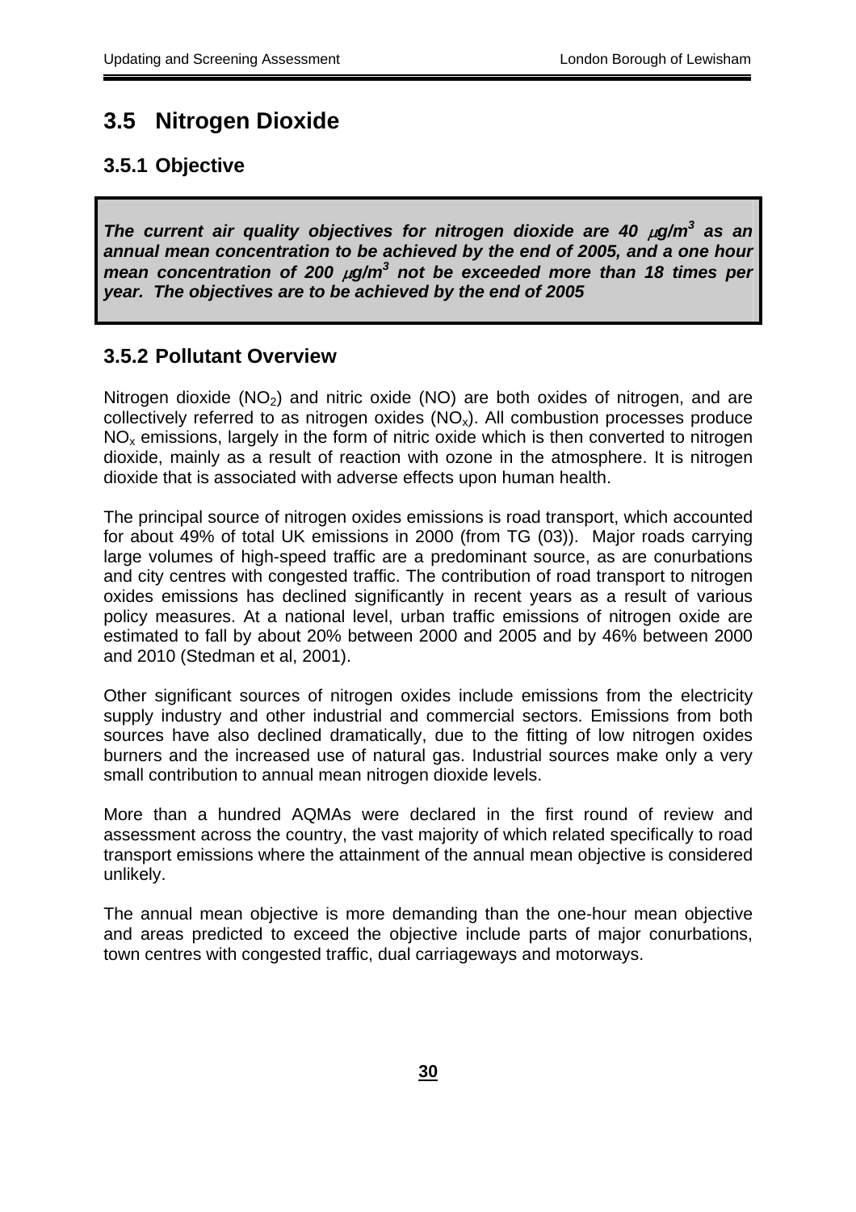## 3.5 Nitrogen Dioxide

### 3.5.1 Objective

***The current air quality objectives for nitrogen dioxide are 40 $\mu g/m^3$ as an annual mean concentration to be achieved by the end of 2005, and a one hour mean concentration of 200 $\mu g/m^3$ not be exceeded more than 18 times per year. The objectives are to be achieved by the end of 2005***

### 3.5.2 Pollutant Overview

Nitrogen dioxide ($NO_2$) and nitric oxide (NO) are both oxides of nitrogen, and are collectively referred to as nitrogen oxides ($NO_x$). All combustion processes produce $NO_x$ emissions, largely in the form of nitric oxide which is then converted to nitrogen dioxide, mainly as a result of reaction with ozone in the atmosphere. It is nitrogen dioxide that is associated with adverse effects upon human health.

The principal source of nitrogen oxides emissions is road transport, which accounted for about 49% of total UK emissions in 2000 (from TG (03)). Major roads carrying large volumes of high-speed traffic are a predominant source, as are conurbations and city centres with congested traffic. The contribution of road transport to nitrogen oxides emissions has declined significantly in recent years as a result of various policy measures. At a national level, urban traffic emissions of nitrogen oxide are estimated to fall by about 20% between 2000 and 2005 and by 46% between 2000 and 2010 (Stedman et al, 2001).

Other significant sources of nitrogen oxides include emissions from the electricity supply industry and other industrial and commercial sectors. Emissions from both sources have also declined dramatically, due to the fitting of low nitrogen oxides burners and the increased use of natural gas. Industrial sources make only a very small contribution to annual mean nitrogen dioxide levels.

More than a hundred AQMAs were declared in the first round of review and assessment across the country, the vast majority of which related specifically to road transport emissions where the attainment of the annual mean objective is considered unlikely.

The annual mean objective is more demanding than the one-hour mean objective and areas predicted to exceed the objective include parts of major conurbations, town centres with congested traffic, dual carriageways and motorways.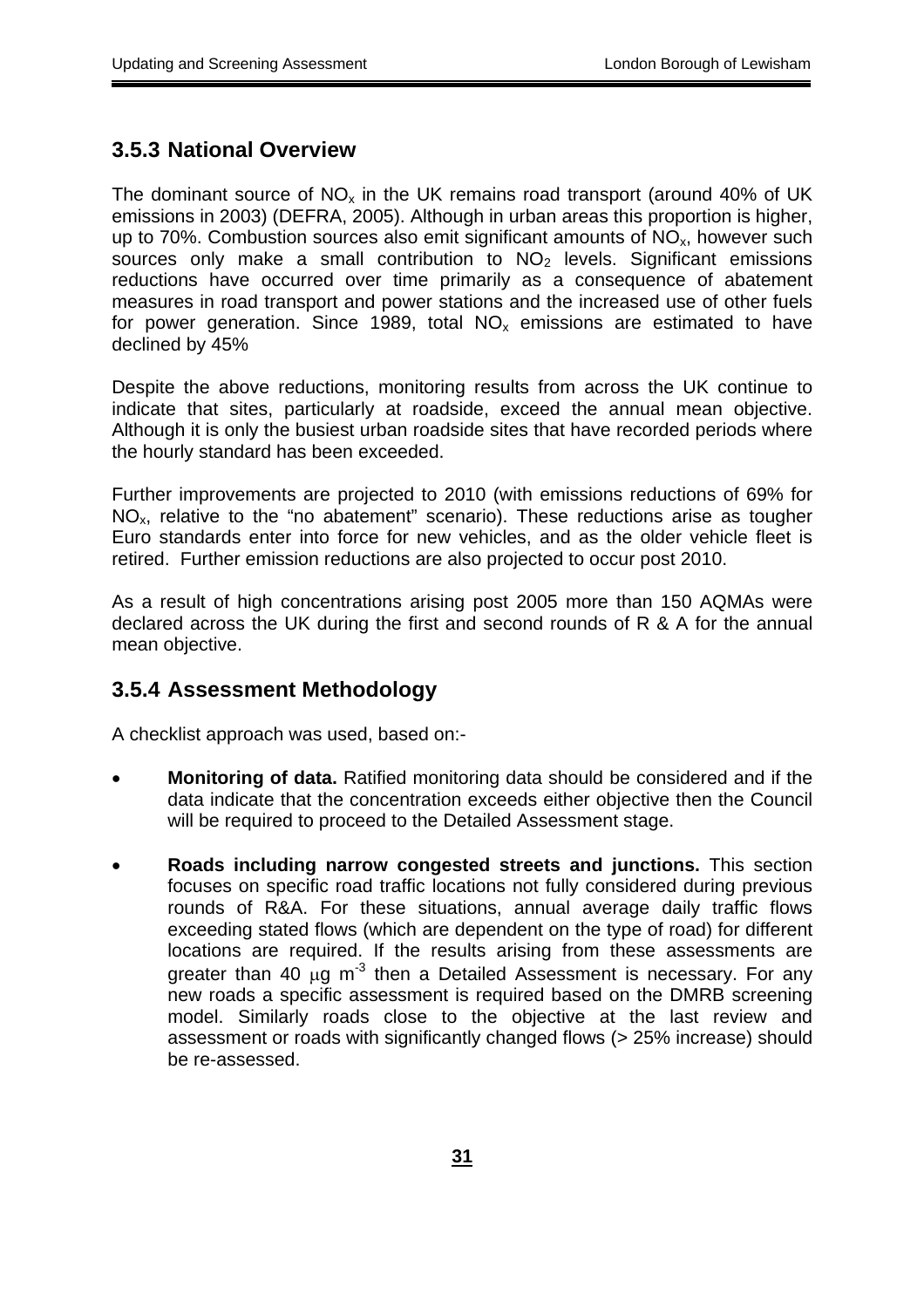### 3.5.3 National Overview

The dominant source of $NO_x$ in the UK remains road transport (around 40% of UK emissions in 2003) (DEFRA, 2005). Although in urban areas this proportion is higher, up to 70%. Combustion sources also emit significant amounts of $NO_x$, however such sources only make a small contribution to $NO_2$ levels. Significant emissions reductions have occurred over time primarily as a consequence of abatement measures in road transport and power stations and the increased use of other fuels for power generation. Since 1989, total $NO_x$ emissions are estimated to have declined by 45%

Despite the above reductions, monitoring results from across the UK continue to indicate that sites, particularly at roadside, exceed the annual mean objective. Although it is only the busiest urban roadside sites that have recorded periods where the hourly standard has been exceeded.

Further improvements are projected to 2010 (with emissions reductions of 69% for $NO_x$, relative to the "no abatement" scenario). These reductions arise as tougher Euro standards enter into force for new vehicles, and as the older vehicle fleet is retired. Further emission reductions are also projected to occur post 2010.

As a result of high concentrations arising post 2005 more than 150 AQMAs were declared across the UK during the first and second rounds of R & A for the annual mean objective.

### 3.5.4 Assessment Methodology

A checklist approach was used, based on:-

- **Monitoring of data.** Ratified monitoring data should be considered and if the data indicate that the concentration exceeds either objective then the Council will be required to proceed to the Detailed Assessment stage.
- **Roads including narrow congested streets and junctions.** This section focuses on specific road traffic locations not fully considered during previous rounds of R&A. For these situations, annual average daily traffic flows exceeding stated flows (which are dependent on the type of road) for different locations are required. If the results arising from these assessments are greater than 40 $\mu g\ m^{-3}$ then a Detailed Assessment is necessary. For any new roads a specific assessment is required based on the DMRB screening model. Similarly roads close to the objective at the last review and assessment or roads with significantly changed flows (> 25% increase) should be re-assessed.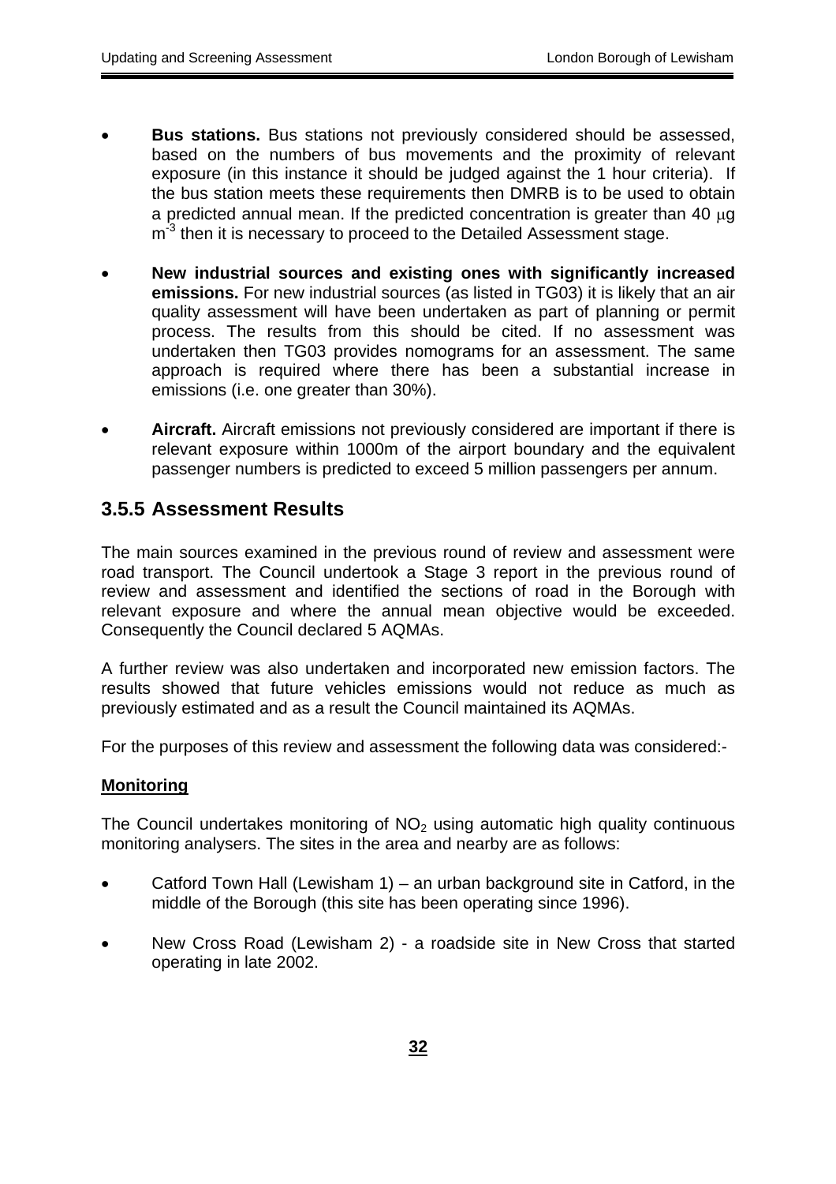- **Bus stations.** Bus stations not previously considered should be assessed, based on the numbers of bus movements and the proximity of relevant exposure (in this instance it should be judged against the 1 hour criteria). If the bus station meets these requirements then DMRB is to be used to obtain a predicted annual mean. If the predicted concentration is greater than 40 μg $m^{-3}$ then it is necessary to proceed to the Detailed Assessment stage.

- **New industrial sources and existing ones with significantly increased emissions.** For new industrial sources (as listed in TG03) it is likely that an air quality assessment will have been undertaken as part of planning or permit process. The results from this should be cited. If no assessment was undertaken then TG03 provides nomograms for an assessment. The same approach is required where there has been a substantial increase in emissions (i.e. one greater than 30%).

- **Aircraft.** Aircraft emissions not previously considered are important if there is relevant exposure within 1000m of the airport boundary and the equivalent passenger numbers is predicted to exceed 5 million passengers per annum.

### 3.5.5 Assessment Results

The main sources examined in the previous round of review and assessment were road transport. The Council undertook a Stage 3 report in the previous round of review and assessment and identified the sections of road in the Borough with relevant exposure and where the annual mean objective would be exceeded. Consequently the Council declared 5 AQMAs.

A further review was also undertaken and incorporated new emission factors. The results showed that future vehicles emissions would not reduce as much as previously estimated and as a result the Council maintained its AQMAs.

For the purposes of this review and assessment the following data was considered:-

**Monitoring**

The Council undertakes monitoring of $NO_2$ using automatic high quality continuous monitoring analysers. The sites in the area and nearby are as follows:

- Catford Town Hall (Lewisham 1) – an urban background site in Catford, in the middle of the Borough (this site has been operating since 1996).

- New Cross Road (Lewisham 2) - a roadside site in New Cross that started operating in late 2002.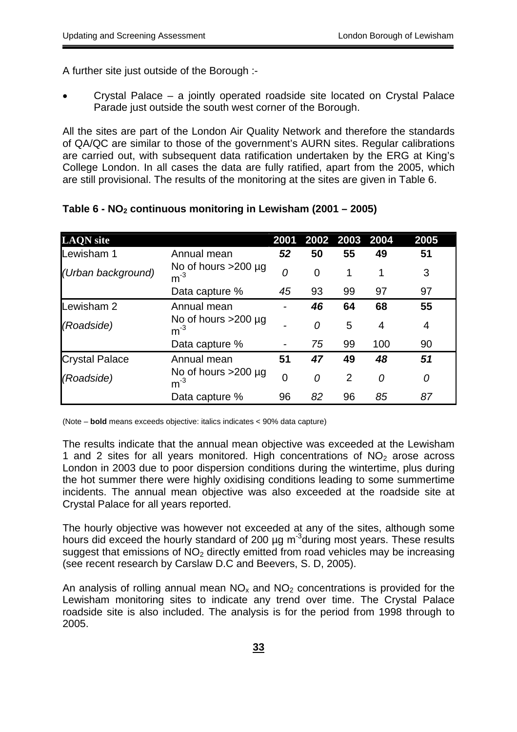A further site just outside of the Borough :-

- Crystal Palace – a jointly operated roadside site located on Crystal Palace Parade just outside the south west corner of the Borough.

All the sites are part of the London Air Quality Network and therefore the standards of QA/QC are similar to those of the government's AURN sites. Regular calibrations are carried out, with subsequent data ratification undertaken by the ERG at King's College London. In all cases the data are fully ratified, apart from the 2005, which are still provisional. The results of the monitoring at the sites are given in Table 6.

**Table 6 - $NO_2$ continuous monitoring in Lewisham (2001 – 2005)**

| LAQN site | | 2001 | 2002 | 2003 | 2004 | 2005 |
|---|---|---|---|---|---|---|
| Lewisham 1 | Annual mean | ***52*** | **50** | **55** | **49** | **51** |
| *(Urban background)* | No of hours >200 µg $m^{-3}$ | *0* | 0 | 1 | 1 | 3 |
| | Data capture % | *45* | 93 | 99 | 97 | 97 |
| Lewisham 2 | Annual mean | - | ***46*** | **64** | **68** | **55** |
| *(Roadside)* | No of hours >200 µg $m^{-3}$ | - | *0* | 5 | 4 | 4 |
| | Data capture % | - | *75* | 99 | 100 | 90 |
| Crystal Palace | Annual mean | **51** | ***47*** | **49** | ***48*** | ***51*** |
| *(Roadside)* | No of hours >200 µg $m^{-3}$ | 0 | *0* | 2 | *0* | *0* |
| | Data capture % | 96 | *82* | 96 | *85* | *87* |

(Note – **bold** means exceeds objective: italics indicates < 90% data capture)

The results indicate that the annual mean objective was exceeded at the Lewisham 1 and 2 sites for all years monitored. High concentrations of $NO_2$ arose across London in 2003 due to poor dispersion conditions during the wintertime, plus during the hot summer there were highly oxidising conditions leading to some summertime incidents. The annual mean objective was also exceeded at the roadside site at Crystal Palace for all years reported.

The hourly objective was however not exceeded at any of the sites, although some hours did exceed the hourly standard of 200 µg $m^{-3}$during most years. These results suggest that emissions of $NO_2$ directly emitted from road vehicles may be increasing (see recent research by Carslaw D.C and Beevers, S. D, 2005).

An analysis of rolling annual mean $NO_x$ and $NO_2$ concentrations is provided for the Lewisham monitoring sites to indicate any trend over time. The Crystal Palace roadside site is also included. The analysis is for the period from 1998 through to 2005.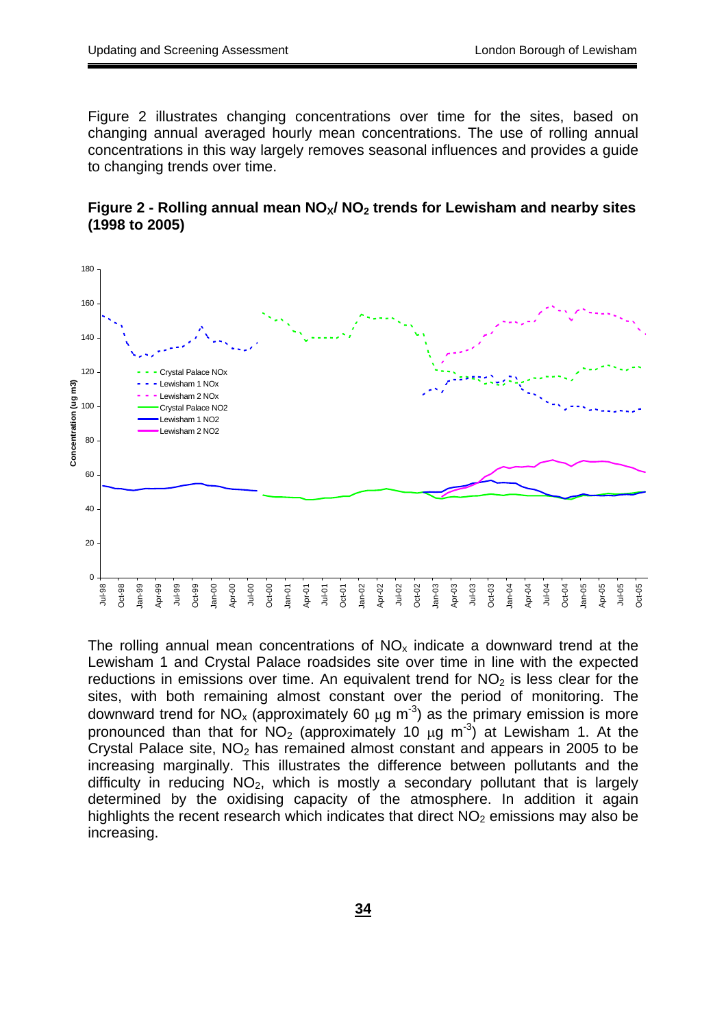Figure 2 illustrates changing concentrations over time for the sites, based on changing annual averaged hourly mean concentrations. The use of rolling annual concentrations in this way largely removes seasonal influences and provides a guide to changing trends over time.

**Figure 2 - Rolling annual mean $NO_X$/ $NO_2$ trends for Lewisham and nearby sites (1998 to 2005)**

The rolling annual mean concentrations of $NO_x$ indicate a downward trend at the Lewisham 1 and Crystal Palace roadsides site over time in line with the expected reductions in emissions over time. An equivalent trend for $NO_2$ is less clear for the sites, with both remaining almost constant over the period of monitoring. The downward trend for $NO_x$ (approximately 60 $\mu g\ m^{-3}$) as the primary emission is more pronounced than that for $NO_2$ (approximately 10 $\mu g\ m^{-3}$) at Lewisham 1. At the Crystal Palace site, $NO_2$ has remained almost constant and appears in 2005 to be increasing marginally. This illustrates the difference between pollutants and the difficulty in reducing $NO_2$, which is mostly a secondary pollutant that is largely determined by the oxidising capacity of the atmosphere. In addition it again highlights the recent research which indicates that direct $NO_2$ emissions may also be increasing.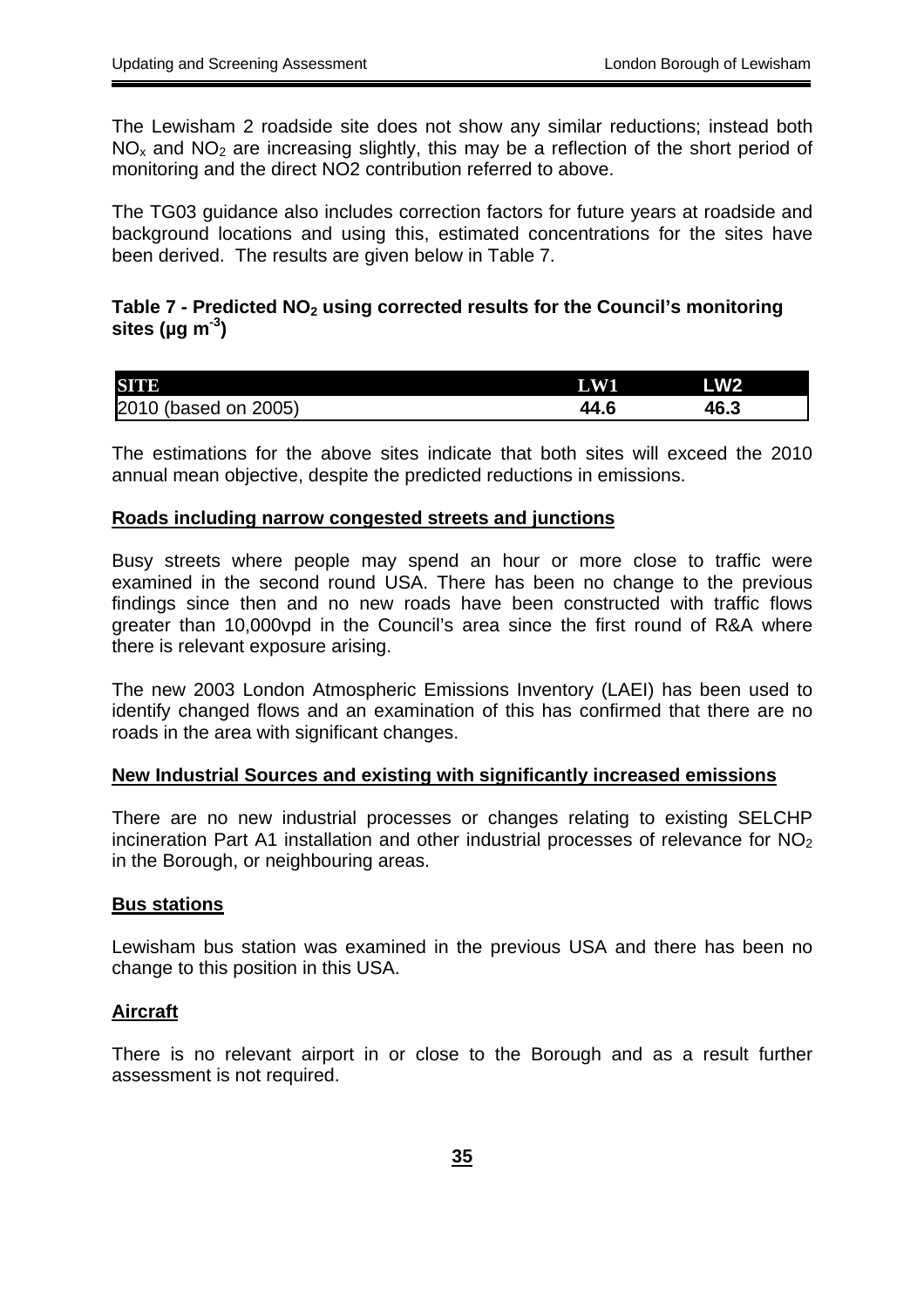The Lewisham 2 roadside site does not show any similar reductions; instead both $NO_x$ and $NO_2$ are increasing slightly, this may be a reflection of the short period of monitoring and the direct NO2 contribution referred to above.

The TG03 guidance also includes correction factors for future years at roadside and background locations and using this, estimated concentrations for the sites have been derived. The results are given below in Table 7.

**Table 7 - Predicted $NO_2$ using corrected results for the Council's monitoring sites (µg $m^{-3}$)**

| SITE | LW1 | LW2 |
| --- | --- | --- |
| 2010 (based on 2005) | **44.6** | **46.3** |

The estimations for the above sites indicate that both sites will exceed the 2010 annual mean objective, despite the predicted reductions in emissions.

**Roads including narrow congested streets and junctions**

Busy streets where people may spend an hour or more close to traffic were examined in the second round USA. There has been no change to the previous findings since then and no new roads have been constructed with traffic flows greater than 10,000vpd in the Council's area since the first round of R&A where there is relevant exposure arising.

The new 2003 London Atmospheric Emissions Inventory (LAEI) has been used to identify changed flows and an examination of this has confirmed that there are no roads in the area with significant changes.

**New Industrial Sources and existing with significantly increased emissions**

There are no new industrial processes or changes relating to existing SELCHP incineration Part A1 installation and other industrial processes of relevance for $NO_2$ in the Borough, or neighbouring areas.

**Bus stations**

Lewisham bus station was examined in the previous USA and there has been no change to this position in this USA.

**Aircraft**

There is no relevant airport in or close to the Borough and as a result further assessment is not required.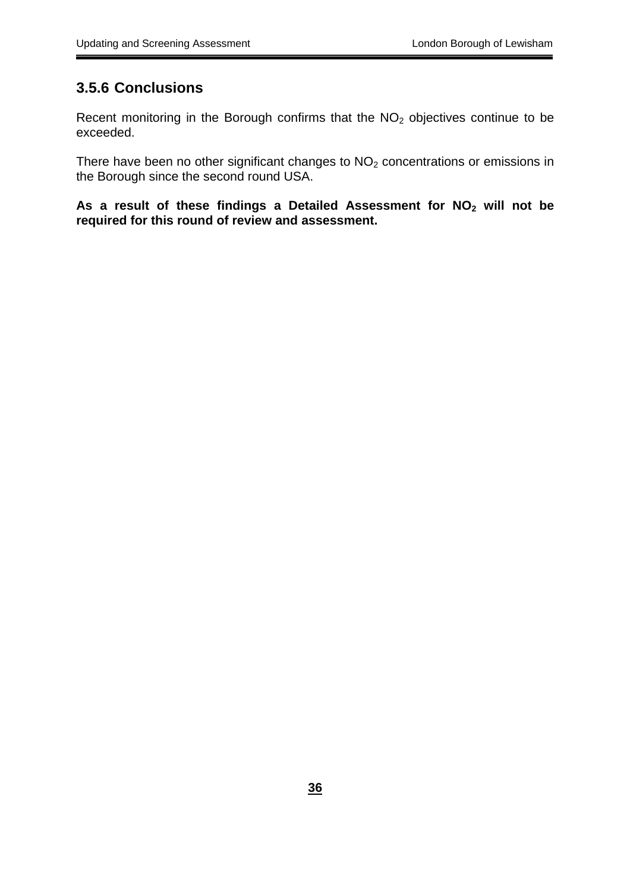### 3.5.6 Conclusions

Recent monitoring in the Borough confirms that the $NO_2$ objectives continue to be exceeded.

There have been no other significant changes to $NO_2$ concentrations or emissions in the Borough since the second round USA.

**As a result of these findings a Detailed Assessment for $NO_2$ will not be required for this round of review and assessment.**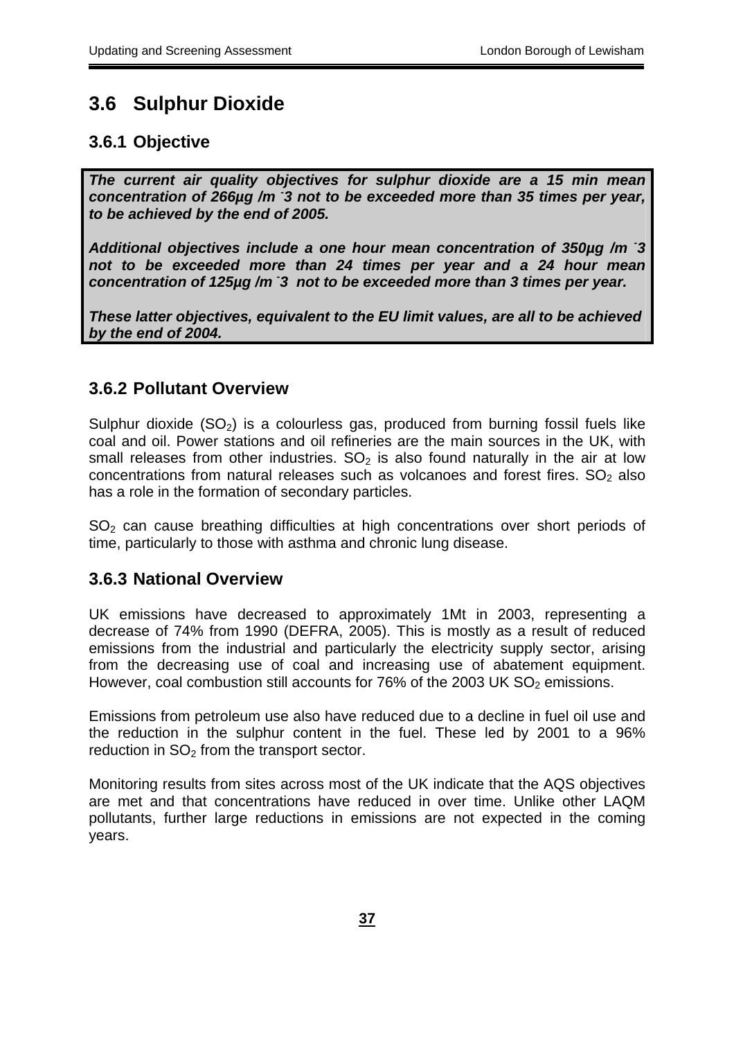## 3.6 Sulphur Dioxide

### 3.6.1 Objective

***The current air quality objectives for sulphur dioxide are a 15 min mean concentration of 266µg /m ¯3 not to be exceeded more than 35 times per year, to be achieved by the end of 2005.***

***Additional objectives include a one hour mean concentration of 350µg /m ¯3 not to be exceeded more than 24 times per year and a 24 hour mean concentration of 125µg /m ¯3 not to be exceeded more than 3 times per year.***

***These latter objectives, equivalent to the EU limit values, are all to be achieved by the end of 2004.***

### 3.6.2 Pollutant Overview

Sulphur dioxide ($SO_2$) is a colourless gas, produced from burning fossil fuels like coal and oil. Power stations and oil refineries are the main sources in the UK, with small releases from other industries. $SO_2$ is also found naturally in the air at low concentrations from natural releases such as volcanoes and forest fires. $SO_2$ also has a role in the formation of secondary particles.

$SO_2$ can cause breathing difficulties at high concentrations over short periods of time, particularly to those with asthma and chronic lung disease.

### 3.6.3 National Overview

UK emissions have decreased to approximately 1Mt in 2003, representing a decrease of 74% from 1990 (DEFRA, 2005). This is mostly as a result of reduced emissions from the industrial and particularly the electricity supply sector, arising from the decreasing use of coal and increasing use of abatement equipment. However, coal combustion still accounts for 76% of the 2003 UK $SO_2$ emissions.

Emissions from petroleum use also have reduced due to a decline in fuel oil use and the reduction in the sulphur content in the fuel. These led by 2001 to a 96% reduction in $SO_2$ from the transport sector.

Monitoring results from sites across most of the UK indicate that the AQS objectives are met and that concentrations have reduced in over time. Unlike other LAQM pollutants, further large reductions in emissions are not expected in the coming years.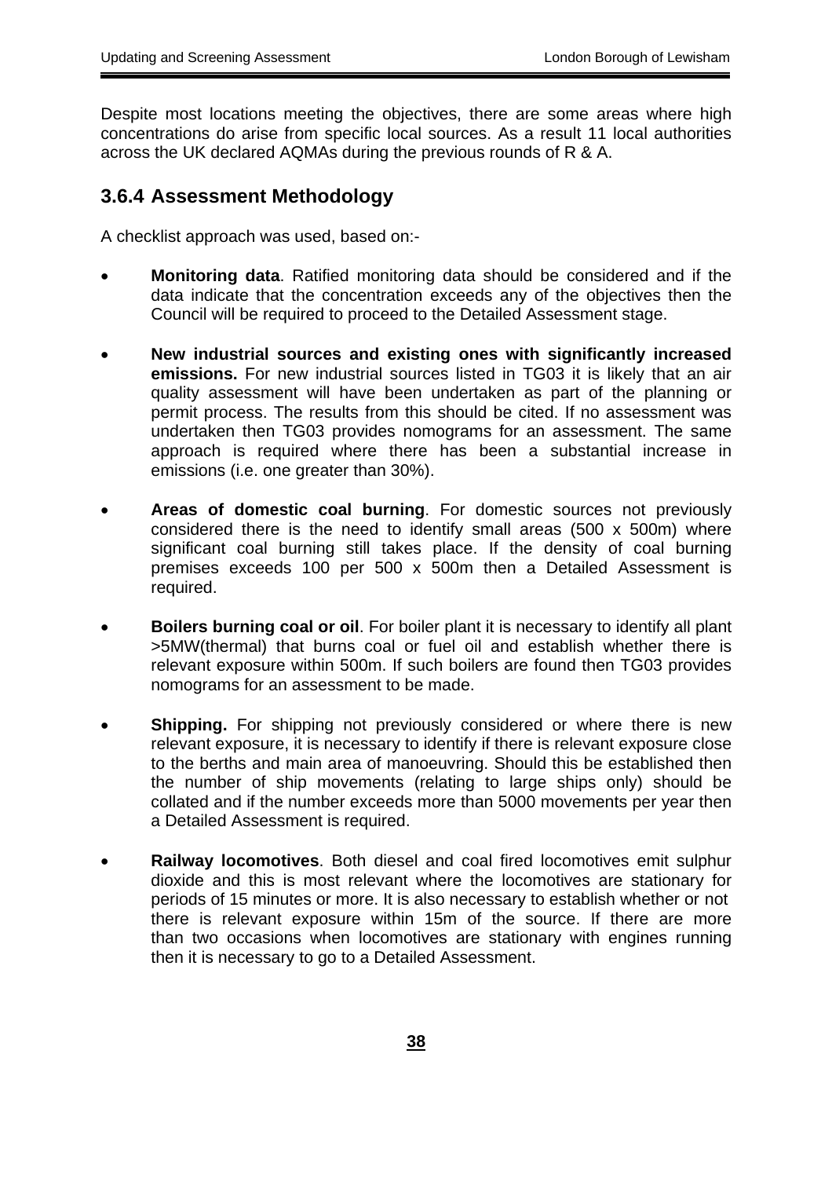Despite most locations meeting the objectives, there are some areas where high concentrations do arise from specific local sources. As a result 11 local authorities across the UK declared AQMAs during the previous rounds of R & A.

### 3.6.4 Assessment Methodology

A checklist approach was used, based on:-

- **Monitoring data**. Ratified monitoring data should be considered and if the data indicate that the concentration exceeds any of the objectives then the Council will be required to proceed to the Detailed Assessment stage.
- **New industrial sources and existing ones with significantly increased emissions.** For new industrial sources listed in TG03 it is likely that an air quality assessment will have been undertaken as part of the planning or permit process. The results from this should be cited. If no assessment was undertaken then TG03 provides nomograms for an assessment. The same approach is required where there has been a substantial increase in emissions (i.e. one greater than 30%).
- **Areas of domestic coal burning**. For domestic sources not previously considered there is the need to identify small areas (500 x 500m) where significant coal burning still takes place. If the density of coal burning premises exceeds 100 per 500 x 500m then a Detailed Assessment is required.
- **Boilers burning coal or oil**. For boiler plant it is necessary to identify all plant >5MW(thermal) that burns coal or fuel oil and establish whether there is relevant exposure within 500m. If such boilers are found then TG03 provides nomograms for an assessment to be made.
- **Shipping.** For shipping not previously considered or where there is new relevant exposure, it is necessary to identify if there is relevant exposure close to the berths and main area of manoeuvring. Should this be established then the number of ship movements (relating to large ships only) should be collated and if the number exceeds more than 5000 movements per year then a Detailed Assessment is required.
- **Railway locomotives**. Both diesel and coal fired locomotives emit sulphur dioxide and this is most relevant where the locomotives are stationary for periods of 15 minutes or more. It is also necessary to establish whether or not there is relevant exposure within 15m of the source. If there are more than two occasions when locomotives are stationary with engines running then it is necessary to go to a Detailed Assessment.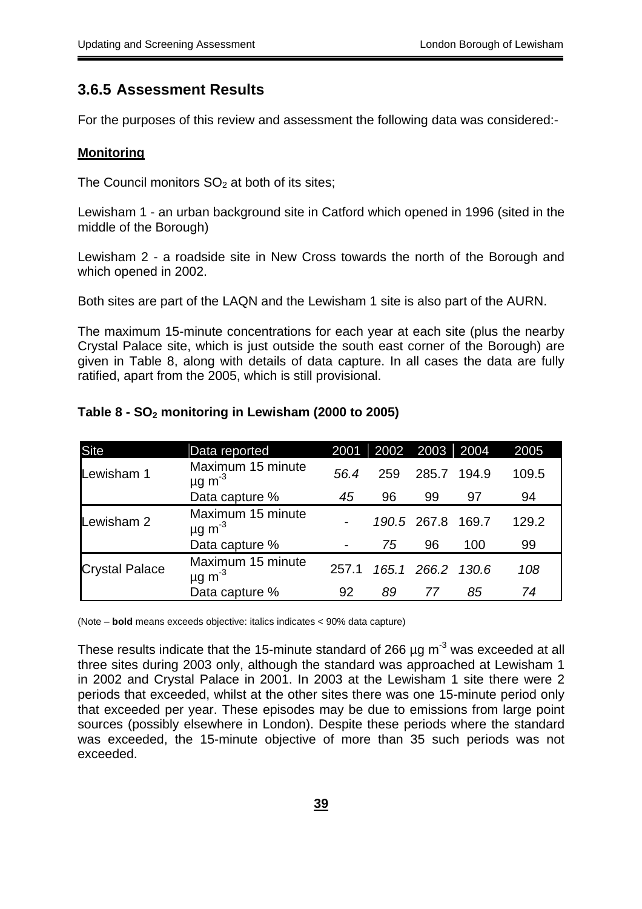### 3.6.5 Assessment Results

For the purposes of this review and assessment the following data was considered:-

**Monitoring**

The Council monitors $SO_2$ at both of its sites;

Lewisham 1 - an urban background site in Catford which opened in 1996 (sited in the middle of the Borough)

Lewisham 2 - a roadside site in New Cross towards the north of the Borough and which opened in 2002.

Both sites are part of the LAQN and the Lewisham 1 site is also part of the AURN.

The maximum 15-minute concentrations for each year at each site (plus the nearby Crystal Palace site, which is just outside the south east corner of the Borough) are given in Table 8, along with details of data capture. In all cases the data are fully ratified, apart from the 2005, which is still provisional.

**Table 8 - $SO_2$ monitoring in Lewisham (2000 to 2005)**

| Site | Data reported | 2001 | 2002 | 2003 | 2004 | 2005 |
|---|---|---|---|---|---|---|
| Lewisham 1 | Maximum 15 minute $\mu g\ m^{-3}$ | *56.4* | 259 | 285.7 | 194.9 | 109.5 |
| | Data capture % | *45* | 96 | 99 | 97 | 94 |
| Lewisham 2 | Maximum 15 minute $\mu g\ m^{-3}$ | - | *190.5* | 267.8 | 169.7 | 129.2 |
| | Data capture % | - | *75* | 96 | 100 | 99 |
| Crystal Palace | Maximum 15 minute $\mu g\ m^{-3}$ | 257.1 | *165.1* | *266.2* | *130.6* | *108* |
| | Data capture % | 92 | *89* | *77* | *85* | *74* |

(Note – **bold** means exceeds objective: italics indicates < 90% data capture)

These results indicate that the 15-minute standard of 266 $\mu g\ m^{-3}$ was exceeded at all three sites during 2003 only, although the standard was approached at Lewisham 1 in 2002 and Crystal Palace in 2001. In 2003 at the Lewisham 1 site there were 2 periods that exceeded, whilst at the other sites there was one 15-minute period only that exceeded per year. These episodes may be due to emissions from large point sources (possibly elsewhere in London). Despite these periods where the standard was exceeded, the 15-minute objective of more than 35 such periods was not exceeded.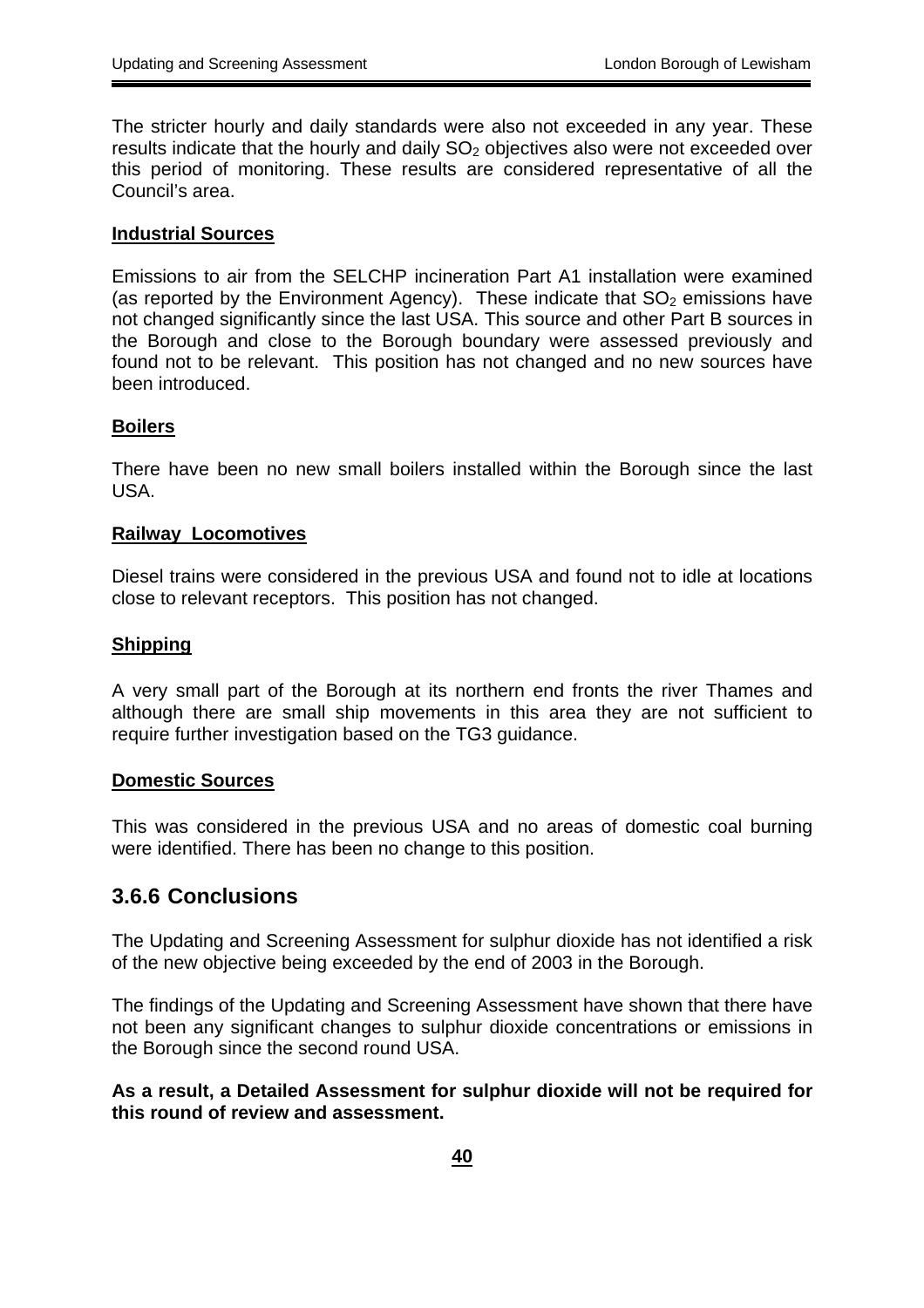The stricter hourly and daily standards were also not exceeded in any year. These results indicate that the hourly and daily $SO_2$ objectives also were not exceeded over this period of monitoring. These results are considered representative of all the Council's area.

**Industrial Sources**

Emissions to air from the SELCHP incineration Part A1 installation were examined (as reported by the Environment Agency). These indicate that $SO_2$ emissions have not changed significantly since the last USA. This source and other Part B sources in the Borough and close to the Borough boundary were assessed previously and found not to be relevant. This position has not changed and no new sources have been introduced.

**Boilers**

There have been no new small boilers installed within the Borough since the last USA.

**Railway Locomotives**

Diesel trains were considered in the previous USA and found not to idle at locations close to relevant receptors. This position has not changed.

**Shipping**

A very small part of the Borough at its northern end fronts the river Thames and although there are small ship movements in this area they are not sufficient to require further investigation based on the TG3 guidance.

**Domestic Sources**

This was considered in the previous USA and no areas of domestic coal burning were identified. There has been no change to this position.

### 3.6.6 Conclusions

The Updating and Screening Assessment for sulphur dioxide has not identified a risk of the new objective being exceeded by the end of 2003 in the Borough.

The findings of the Updating and Screening Assessment have shown that there have not been any significant changes to sulphur dioxide concentrations or emissions in the Borough since the second round USA.

**As a result, a Detailed Assessment for sulphur dioxide will not be required for this round of review and assessment.**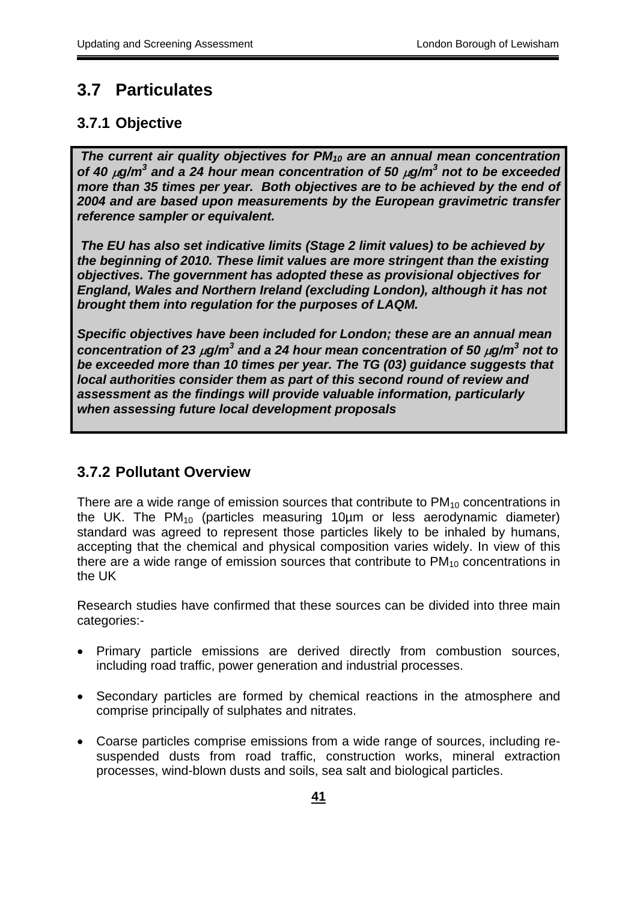## 3.7 Particulates

### 3.7.1 Objective

***The current air quality objectives for $PM_{10}$ are an annual mean concentration of 40 $\mu g/m^3$ and a 24 hour mean concentration of 50 $\mu g/m^3$ not to be exceeded more than 35 times per year. Both objectives are to be achieved by the end of 2004 and are based upon measurements by the European gravimetric transfer reference sampler or equivalent.***

***The EU has also set indicative limits (Stage 2 limit values) to be achieved by the beginning of 2010. These limit values are more stringent than the existing objectives. The government has adopted these as provisional objectives for England, Wales and Northern Ireland (excluding London), although it has not brought them into regulation for the purposes of LAQM.***

***Specific objectives have been included for London; these are an annual mean concentration of 23 $\mu g/m^3$ and a 24 hour mean concentration of 50 $\mu g/m^3$ not to be exceeded more than 10 times per year. The TG (03) guidance suggests that local authorities consider them as part of this second round of review and assessment as the findings will provide valuable information, particularly when assessing future local development proposals***

### 3.7.2 Pollutant Overview

There are a wide range of emission sources that contribute to $PM_{10}$ concentrations in the UK. The $PM_{10}$ (particles measuring 10µm or less aerodynamic diameter) standard was agreed to represent those particles likely to be inhaled by humans, accepting that the chemical and physical composition varies widely. In view of this there are a wide range of emission sources that contribute to $PM_{10}$ concentrations in the UK

Research studies have confirmed that these sources can be divided into three main categories:-

- Primary particle emissions are derived directly from combustion sources, including road traffic, power generation and industrial processes.
- Secondary particles are formed by chemical reactions in the atmosphere and comprise principally of sulphates and nitrates.
- Coarse particles comprise emissions from a wide range of sources, including re-suspended dusts from road traffic, construction works, mineral extraction processes, wind-blown dusts and soils, sea salt and biological particles.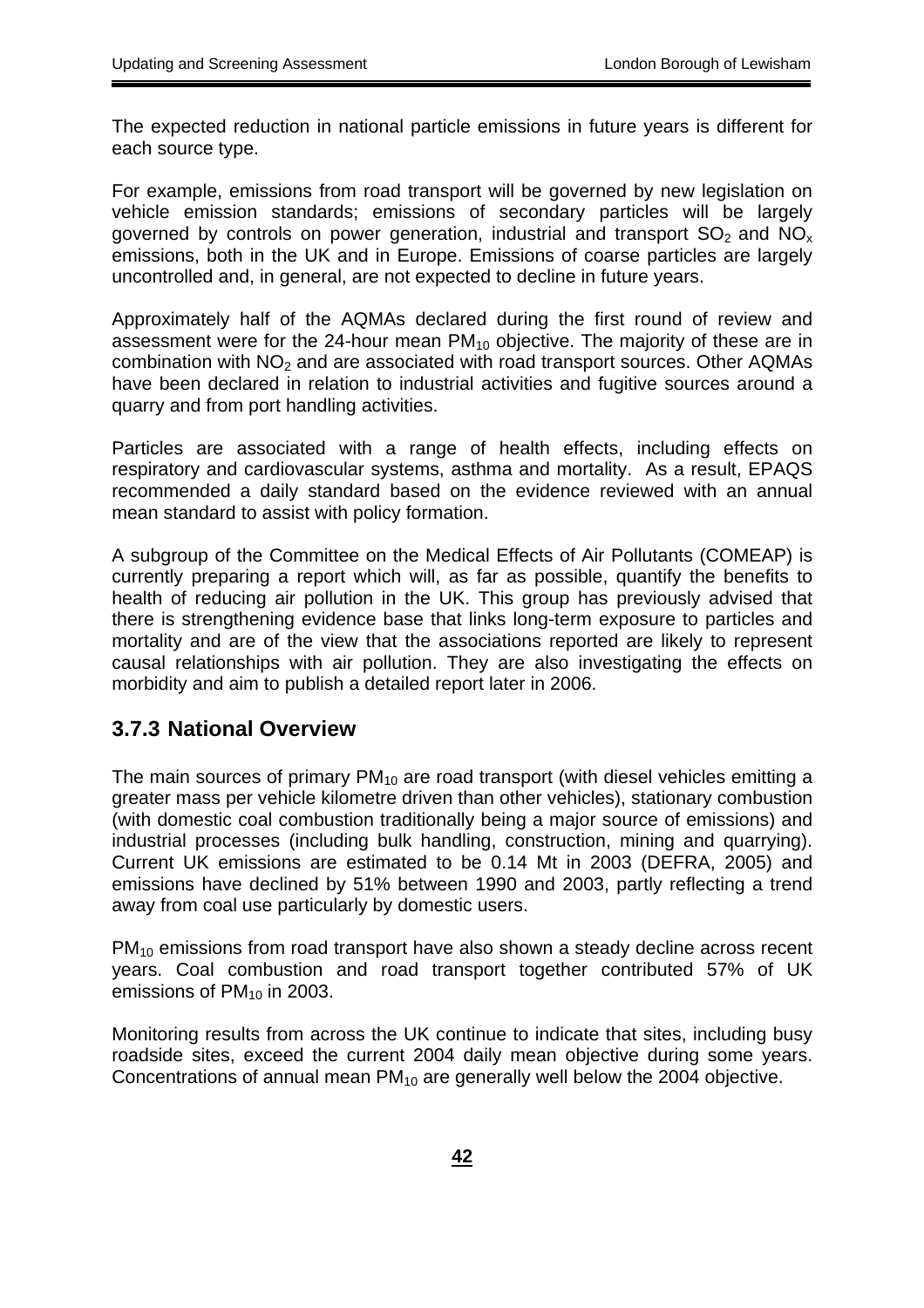The expected reduction in national particle emissions in future years is different for each source type.

For example, emissions from road transport will be governed by new legislation on vehicle emission standards; emissions of secondary particles will be largely governed by controls on power generation, industrial and transport $SO_2$ and $NO_x$ emissions, both in the UK and in Europe. Emissions of coarse particles are largely uncontrolled and, in general, are not expected to decline in future years.

Approximately half of the AQMAs declared during the first round of review and assessment were for the 24-hour mean $PM_{10}$ objective. The majority of these are in combination with $NO_2$ and are associated with road transport sources. Other AQMAs have been declared in relation to industrial activities and fugitive sources around a quarry and from port handling activities.

Particles are associated with a range of health effects, including effects on respiratory and cardiovascular systems, asthma and mortality. As a result, EPAQS recommended a daily standard based on the evidence reviewed with an annual mean standard to assist with policy formation.

A subgroup of the Committee on the Medical Effects of Air Pollutants (COMEAP) is currently preparing a report which will, as far as possible, quantify the benefits to health of reducing air pollution in the UK. This group has previously advised that there is strengthening evidence base that links long-term exposure to particles and mortality and are of the view that the associations reported are likely to represent causal relationships with air pollution. They are also investigating the effects on morbidity and aim to publish a detailed report later in 2006.

### 3.7.3 National Overview

The main sources of primary $PM_{10}$ are road transport (with diesel vehicles emitting a greater mass per vehicle kilometre driven than other vehicles), stationary combustion (with domestic coal combustion traditionally being a major source of emissions) and industrial processes (including bulk handling, construction, mining and quarrying). Current UK emissions are estimated to be 0.14 Mt in 2003 (DEFRA, 2005) and emissions have declined by 51% between 1990 and 2003, partly reflecting a trend away from coal use particularly by domestic users.

$PM_{10}$ emissions from road transport have also shown a steady decline across recent years. Coal combustion and road transport together contributed 57% of UK emissions of $PM_{10}$ in 2003.

Monitoring results from across the UK continue to indicate that sites, including busy roadside sites, exceed the current 2004 daily mean objective during some years. Concentrations of annual mean $PM_{10}$ are generally well below the 2004 objective.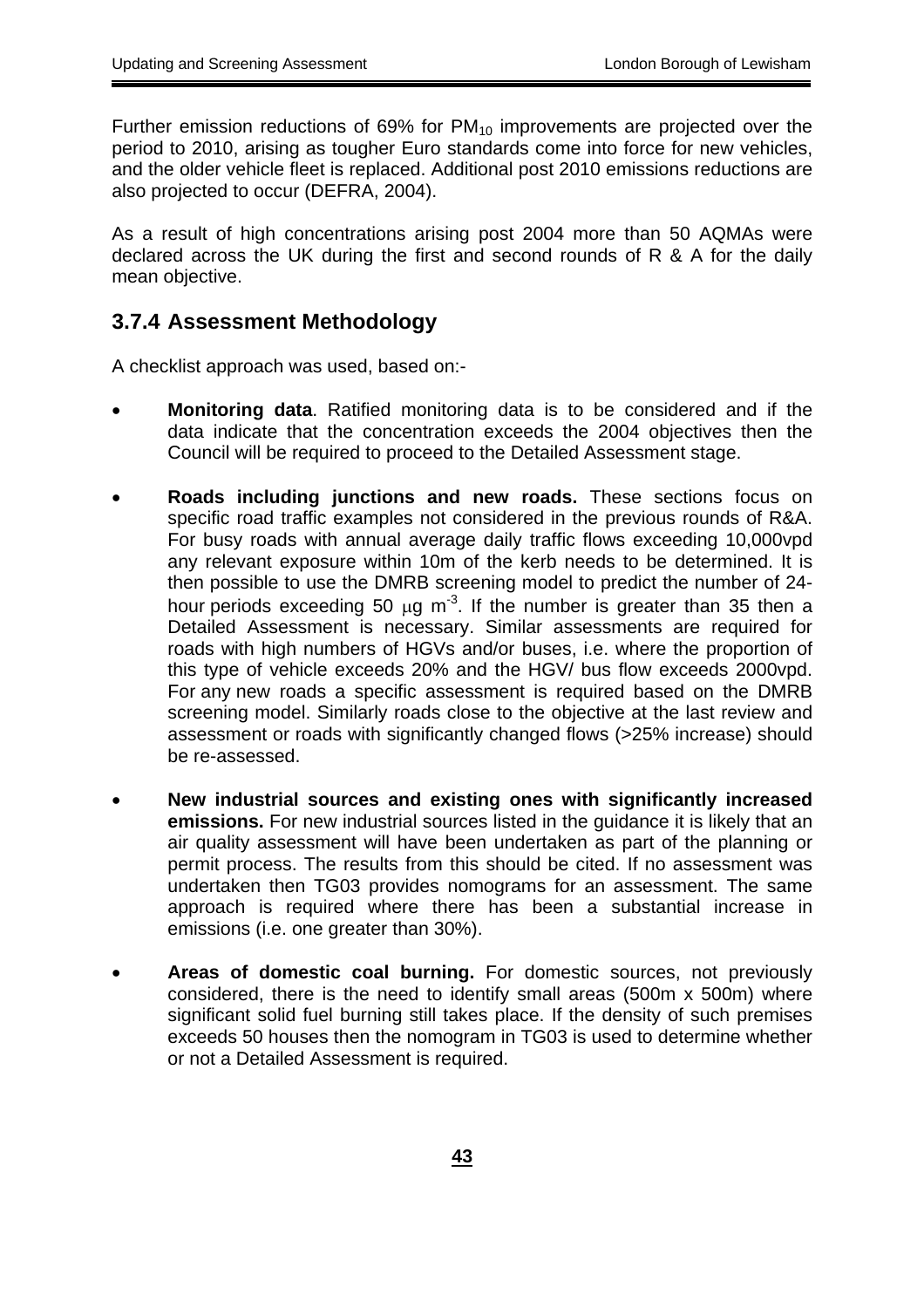Further emission reductions of 69% for $PM_{10}$ improvements are projected over the period to 2010, arising as tougher Euro standards come into force for new vehicles, and the older vehicle fleet is replaced. Additional post 2010 emissions reductions are also projected to occur (DEFRA, 2004).

As a result of high concentrations arising post 2004 more than 50 AQMAs were declared across the UK during the first and second rounds of R & A for the daily mean objective.

### 3.7.4 Assessment Methodology

A checklist approach was used, based on:-

- **Monitoring data**. Ratified monitoring data is to be considered and if the data indicate that the concentration exceeds the 2004 objectives then the Council will be required to proceed to the Detailed Assessment stage.

- **Roads including junctions and new roads.** These sections focus on specific road traffic examples not considered in the previous rounds of R&A. For busy roads with annual average daily traffic flows exceeding 10,000vpd any relevant exposure within 10m of the kerb needs to be determined. It is then possible to use the DMRB screening model to predict the number of 24-hour periods exceeding 50 $\mu g\ m^{-3}$. If the number is greater than 35 then a Detailed Assessment is necessary. Similar assessments are required for roads with high numbers of HGVs and/or buses, i.e. where the proportion of this type of vehicle exceeds 20% and the HGV/ bus flow exceeds 2000vpd. For any new roads a specific assessment is required based on the DMRB screening model. Similarly roads close to the objective at the last review and assessment or roads with significantly changed flows (>25% increase) should be re-assessed.

- **New industrial sources and existing ones with significantly increased emissions.** For new industrial sources listed in the guidance it is likely that an air quality assessment will have been undertaken as part of the planning or permit process. The results from this should be cited. If no assessment was undertaken then TG03 provides nomograms for an assessment. The same approach is required where there has been a substantial increase in emissions (i.e. one greater than 30%).

- **Areas of domestic coal burning.** For domestic sources, not previously considered, there is the need to identify small areas (500m x 500m) where significant solid fuel burning still takes place. If the density of such premises exceeds 50 houses then the nomogram in TG03 is used to determine whether or not a Detailed Assessment is required.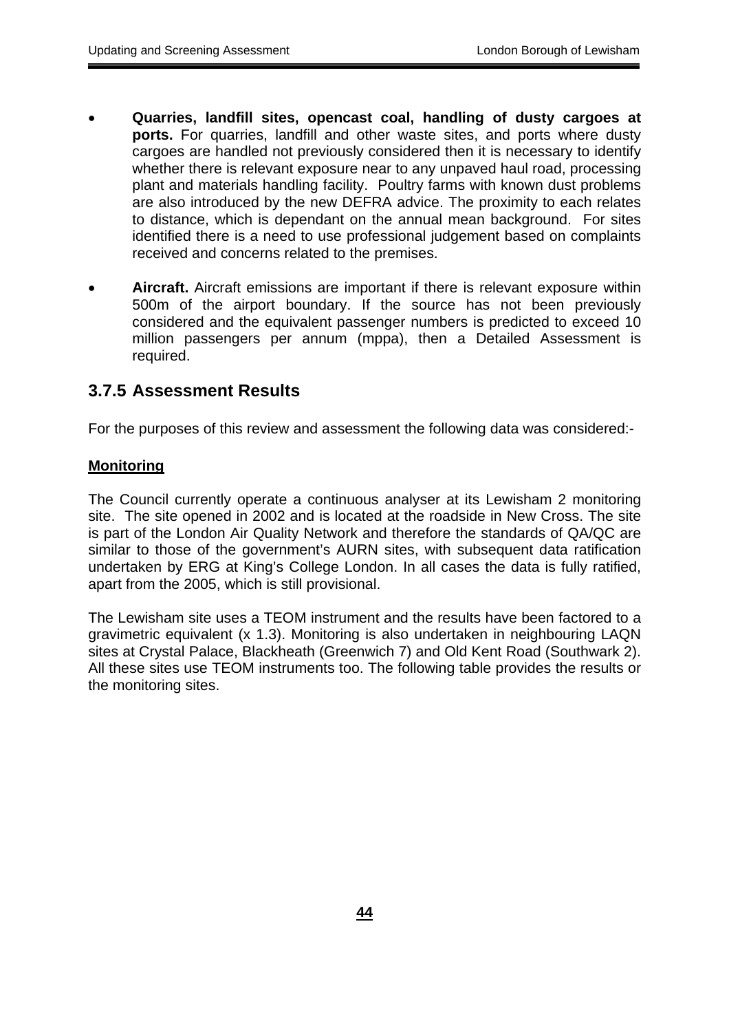- **Quarries, landfill sites, opencast coal, handling of dusty cargoes at ports.** For quarries, landfill and other waste sites, and ports where dusty cargoes are handled not previously considered then it is necessary to identify whether there is relevant exposure near to any unpaved haul road, processing plant and materials handling facility. Poultry farms with known dust problems are also introduced by the new DEFRA advice. The proximity to each relates to distance, which is dependant on the annual mean background. For sites identified there is a need to use professional judgement based on complaints received and concerns related to the premises.

- **Aircraft.** Aircraft emissions are important if there is relevant exposure within 500m of the airport boundary. If the source has not been previously considered and the equivalent passenger numbers is predicted to exceed 10 million passengers per annum (mppa), then a Detailed Assessment is required.

### 3.7.5 Assessment Results

For the purposes of this review and assessment the following data was considered:-

**Monitoring**

The Council currently operate a continuous analyser at its Lewisham 2 monitoring site. The site opened in 2002 and is located at the roadside in New Cross. The site is part of the London Air Quality Network and therefore the standards of QA/QC are similar to those of the government's AURN sites, with subsequent data ratification undertaken by ERG at King's College London. In all cases the data is fully ratified, apart from the 2005, which is still provisional.

The Lewisham site uses a TEOM instrument and the results have been factored to a gravimetric equivalent (x 1.3). Monitoring is also undertaken in neighbouring LAQN sites at Crystal Palace, Blackheath (Greenwich 7) and Old Kent Road (Southwark 2). All these sites use TEOM instruments too. The following table provides the results or the monitoring sites.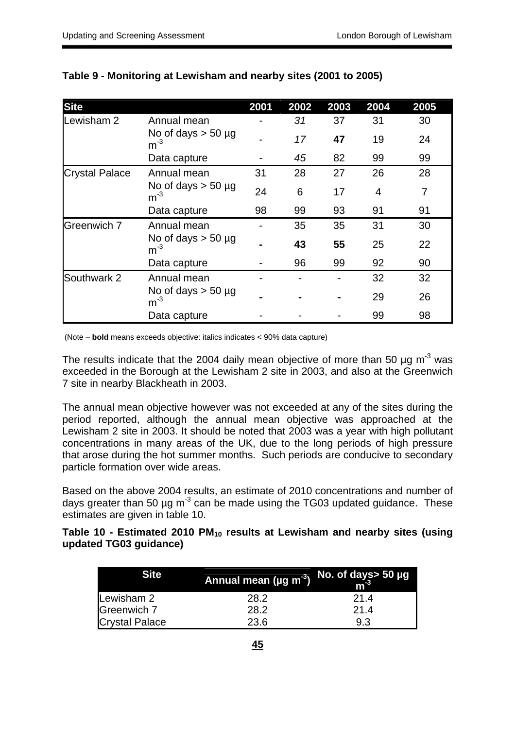**Table 9 - Monitoring at Lewisham and nearby sites (2001 to 2005)**

| Site | | 2001 | 2002 | 2003 | 2004 | 2005 |
|---|---|---|---|---|---|---|
| Lewisham 2 | Annual mean | - | *31* | 37 | 31 | 30 |
| | No of days > 50 µg $m^{-3}$ | - | *17* | **47** | 19 | 24 |
| | Data capture | - | *45* | 82 | 99 | 99 |
| Crystal Palace | Annual mean | 31 | 28 | 27 | 26 | 28 |
| | No of days > 50 µg $m^{-3}$ | 24 | 6 | 17 | 4 | 7 |
| | Data capture | 98 | 99 | 93 | 91 | 91 |
| Greenwich 7 | Annual mean | - | 35 | 35 | 31 | 30 |
| | No of days > 50 µg $m^{-3}$ | - | **43** | **55** | 25 | 22 |
| | Data capture | - | 96 | 99 | 92 | 90 |
| Southwark 2 | Annual mean | - | - | - | 32 | 32 |
| | No of days > 50 µg $m^{-3}$ | - | - | - | 29 | 26 |
| | Data capture | - | - | - | 99 | 98 |

(Note – **bold** means exceeds objective: italics indicates < 90% data capture)

The results indicate that the 2004 daily mean objective of more than 50 µg $m^{-3}$ was exceeded in the Borough at the Lewisham 2 site in 2003, and also at the Greenwich 7 site in nearby Blackheath in 2003.

The annual mean objective however was not exceeded at any of the sites during the period reported, although the annual mean objective was approached at the Lewisham 2 site in 2003. It should be noted that 2003 was a year with high pollutant concentrations in many areas of the UK, due to the long periods of high pressure that arose during the hot summer months. Such periods are conducive to secondary particle formation over wide areas.

Based on the above 2004 results, an estimate of 2010 concentrations and number of days greater than 50 µg $m^{-3}$ can be made using the TG03 updated guidance. These estimates are given in table 10.

**Table 10 - Estimated 2010 $PM_{10}$ results at Lewisham and nearby sites (using updated TG03 guidance)**

| Site | Annual mean (µg $m^{-3}$) | No. of days> 50 µg $m^{-3}$ |
|---|---|---|
| Lewisham 2 | 28.2 | 21.4 |
| Greenwich 7 | 28.2 | 21.4 |
| Crystal Palace | 23.6 | 9.3 |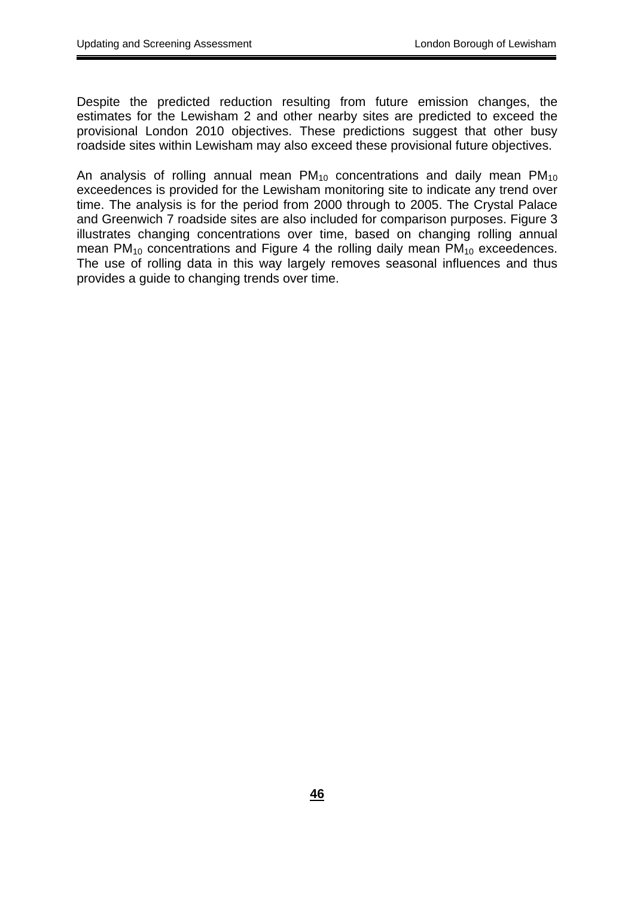Despite the predicted reduction resulting from future emission changes, the estimates for the Lewisham 2 and other nearby sites are predicted to exceed the provisional London 2010 objectives. These predictions suggest that other busy roadside sites within Lewisham may also exceed these provisional future objectives.

An analysis of rolling annual mean $PM_{10}$ concentrations and daily mean $PM_{10}$ exceedences is provided for the Lewisham monitoring site to indicate any trend over time. The analysis is for the period from 2000 through to 2005. The Crystal Palace and Greenwich 7 roadside sites are also included for comparison purposes. Figure 3 illustrates changing concentrations over time, based on changing rolling annual mean $PM_{10}$ concentrations and Figure 4 the rolling daily mean $PM_{10}$ exceedences. The use of rolling data in this way largely removes seasonal influences and thus provides a guide to changing trends over time.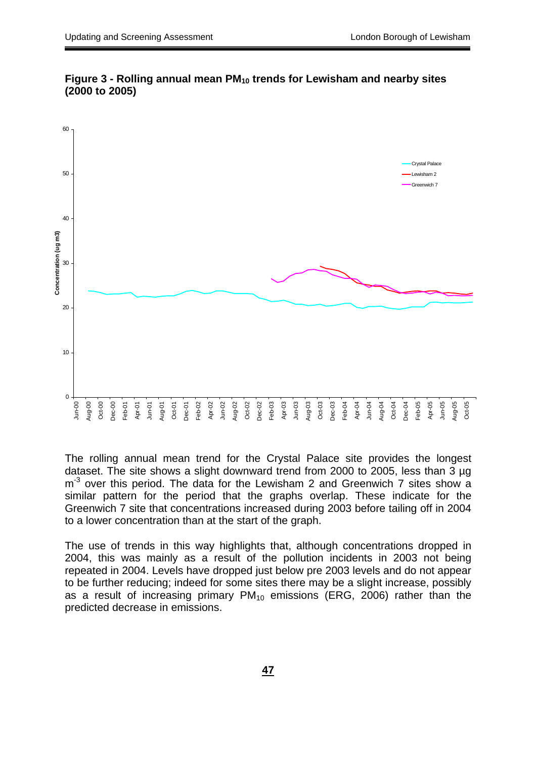**Figure 3 - Rolling annual mean $PM_{10}$ trends for Lewisham and nearby sites (2000 to 2005)**

The rolling annual mean trend for the Crystal Palace site provides the longest dataset. The site shows a slight downward trend from 2000 to 2005, less than 3 µg $m^{-3}$ over this period. The data for the Lewisham 2 and Greenwich 7 sites show a similar pattern for the period that the graphs overlap. These indicate for the Greenwich 7 site that concentrations increased during 2003 before tailing off in 2004 to a lower concentration than at the start of the graph.

The use of trends in this way highlights that, although concentrations dropped in 2004, this was mainly as a result of the pollution incidents in 2003 not being repeated in 2004. Levels have dropped just below pre 2003 levels and do not appear to be further reducing; indeed for some sites there may be a slight increase, possibly as a result of increasing primary $PM_{10}$ emissions (ERG, 2006) rather than the predicted decrease in emissions.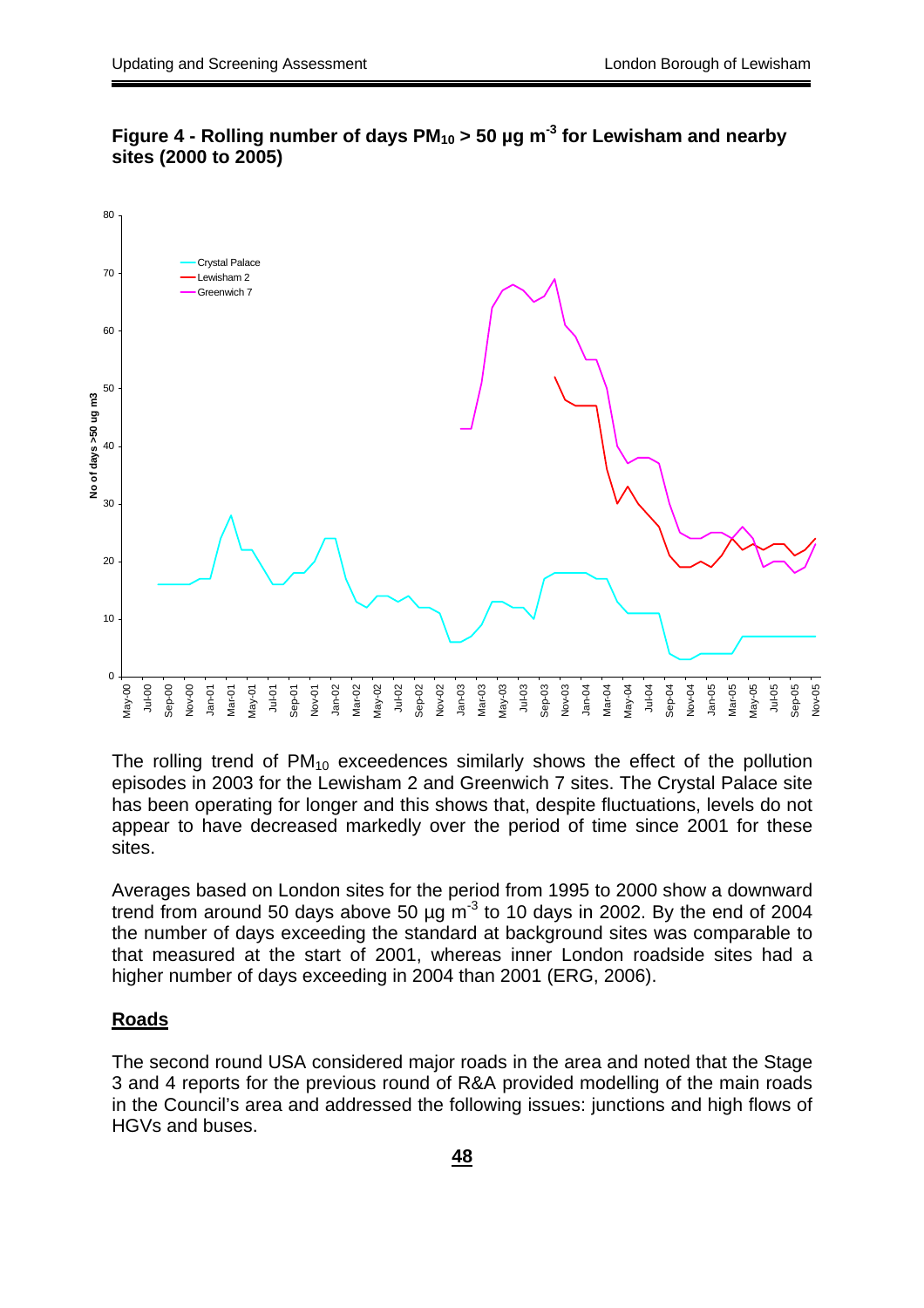**Figure 4 - Rolling number of days $PM_{10}$ > 50 µg $m^{-3}$ for Lewisham and nearby sites (2000 to 2005)**

The rolling trend of $PM_{10}$ exceedences similarly shows the effect of the pollution episodes in 2003 for the Lewisham 2 and Greenwich 7 sites. The Crystal Palace site has been operating for longer and this shows that, despite fluctuations, levels do not appear to have decreased markedly over the period of time since 2001 for these sites.

Averages based on London sites for the period from 1995 to 2000 show a downward trend from around 50 days above 50 µg $m^{-3}$ to 10 days in 2002. By the end of 2004 the number of days exceeding the standard at background sites was comparable to that measured at the start of 2001, whereas inner London roadside sites had a higher number of days exceeding in 2004 than 2001 (ERG, 2006).

## Roads

The second round USA considered major roads in the area and noted that the Stage 3 and 4 reports for the previous round of R&A provided modelling of the main roads in the Council's area and addressed the following issues: junctions and high flows of HGVs and buses.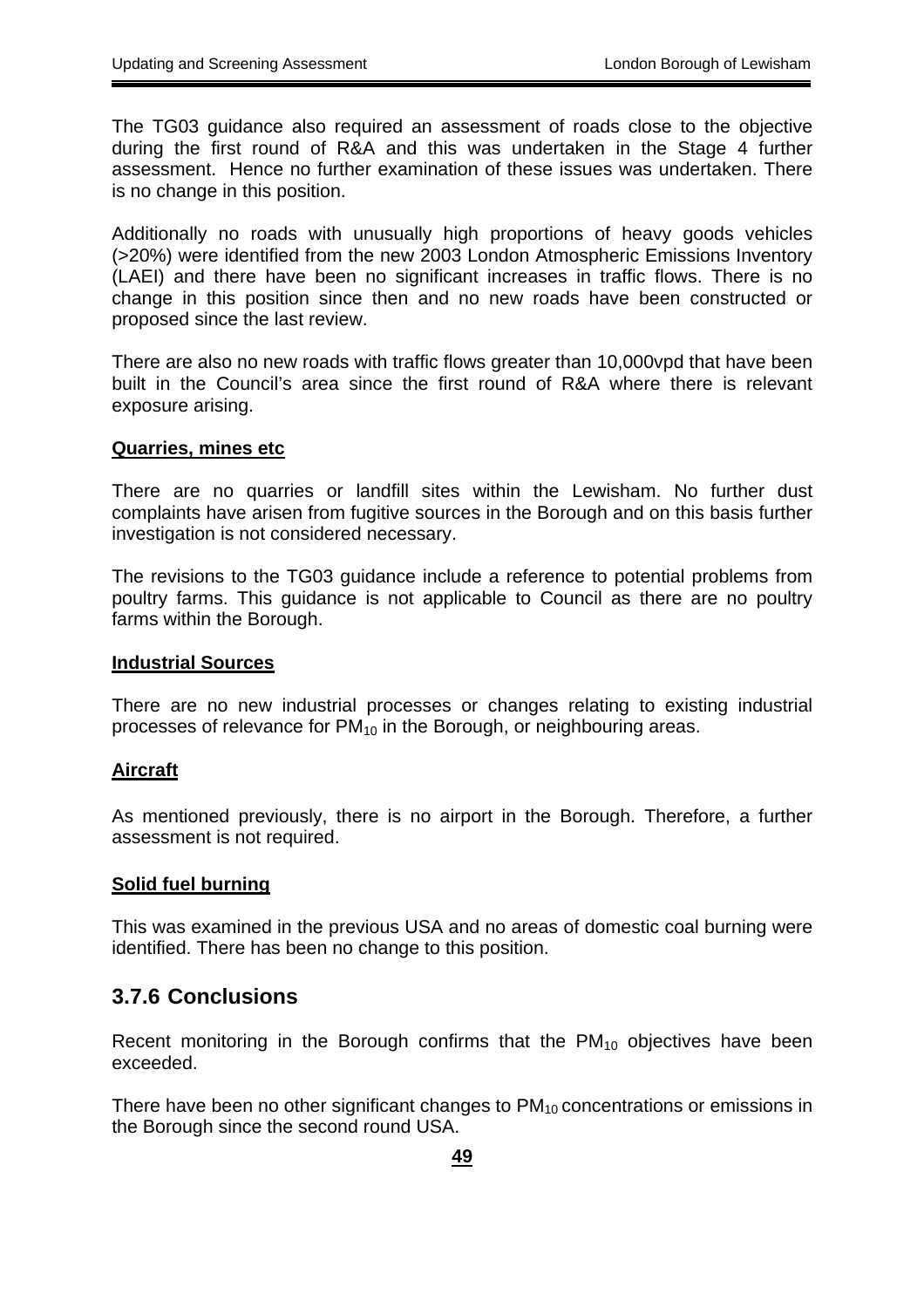The TG03 guidance also required an assessment of roads close to the objective during the first round of R&A and this was undertaken in the Stage 4 further assessment. Hence no further examination of these issues was undertaken. There is no change in this position.

Additionally no roads with unusually high proportions of heavy goods vehicles (>20%) were identified from the new 2003 London Atmospheric Emissions Inventory (LAEI) and there have been no significant increases in traffic flows. There is no change in this position since then and no new roads have been constructed or proposed since the last review.

There are also no new roads with traffic flows greater than 10,000vpd that have been built in the Council's area since the first round of R&A where there is relevant exposure arising.

**Quarries, mines etc**

There are no quarries or landfill sites within the Lewisham. No further dust complaints have arisen from fugitive sources in the Borough and on this basis further investigation is not considered necessary.

The revisions to the TG03 guidance include a reference to potential problems from poultry farms. This guidance is not applicable to Council as there are no poultry farms within the Borough.

**Industrial Sources**

There are no new industrial processes or changes relating to existing industrial processes of relevance for $PM_{10}$ in the Borough, or neighbouring areas.

**Aircraft**

As mentioned previously, there is no airport in the Borough. Therefore, a further assessment is not required.

**Solid fuel burning**

This was examined in the previous USA and no areas of domestic coal burning were identified. There has been no change to this position.

### 3.7.6 Conclusions

Recent monitoring in the Borough confirms that the $PM_{10}$ objectives have been exceeded.

There have been no other significant changes to $PM_{10}$ concentrations or emissions in the Borough since the second round USA.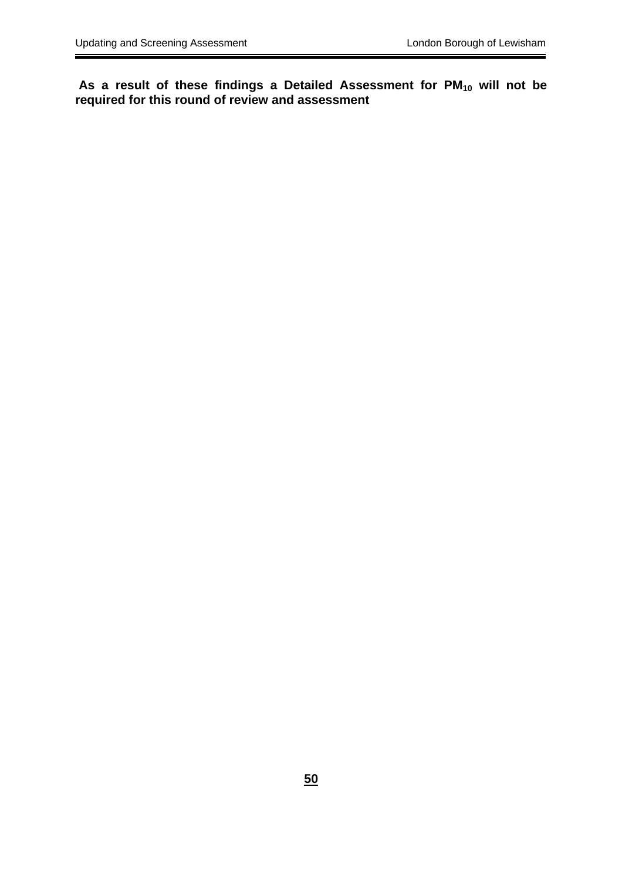**As a result of these findings a Detailed Assessment for $PM_{10}$ will not be required for this round of review and assessment**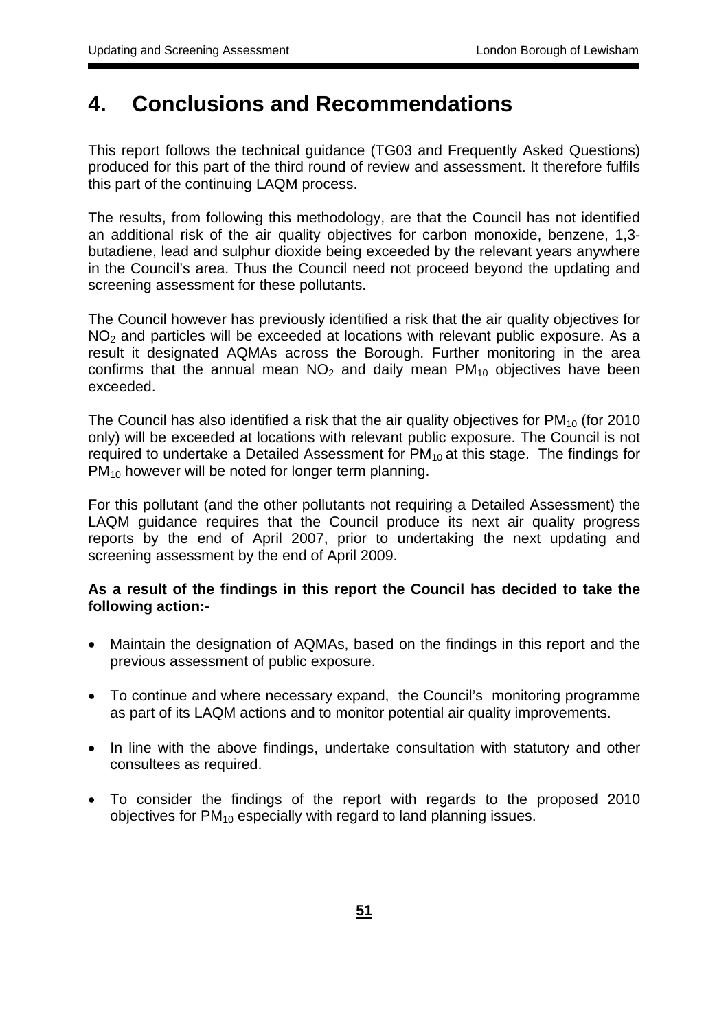# 4. Conclusions and Recommendations

This report follows the technical guidance (TG03 and Frequently Asked Questions) produced for this part of the third round of review and assessment. It therefore fulfils this part of the continuing LAQM process.

The results, from following this methodology, are that the Council has not identified an additional risk of the air quality objectives for carbon monoxide, benzene, 1,3-butadiene, lead and sulphur dioxide being exceeded by the relevant years anywhere in the Council's area. Thus the Council need not proceed beyond the updating and screening assessment for these pollutants.

The Council however has previously identified a risk that the air quality objectives for $NO_2$ and particles will be exceeded at locations with relevant public exposure. As a result it designated AQMAs across the Borough. Further monitoring in the area confirms that the annual mean $NO_2$ and daily mean $PM_{10}$ objectives have been exceeded.

The Council has also identified a risk that the air quality objectives for $PM_{10}$ (for 2010 only) will be exceeded at locations with relevant public exposure. The Council is not required to undertake a Detailed Assessment for $PM_{10}$ at this stage. The findings for $PM_{10}$ however will be noted for longer term planning.

For this pollutant (and the other pollutants not requiring a Detailed Assessment) the LAQM guidance requires that the Council produce its next air quality progress reports by the end of April 2007, prior to undertaking the next updating and screening assessment by the end of April 2009.

**As a result of the findings in this report the Council has decided to take the following action:-**

- Maintain the designation of AQMAs, based on the findings in this report and the previous assessment of public exposure.
- To continue and where necessary expand, the Council's monitoring programme as part of its LAQM actions and to monitor potential air quality improvements.
- In line with the above findings, undertake consultation with statutory and other consultees as required.
- To consider the findings of the report with regards to the proposed 2010 objectives for $PM_{10}$ especially with regard to land planning issues.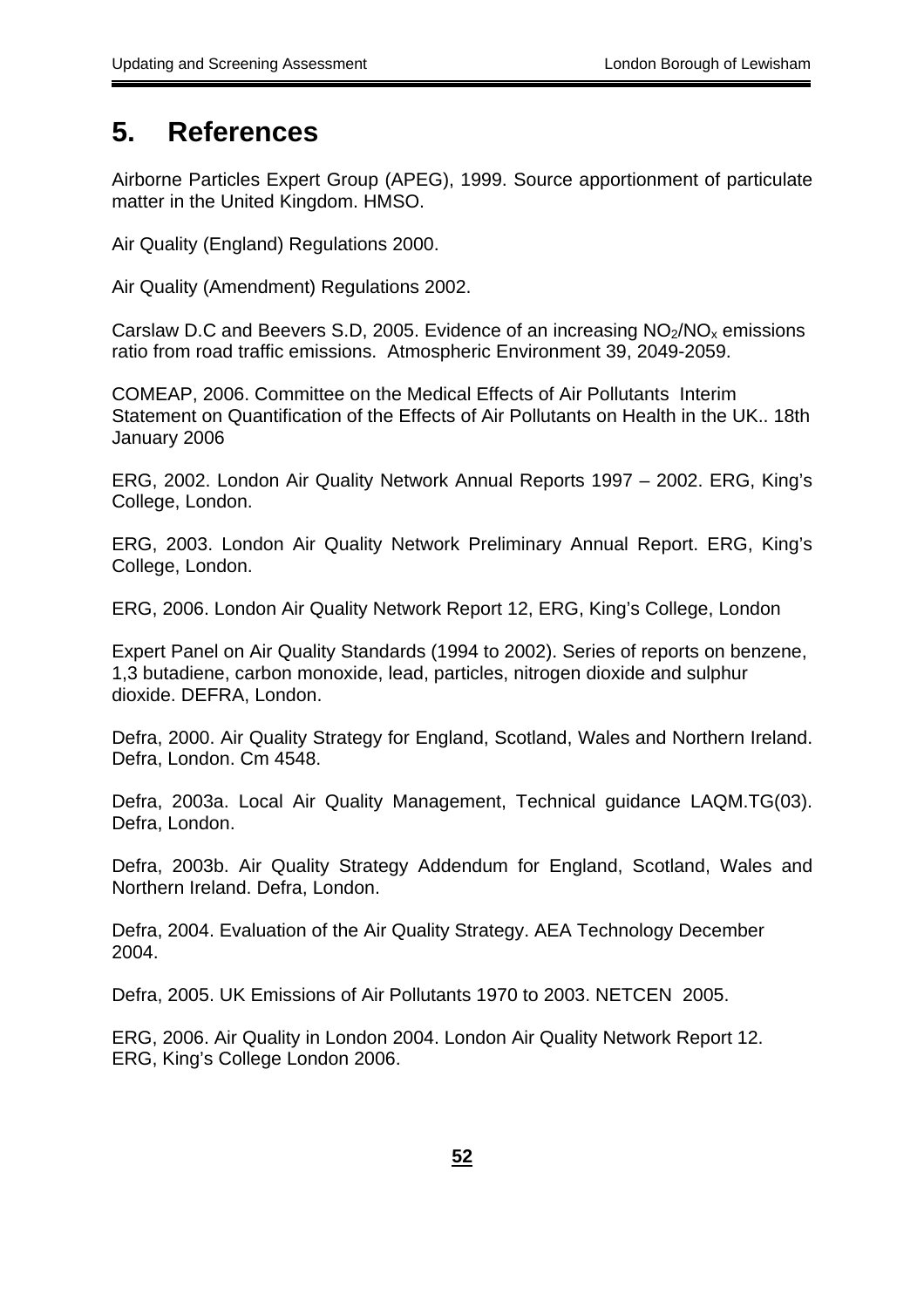# 5. References

Airborne Particles Expert Group (APEG), 1999. Source apportionment of particulate matter in the United Kingdom. HMSO.

Air Quality (England) Regulations 2000.

Air Quality (Amendment) Regulations 2002.

Carslaw D.C and Beevers S.D, 2005. Evidence of an increasing $NO_2/NO_x$ emissions ratio from road traffic emissions. Atmospheric Environment 39, 2049-2059.

COMEAP, 2006. Committee on the Medical Effects of Air Pollutants Interim Statement on Quantification of the Effects of Air Pollutants on Health in the UK.. 18th January 2006

ERG, 2002. London Air Quality Network Annual Reports 1997 – 2002. ERG, King's College, London.

ERG, 2003. London Air Quality Network Preliminary Annual Report. ERG, King's College, London.

ERG, 2006. London Air Quality Network Report 12, ERG, King's College, London

Expert Panel on Air Quality Standards (1994 to 2002). Series of reports on benzene, 1,3 butadiene, carbon monoxide, lead, particles, nitrogen dioxide and sulphur dioxide. DEFRA, London.

Defra, 2000. Air Quality Strategy for England, Scotland, Wales and Northern Ireland. Defra, London. Cm 4548.

Defra, 2003a. Local Air Quality Management, Technical guidance LAQM.TG(03). Defra, London.

Defra, 2003b. Air Quality Strategy Addendum for England, Scotland, Wales and Northern Ireland. Defra, London.

Defra, 2004. Evaluation of the Air Quality Strategy. AEA Technology December 2004.

Defra, 2005. UK Emissions of Air Pollutants 1970 to 2003. NETCEN 2005.

ERG, 2006. Air Quality in London 2004. London Air Quality Network Report 12. ERG, King's College London 2006.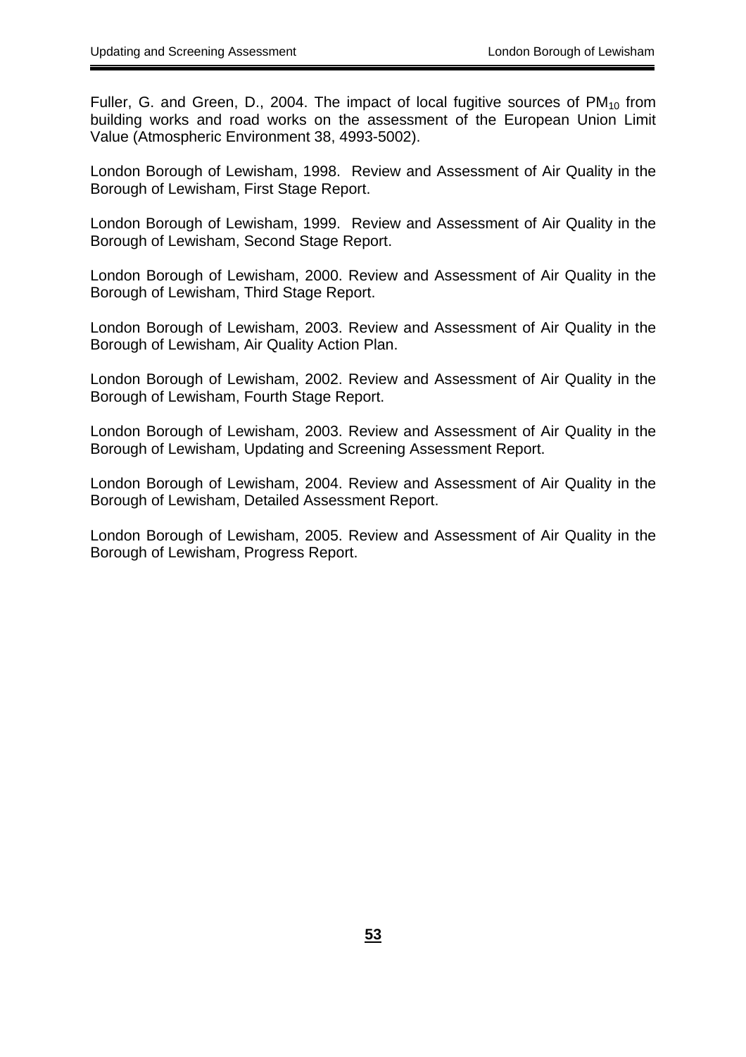Fuller, G. and Green, D., 2004. The impact of local fugitive sources of $PM_{10}$ from building works and road works on the assessment of the European Union Limit Value (Atmospheric Environment 38, 4993-5002).

London Borough of Lewisham, 1998. Review and Assessment of Air Quality in the Borough of Lewisham, First Stage Report.

London Borough of Lewisham, 1999. Review and Assessment of Air Quality in the Borough of Lewisham, Second Stage Report.

London Borough of Lewisham, 2000. Review and Assessment of Air Quality in the Borough of Lewisham, Third Stage Report.

London Borough of Lewisham, 2003. Review and Assessment of Air Quality in the Borough of Lewisham, Air Quality Action Plan.

London Borough of Lewisham, 2002. Review and Assessment of Air Quality in the Borough of Lewisham, Fourth Stage Report.

London Borough of Lewisham, 2003. Review and Assessment of Air Quality in the Borough of Lewisham, Updating and Screening Assessment Report.

London Borough of Lewisham, 2004. Review and Assessment of Air Quality in the Borough of Lewisham, Detailed Assessment Report.

London Borough of Lewisham, 2005. Review and Assessment of Air Quality in the Borough of Lewisham, Progress Report.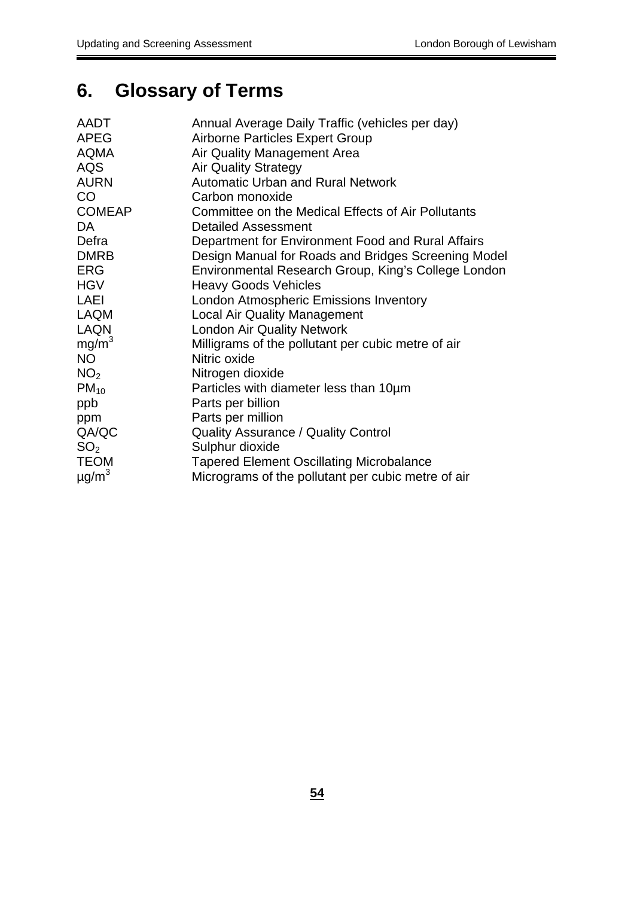# 6. Glossary of Terms

| | |
|---|---|
| AADT | Annual Average Daily Traffic (vehicles per day) |
| APEG | Airborne Particles Expert Group |
| AQMA | Air Quality Management Area |
| AQS | Air Quality Strategy |
| AURN | Automatic Urban and Rural Network |
| CO | Carbon monoxide |
| COMEAP | Committee on the Medical Effects of Air Pollutants |
| DA | Detailed Assessment |
| Defra | Department for Environment Food and Rural Affairs |
| DMRB | Design Manual for Roads and Bridges Screening Model |
| ERG | Environmental Research Group, King's College London |
| HGV | Heavy Goods Vehicles |
| LAEI | London Atmospheric Emissions Inventory |
| LAQM | Local Air Quality Management |
| LAQN | London Air Quality Network |
| $mg/m^3$ | Milligrams of the pollutant per cubic metre of air |
| NO | Nitric oxide |
| $NO_2$ | Nitrogen dioxide |
| $PM_{10}$ | Particles with diameter less than 10µm |
| ppb | Parts per billion |
| ppm | Parts per million |
| QA/QC | Quality Assurance / Quality Control |
| $SO_2$ | Sulphur dioxide |
| TEOM | Tapered Element Oscillating Microbalance |
| $\mu g/m^3$ | Micrograms of the pollutant per cubic metre of air |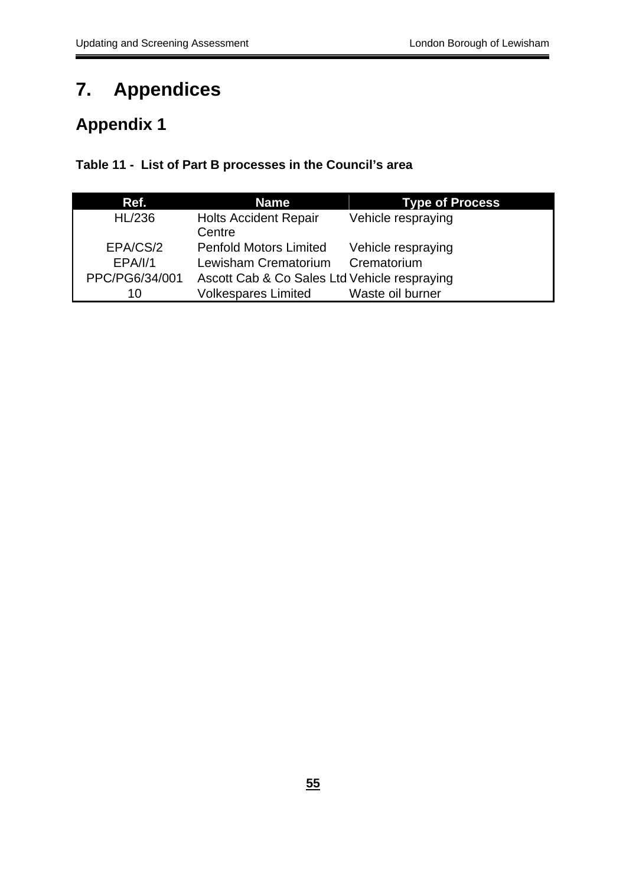# 7. Appendices

## Appendix 1

**Table 11 - List of Part B processes in the Council's area**

| Ref. | Name | Type of Process |
|---|---|---|
| HL/236 | Holts Accident Repair Centre | Vehicle respraying |
| EPA/CS/2 | Penfold Motors Limited | Vehicle respraying |
| EPA/I/1 | Lewisham Crematorium | Crematorium |
| PPC/PG6/34/001 | Ascott Cab & Co Sales Ltd | Vehicle respraying |
| 10 | Volkespares Limited | Waste oil burner |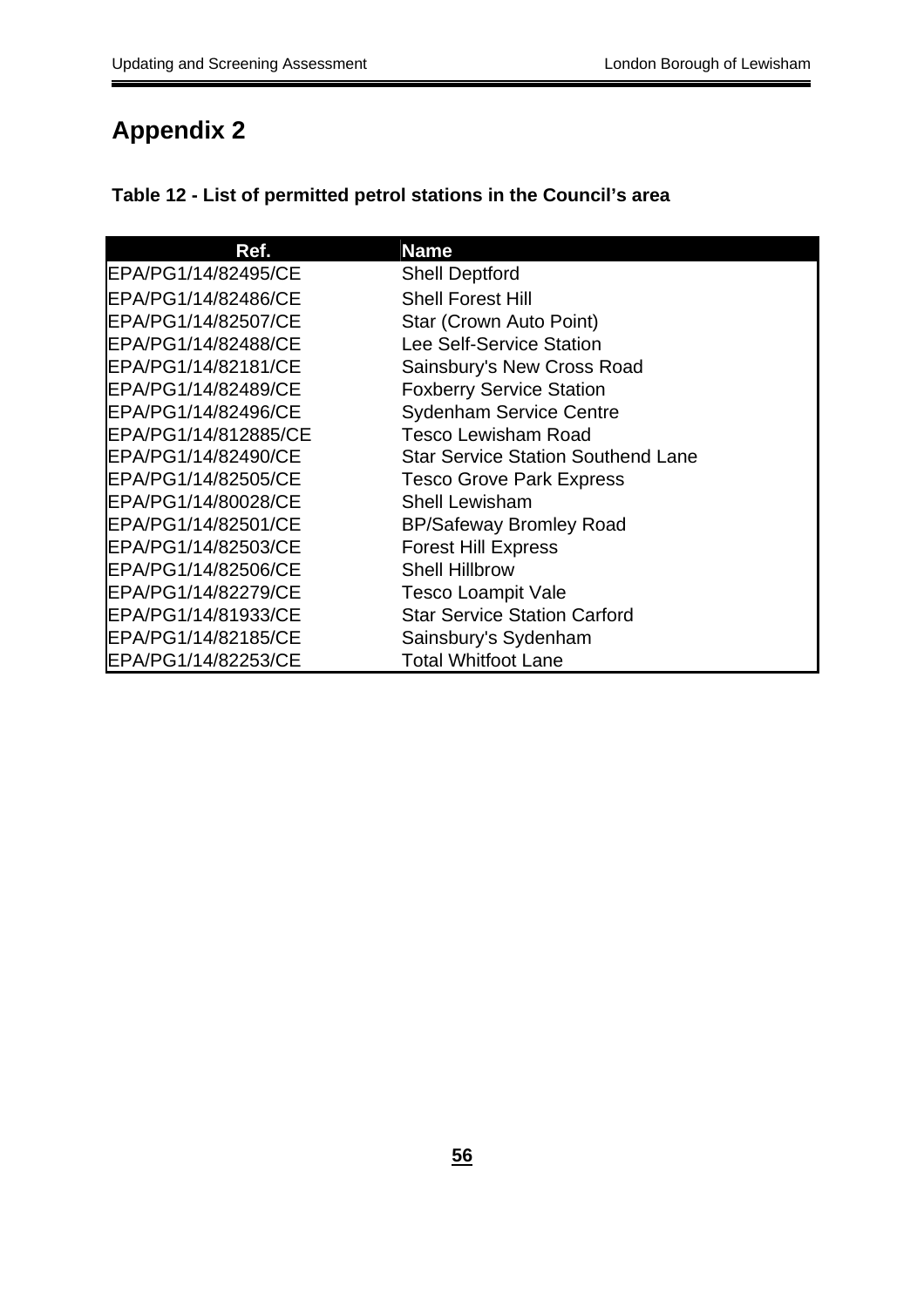# Appendix 2

**Table 12 - List of permitted petrol stations in the Council's area**

| Ref. | Name |
| --- | --- |
| EPA/PG1/14/82495/CE | Shell Deptford |
| EPA/PG1/14/82486/CE | Shell Forest Hill |
| EPA/PG1/14/82507/CE | Star (Crown Auto Point) |
| EPA/PG1/14/82488/CE | Lee Self-Service Station |
| EPA/PG1/14/82181/CE | Sainsbury's New Cross Road |
| EPA/PG1/14/82489/CE | Foxberry Service Station |
| EPA/PG1/14/82496/CE | Sydenham Service Centre |
| EPA/PG1/14/812885/CE | Tesco Lewisham Road |
| EPA/PG1/14/82490/CE | Star Service Station Southend Lane |
| EPA/PG1/14/82505/CE | Tesco Grove Park Express |
| EPA/PG1/14/80028/CE | Shell Lewisham |
| EPA/PG1/14/82501/CE | BP/Safeway Bromley Road |
| EPA/PG1/14/82503/CE | Forest Hill Express |
| EPA/PG1/14/82506/CE | Shell Hillbrow |
| EPA/PG1/14/82279/CE | Tesco Loampit Vale |
| EPA/PG1/14/81933/CE | Star Service Station Carford |
| EPA/PG1/14/82185/CE | Sainsbury's Sydenham |
| EPA/PG1/14/82253/CE | Total Whitfoot Lane |